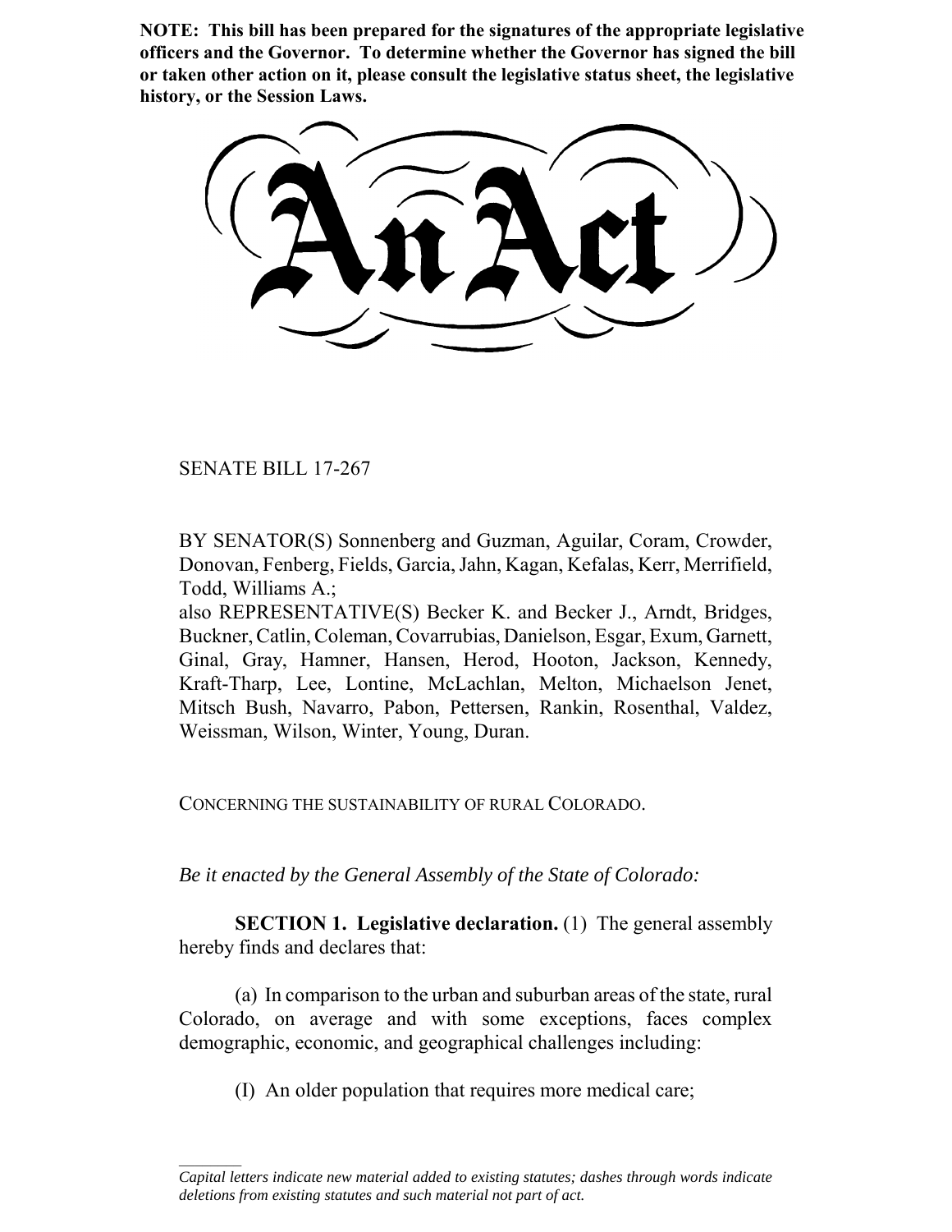**NOTE: This bill has been prepared for the signatures of the appropriate legislative officers and the Governor. To determine whether the Governor has signed the bill or taken other action on it, please consult the legislative status sheet, the legislative history, or the Session Laws.**

# An Act

SENATE BILL 17-267

BY SENATOR(S) Sonnenberg and Guzman, Aguilar, Coram, Crowder, Donovan, Fenberg, Fields, Garcia, Jahn, Kagan, Kefalas, Kerr, Merrifield, Todd, Williams A.;
also REPRESENTATIVE(S) Becker K. and Becker J., Arndt, Bridges, Buckner, Catlin, Coleman, Covarrubias, Danielson, Esgar, Exum, Garnett, Ginal, Gray, Hamner, Hansen, Herod, Hooton, Jackson, Kennedy, Kraft-Tharp, Lee, Lontine, McLachlan, Melton, Michaelson Jenet, Mitsch Bush, Navarro, Pabon, Pettersen, Rankin, Rosenthal, Valdez, Weissman, Wilson, Winter, Young, Duran.

CONCERNING THE SUSTAINABILITY OF RURAL COLORADO.

*Be it enacted by the General Assembly of the State of Colorado:*

**SECTION 1. Legislative declaration.** (1) The general assembly hereby finds and declares that:

(a) In comparison to the urban and suburban areas of the state, rural Colorado, on average and with some exceptions, faces complex demographic, economic, and geographical challenges including:

(I) An older population that requires more medical care;

*Capital letters indicate new material added to existing statutes; dashes through words indicate deletions from existing statutes and such material not part of act.*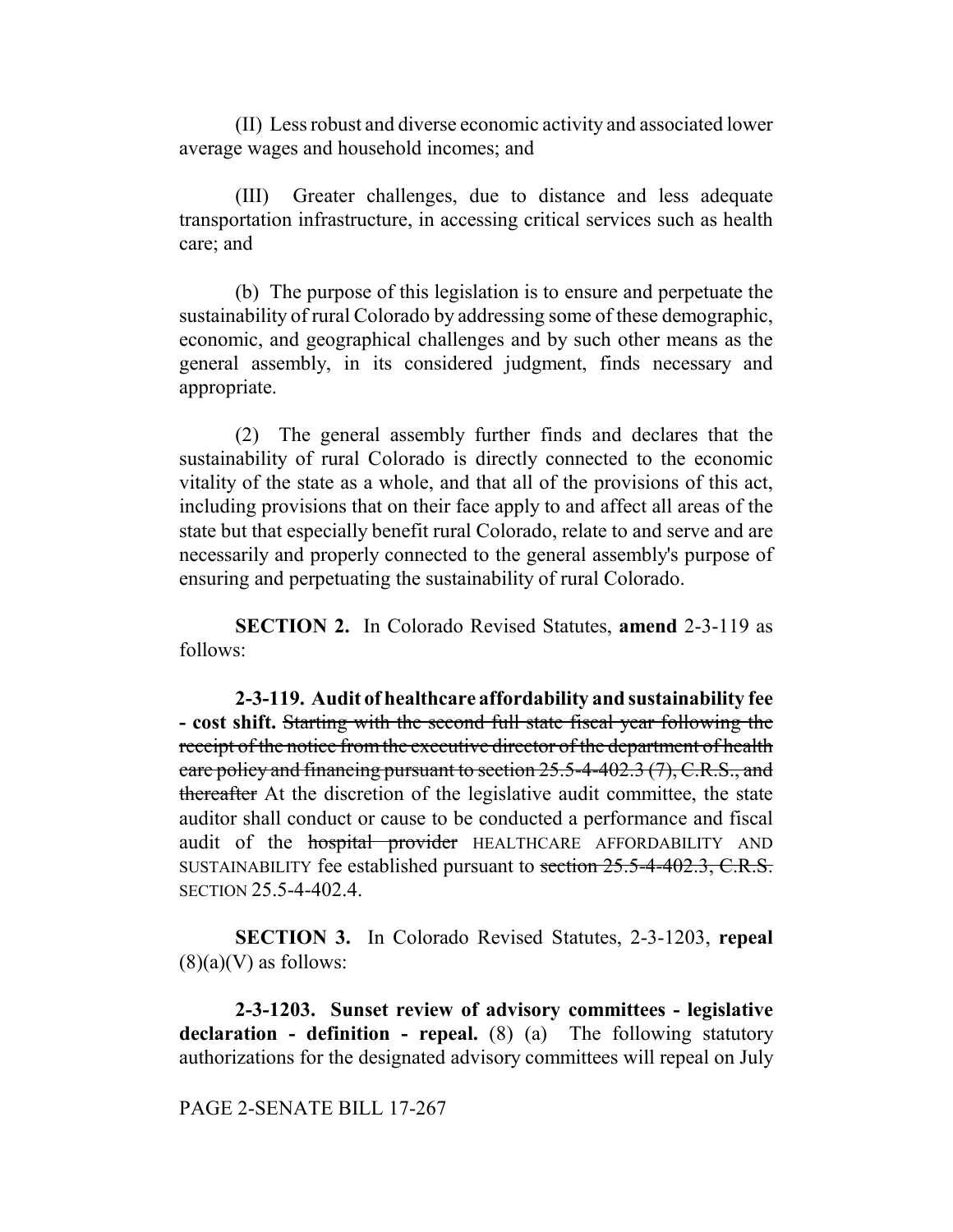(II) Less robust and diverse economic activity and associated lower average wages and household incomes; and

(III) Greater challenges, due to distance and less adequate transportation infrastructure, in accessing critical services such as health care; and

(b) The purpose of this legislation is to ensure and perpetuate the sustainability of rural Colorado by addressing some of these demographic, economic, and geographical challenges and by such other means as the general assembly, in its considered judgment, finds necessary and appropriate.

(2) The general assembly further finds and declares that the sustainability of rural Colorado is directly connected to the economic vitality of the state as a whole, and that all of the provisions of this act, including provisions that on their face apply to and affect all areas of the state but that especially benefit rural Colorado, relate to and serve and are necessarily and properly connected to the general assembly's purpose of ensuring and perpetuating the sustainability of rural Colorado.

**SECTION 2.** In Colorado Revised Statutes, **amend** 2-3-119 as follows:

**2-3-119. Audit of healthcare affordability and sustainability fee - cost shift.** ~~Starting with the second full state fiscal year following the receipt of the notice from the executive director of the department of health care policy and financing pursuant to section 25.5-4-402.3 (7), C.R.S., and thereafter~~ At the discretion of the legislative audit committee, the state auditor shall conduct or cause to be conducted a performance and fiscal audit of the ~~hospital provider~~ HEALTHCARE AFFORDABILITY AND SUSTAINABILITY fee established pursuant to ~~section 25.5-4-402.3, C.R.S.~~ SECTION 25.5-4-402.4.

**SECTION 3.** In Colorado Revised Statutes, 2-3-1203, **repeal** (8)(a)(V) as follows:

**2-3-1203. Sunset review of advisory committees - legislative declaration - definition - repeal.** (8) (a) The following statutory authorizations for the designated advisory committees will repeal on July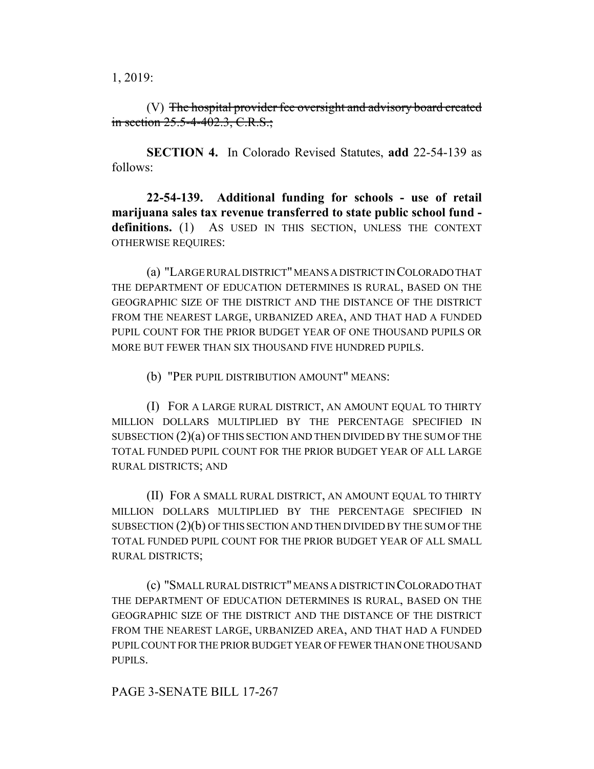1, 2019:

(V) ~~The hospital provider fee oversight and advisory board created in section 25.5-4-402.3, C.R.S.;~~

**SECTION 4.** In Colorado Revised Statutes, **add** 22-54-139 as follows:

**22-54-139. Additional funding for schools - use of retail marijuana sales tax revenue transferred to state public school fund - definitions.** (1) AS USED IN THIS SECTION, UNLESS THE CONTEXT OTHERWISE REQUIRES:

(a) "LARGE RURAL DISTRICT" MEANS A DISTRICT IN COLORADO THAT THE DEPARTMENT OF EDUCATION DETERMINES IS RURAL, BASED ON THE GEOGRAPHIC SIZE OF THE DISTRICT AND THE DISTANCE OF THE DISTRICT FROM THE NEAREST LARGE, URBANIZED AREA, AND THAT HAD A FUNDED PUPIL COUNT FOR THE PRIOR BUDGET YEAR OF ONE THOUSAND PUPILS OR MORE BUT FEWER THAN SIX THOUSAND FIVE HUNDRED PUPILS.

(b) "PER PUPIL DISTRIBUTION AMOUNT" MEANS:

(I) FOR A LARGE RURAL DISTRICT, AN AMOUNT EQUAL TO THIRTY MILLION DOLLARS MULTIPLIED BY THE PERCENTAGE SPECIFIED IN SUBSECTION (2)(a) OF THIS SECTION AND THEN DIVIDED BY THE SUM OF THE TOTAL FUNDED PUPIL COUNT FOR THE PRIOR BUDGET YEAR OF ALL LARGE RURAL DISTRICTS; AND

(II) FOR A SMALL RURAL DISTRICT, AN AMOUNT EQUAL TO THIRTY MILLION DOLLARS MULTIPLIED BY THE PERCENTAGE SPECIFIED IN SUBSECTION (2)(b) OF THIS SECTION AND THEN DIVIDED BY THE SUM OF THE TOTAL FUNDED PUPIL COUNT FOR THE PRIOR BUDGET YEAR OF ALL SMALL RURAL DISTRICTS;

(c) "SMALL RURAL DISTRICT" MEANS A DISTRICT IN COLORADO THAT THE DEPARTMENT OF EDUCATION DETERMINES IS RURAL, BASED ON THE GEOGRAPHIC SIZE OF THE DISTRICT AND THE DISTANCE OF THE DISTRICT FROM THE NEAREST LARGE, URBANIZED AREA, AND THAT HAD A FUNDED PUPIL COUNT FOR THE PRIOR BUDGET YEAR OF FEWER THAN ONE THOUSAND PUPILS.

PAGE 3-SENATE BILL 17-267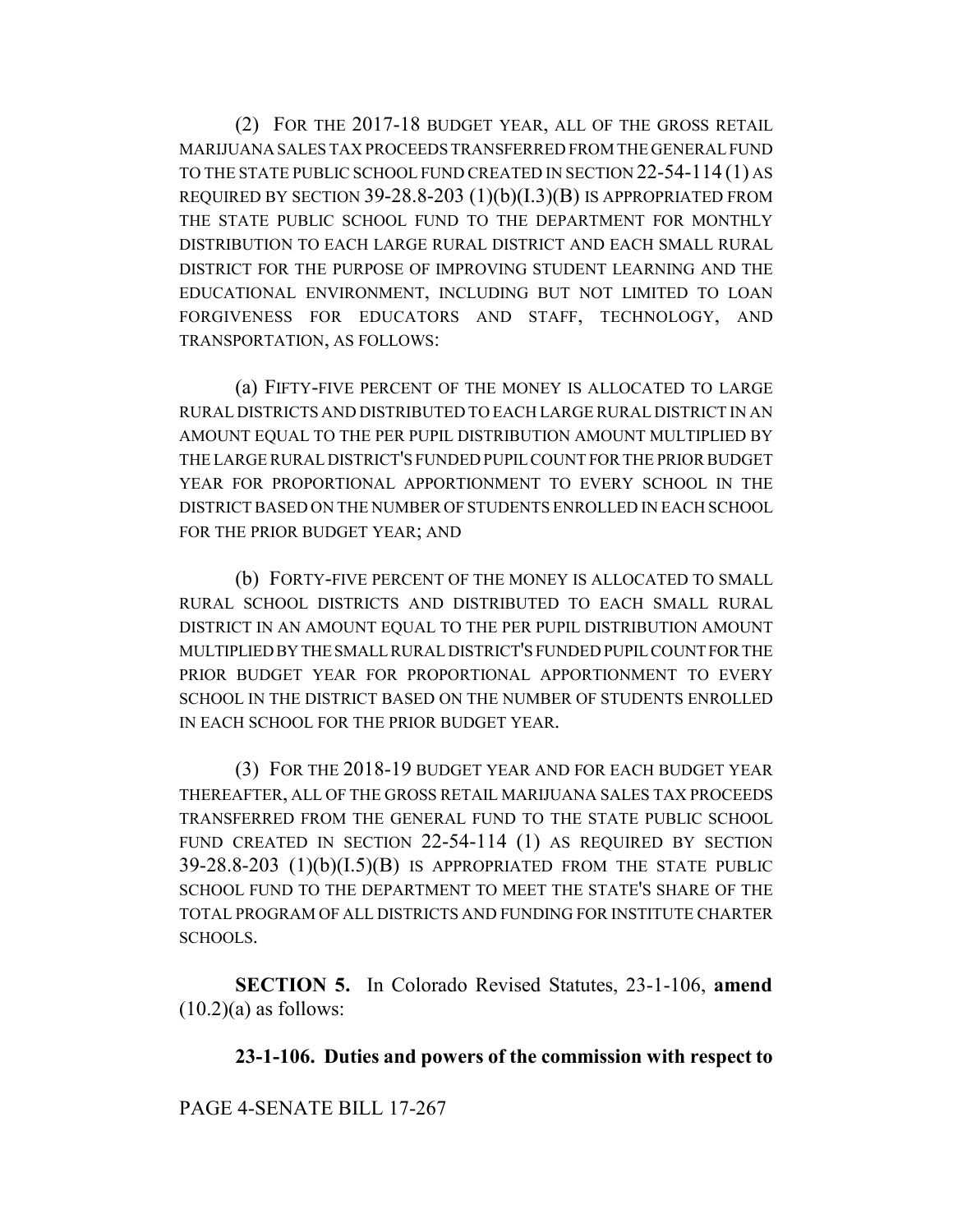(2) FOR THE 2017-18 BUDGET YEAR, ALL OF THE GROSS RETAIL MARIJUANA SALES TAX PROCEEDS TRANSFERRED FROM THE GENERAL FUND TO THE STATE PUBLIC SCHOOL FUND CREATED IN SECTION 22-54-114 (1) AS REQUIRED BY SECTION 39-28.8-203 (1)(b)(I.3)(B) IS APPROPRIATED FROM THE STATE PUBLIC SCHOOL FUND TO THE DEPARTMENT FOR MONTHLY DISTRIBUTION TO EACH LARGE RURAL DISTRICT AND EACH SMALL RURAL DISTRICT FOR THE PURPOSE OF IMPROVING STUDENT LEARNING AND THE EDUCATIONAL ENVIRONMENT, INCLUDING BUT NOT LIMITED TO LOAN FORGIVENESS FOR EDUCATORS AND STAFF, TECHNOLOGY, AND TRANSPORTATION, AS FOLLOWS:

(a) FIFTY-FIVE PERCENT OF THE MONEY IS ALLOCATED TO LARGE RURAL DISTRICTS AND DISTRIBUTED TO EACH LARGE RURAL DISTRICT IN AN AMOUNT EQUAL TO THE PER PUPIL DISTRIBUTION AMOUNT MULTIPLIED BY THE LARGE RURAL DISTRICT'S FUNDED PUPIL COUNT FOR THE PRIOR BUDGET YEAR FOR PROPORTIONAL APPORTIONMENT TO EVERY SCHOOL IN THE DISTRICT BASED ON THE NUMBER OF STUDENTS ENROLLED IN EACH SCHOOL FOR THE PRIOR BUDGET YEAR; AND

(b) FORTY-FIVE PERCENT OF THE MONEY IS ALLOCATED TO SMALL RURAL SCHOOL DISTRICTS AND DISTRIBUTED TO EACH SMALL RURAL DISTRICT IN AN AMOUNT EQUAL TO THE PER PUPIL DISTRIBUTION AMOUNT MULTIPLIED BY THE SMALL RURAL DISTRICT'S FUNDED PUPIL COUNT FOR THE PRIOR BUDGET YEAR FOR PROPORTIONAL APPORTIONMENT TO EVERY SCHOOL IN THE DISTRICT BASED ON THE NUMBER OF STUDENTS ENROLLED IN EACH SCHOOL FOR THE PRIOR BUDGET YEAR.

(3) FOR THE 2018-19 BUDGET YEAR AND FOR EACH BUDGET YEAR THEREAFTER, ALL OF THE GROSS RETAIL MARIJUANA SALES TAX PROCEEDS TRANSFERRED FROM THE GENERAL FUND TO THE STATE PUBLIC SCHOOL FUND CREATED IN SECTION 22-54-114 (1) AS REQUIRED BY SECTION 39-28.8-203 (1)(b)(I.5)(B) IS APPROPRIATED FROM THE STATE PUBLIC SCHOOL FUND TO THE DEPARTMENT TO MEET THE STATE'S SHARE OF THE TOTAL PROGRAM OF ALL DISTRICTS AND FUNDING FOR INSTITUTE CHARTER SCHOOLS.

**SECTION 5.** In Colorado Revised Statutes, 23-1-106, **amend** (10.2)(a) as follows:

**23-1-106. Duties and powers of the commission with respect to**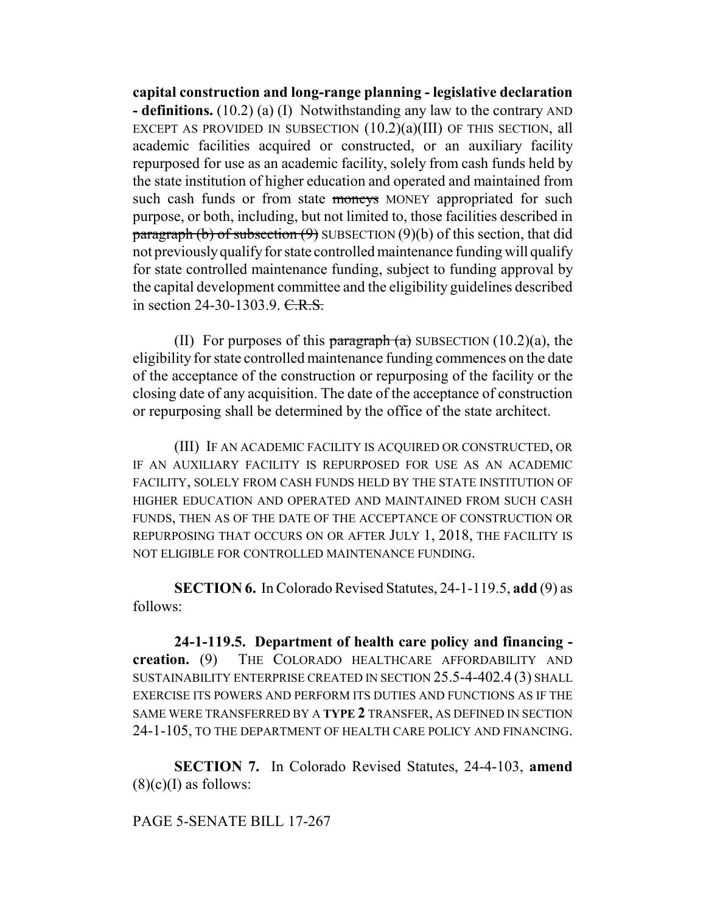**capital construction and long-range planning - legislative declaration - definitions.** (10.2) (a) (I) Notwithstanding any law to the contrary AND EXCEPT AS PROVIDED IN SUBSECTION (10.2)(a)(III) OF THIS SECTION, all academic facilities acquired or constructed, or an auxiliary facility repurposed for use as an academic facility, solely from cash funds held by the state institution of higher education and operated and maintained from such cash funds or from state ~~moneys~~ MONEY appropriated for such purpose, or both, including, but not limited to, those facilities described in ~~paragraph (b) of subsection (9)~~ SUBSECTION (9)(b) of this section, that did not previously qualify for state controlled maintenance funding will qualify for state controlled maintenance funding, subject to funding approval by the capital development committee and the eligibility guidelines described in section 24-30-1303.9. ~~C.R.S.~~

(II) For purposes of this ~~paragraph (a)~~ SUBSECTION (10.2)(a), the eligibility for state controlled maintenance funding commences on the date of the acceptance of the construction or repurposing of the facility or the closing date of any acquisition. The date of the acceptance of construction or repurposing shall be determined by the office of the state architect.

(III) IF AN ACADEMIC FACILITY IS ACQUIRED OR CONSTRUCTED, OR IF AN AUXILIARY FACILITY IS REPURPOSED FOR USE AS AN ACADEMIC FACILITY, SOLELY FROM CASH FUNDS HELD BY THE STATE INSTITUTION OF HIGHER EDUCATION AND OPERATED AND MAINTAINED FROM SUCH CASH FUNDS, THEN AS OF THE DATE OF THE ACCEPTANCE OF CONSTRUCTION OR REPURPOSING THAT OCCURS ON OR AFTER JULY 1, 2018, THE FACILITY IS NOT ELIGIBLE FOR CONTROLLED MAINTENANCE FUNDING.

**SECTION 6.** In Colorado Revised Statutes, 24-1-119.5, **add** (9) as follows:

**24-1-119.5. Department of health care policy and financing - creation.** (9) THE COLORADO HEALTHCARE AFFORDABILITY AND SUSTAINABILITY ENTERPRISE CREATED IN SECTION 25.5-4-402.4 (3) SHALL EXERCISE ITS POWERS AND PERFORM ITS DUTIES AND FUNCTIONS AS IF THE SAME WERE TRANSFERRED BY A **TYPE 2** TRANSFER, AS DEFINED IN SECTION 24-1-105, TO THE DEPARTMENT OF HEALTH CARE POLICY AND FINANCING.

**SECTION 7.** In Colorado Revised Statutes, 24-4-103, **amend** (8)(c)(I) as follows: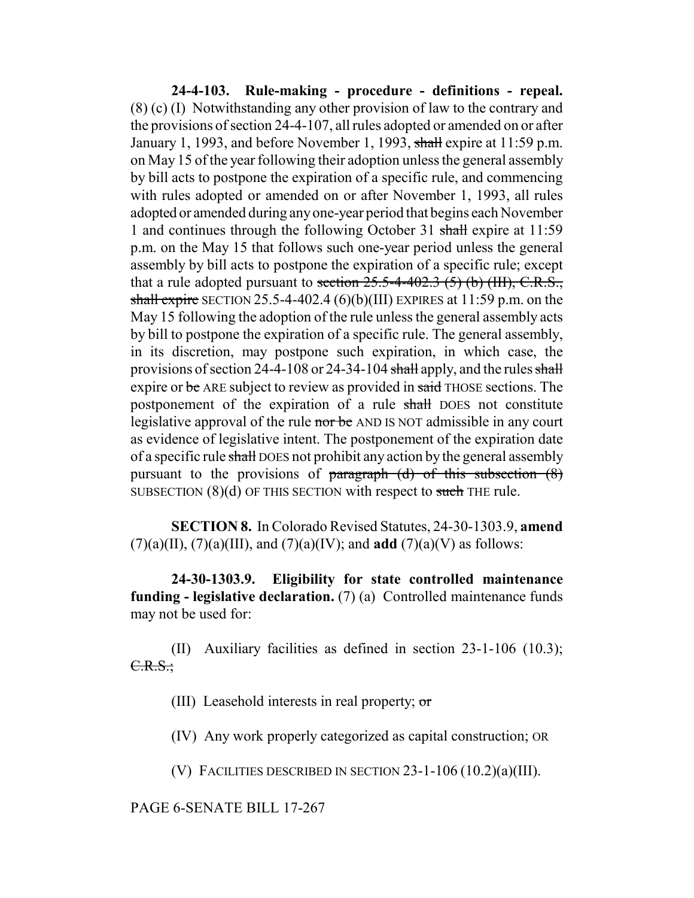**24-4-103. Rule-making - procedure - definitions - repeal.** (8) (c) (I) Notwithstanding any other provision of law to the contrary and the provisions of section 24-4-107, all rules adopted or amended on or after January 1, 1993, and before November 1, 1993, ~~shall~~ expire at 11:59 p.m. on May 15 of the year following their adoption unless the general assembly by bill acts to postpone the expiration of a specific rule, and commencing with rules adopted or amended on or after November 1, 1993, all rules adopted or amended during any one-year period that begins each November 1 and continues through the following October 31 ~~shall~~ expire at 11:59 p.m. on the May 15 that follows such one-year period unless the general assembly by bill acts to postpone the expiration of a specific rule; except that a rule adopted pursuant to ~~section 25.5-4-402.3 (5) (b) (III), C.R.S., shall expire~~ SECTION 25.5-4-402.4 (6)(b)(III) EXPIRES at 11:59 p.m. on the May 15 following the adoption of the rule unless the general assembly acts by bill to postpone the expiration of a specific rule. The general assembly, in its discretion, may postpone such expiration, in which case, the provisions of section 24-4-108 or 24-34-104 ~~shall~~ apply, and the rules ~~shall~~ expire or ~~be~~ ARE subject to review as provided in ~~said~~ THOSE sections. The postponement of the expiration of a rule ~~shall~~ DOES not constitute legislative approval of the rule ~~nor be~~ AND IS NOT admissible in any court as evidence of legislative intent. The postponement of the expiration date of a specific rule ~~shall~~ DOES not prohibit any action by the general assembly pursuant to the provisions of ~~paragraph (d) of this subsection (8)~~ SUBSECTION (8)(d) OF THIS SECTION with respect to ~~such~~ THE rule.

**SECTION 8.** In Colorado Revised Statutes, 24-30-1303.9, **amend** (7)(a)(II), (7)(a)(III), and (7)(a)(IV); and **add** (7)(a)(V) as follows:

**24-30-1303.9. Eligibility for state controlled maintenance funding - legislative declaration.** (7) (a) Controlled maintenance funds may not be used for:

(II) Auxiliary facilities as defined in section 23-1-106 (10.3); ~~C.R.S.;~~

(III) Leasehold interests in real property; ~~or~~

(IV) Any work properly categorized as capital construction; OR

(V) FACILITIES DESCRIBED IN SECTION 23-1-106 (10.2)(a)(III).

PAGE 6-SENATE BILL 17-267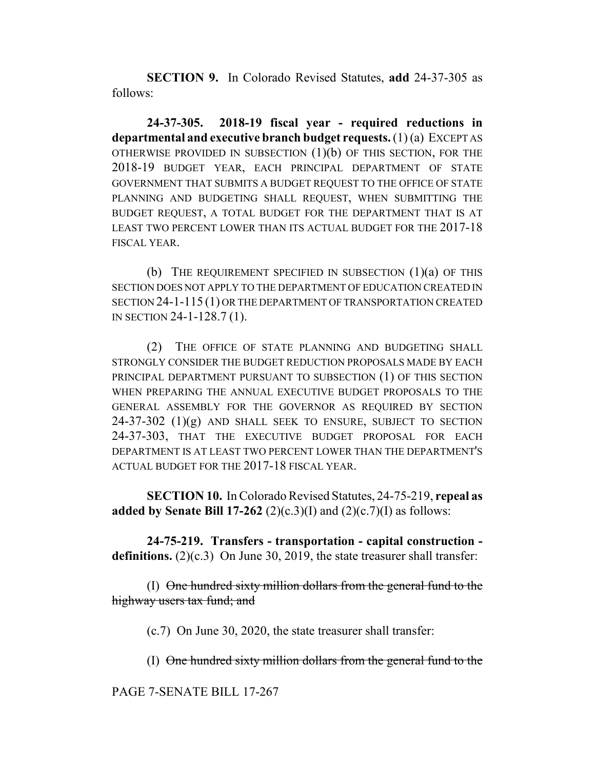**SECTION 9.** In Colorado Revised Statutes, **add** 24-37-305 as follows:

**24-37-305. 2018-19 fiscal year - required reductions in departmental and executive branch budget requests.** (1) (a) EXCEPT AS OTHERWISE PROVIDED IN SUBSECTION (1)(b) OF THIS SECTION, FOR THE 2018-19 BUDGET YEAR, EACH PRINCIPAL DEPARTMENT OF STATE GOVERNMENT THAT SUBMITS A BUDGET REQUEST TO THE OFFICE OF STATE PLANNING AND BUDGETING SHALL REQUEST, WHEN SUBMITTING THE BUDGET REQUEST, A TOTAL BUDGET FOR THE DEPARTMENT THAT IS AT LEAST TWO PERCENT LOWER THAN ITS ACTUAL BUDGET FOR THE 2017-18 FISCAL YEAR.

(b) THE REQUIREMENT SPECIFIED IN SUBSECTION (1)(a) OF THIS SECTION DOES NOT APPLY TO THE DEPARTMENT OF EDUCATION CREATED IN SECTION 24-1-115 (1) OR THE DEPARTMENT OF TRANSPORTATION CREATED IN SECTION 24-1-128.7 (1).

(2) THE OFFICE OF STATE PLANNING AND BUDGETING SHALL STRONGLY CONSIDER THE BUDGET REDUCTION PROPOSALS MADE BY EACH PRINCIPAL DEPARTMENT PURSUANT TO SUBSECTION (1) OF THIS SECTION WHEN PREPARING THE ANNUAL EXECUTIVE BUDGET PROPOSALS TO THE GENERAL ASSEMBLY FOR THE GOVERNOR AS REQUIRED BY SECTION 24-37-302 (1)(g) AND SHALL SEEK TO ENSURE, SUBJECT TO SECTION 24-37-303, THAT THE EXECUTIVE BUDGET PROPOSAL FOR EACH DEPARTMENT IS AT LEAST TWO PERCENT LOWER THAN THE DEPARTMENT'S ACTUAL BUDGET FOR THE 2017-18 FISCAL YEAR.

**SECTION 10.** In Colorado Revised Statutes, 24-75-219, **repeal as added by Senate Bill 17-262** (2)(c.3)(I) and (2)(c.7)(I) as follows:

**24-75-219. Transfers - transportation - capital construction - definitions.** (2)(c.3) On June 30, 2019, the state treasurer shall transfer:

(I) ~~One hundred sixty million dollars from the general fund to the highway users tax fund; and~~

(c.7) On June 30, 2020, the state treasurer shall transfer:

(I) ~~One hundred sixty million dollars from the general fund to the~~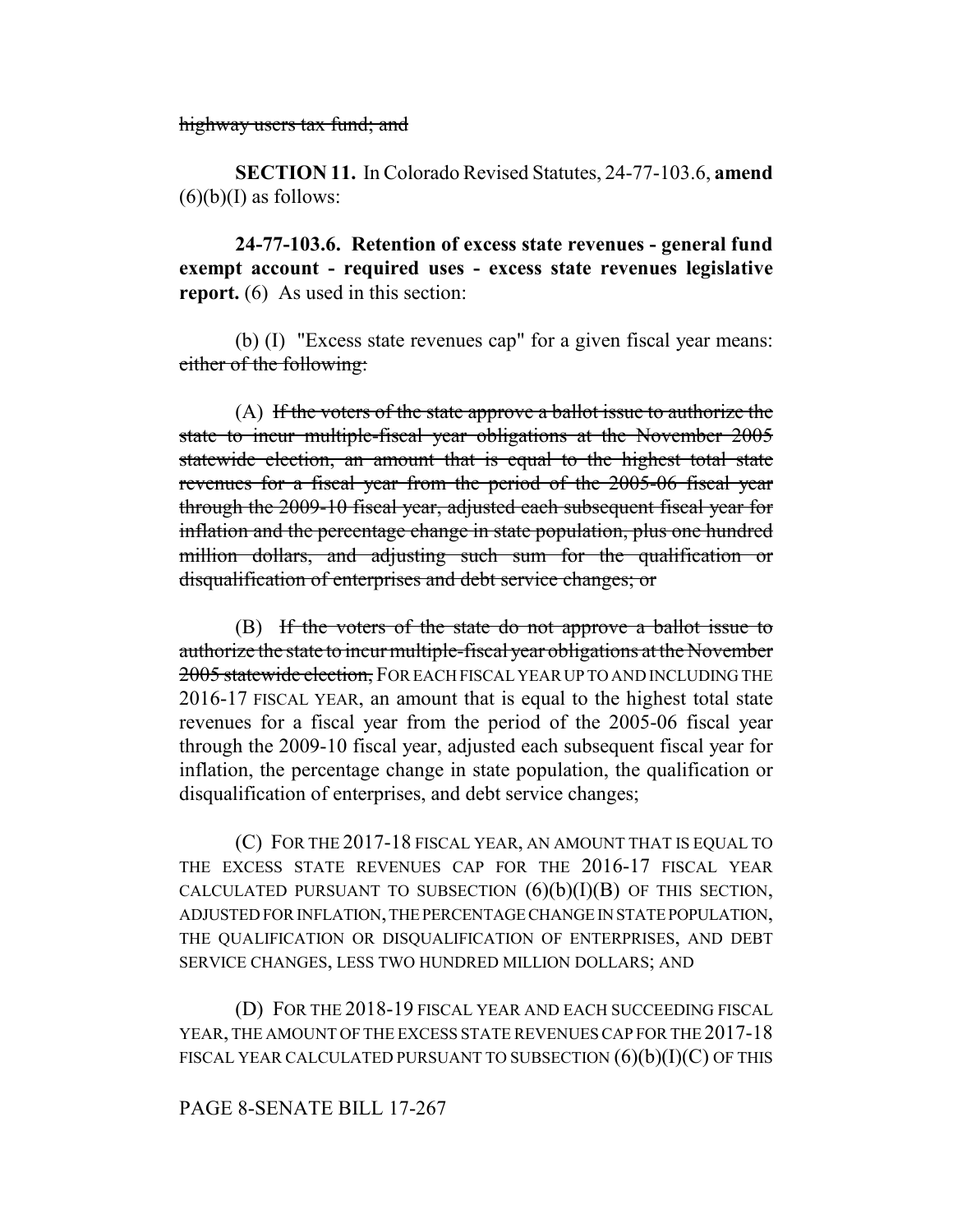~~highway users tax fund; and~~

**SECTION 11.** In Colorado Revised Statutes, 24-77-103.6, **amend** (6)(b)(I) as follows:

**24-77-103.6. Retention of excess state revenues - general fund exempt account - required uses - excess state revenues legislative report.** (6) As used in this section:

(b) (I) "Excess state revenues cap" for a given fiscal year means: ~~either of the following:~~

(A) ~~If the voters of the state approve a ballot issue to authorize the state to incur multiple-fiscal year obligations at the November 2005 statewide election, an amount that is equal to the highest total state revenues for a fiscal year from the period of the 2005-06 fiscal year through the 2009-10 fiscal year, adjusted each subsequent fiscal year for inflation and the percentage change in state population, plus one hundred million dollars, and adjusting such sum for the qualification or disqualification of enterprises and debt service changes; or~~

(B) ~~If the voters of the state do not approve a ballot issue to authorize the state to incur multiple-fiscal year obligations at the November 2005 statewide election,~~ FOR EACH FISCAL YEAR UP TO AND INCLUDING THE 2016-17 FISCAL YEAR, an amount that is equal to the highest total state revenues for a fiscal year from the period of the 2005-06 fiscal year through the 2009-10 fiscal year, adjusted each subsequent fiscal year for inflation, the percentage change in state population, the qualification or disqualification of enterprises, and debt service changes;

(C) FOR THE 2017-18 FISCAL YEAR, AN AMOUNT THAT IS EQUAL TO THE EXCESS STATE REVENUES CAP FOR THE 2016-17 FISCAL YEAR CALCULATED PURSUANT TO SUBSECTION (6)(b)(I)(B) OF THIS SECTION, ADJUSTED FOR INFLATION, THE PERCENTAGE CHANGE IN STATE POPULATION, THE QUALIFICATION OR DISQUALIFICATION OF ENTERPRISES, AND DEBT SERVICE CHANGES, LESS TWO HUNDRED MILLION DOLLARS; AND

(D) FOR THE 2018-19 FISCAL YEAR AND EACH SUCCEEDING FISCAL YEAR, THE AMOUNT OF THE EXCESS STATE REVENUES CAP FOR THE 2017-18 FISCAL YEAR CALCULATED PURSUANT TO SUBSECTION (6)(b)(I)(C) OF THIS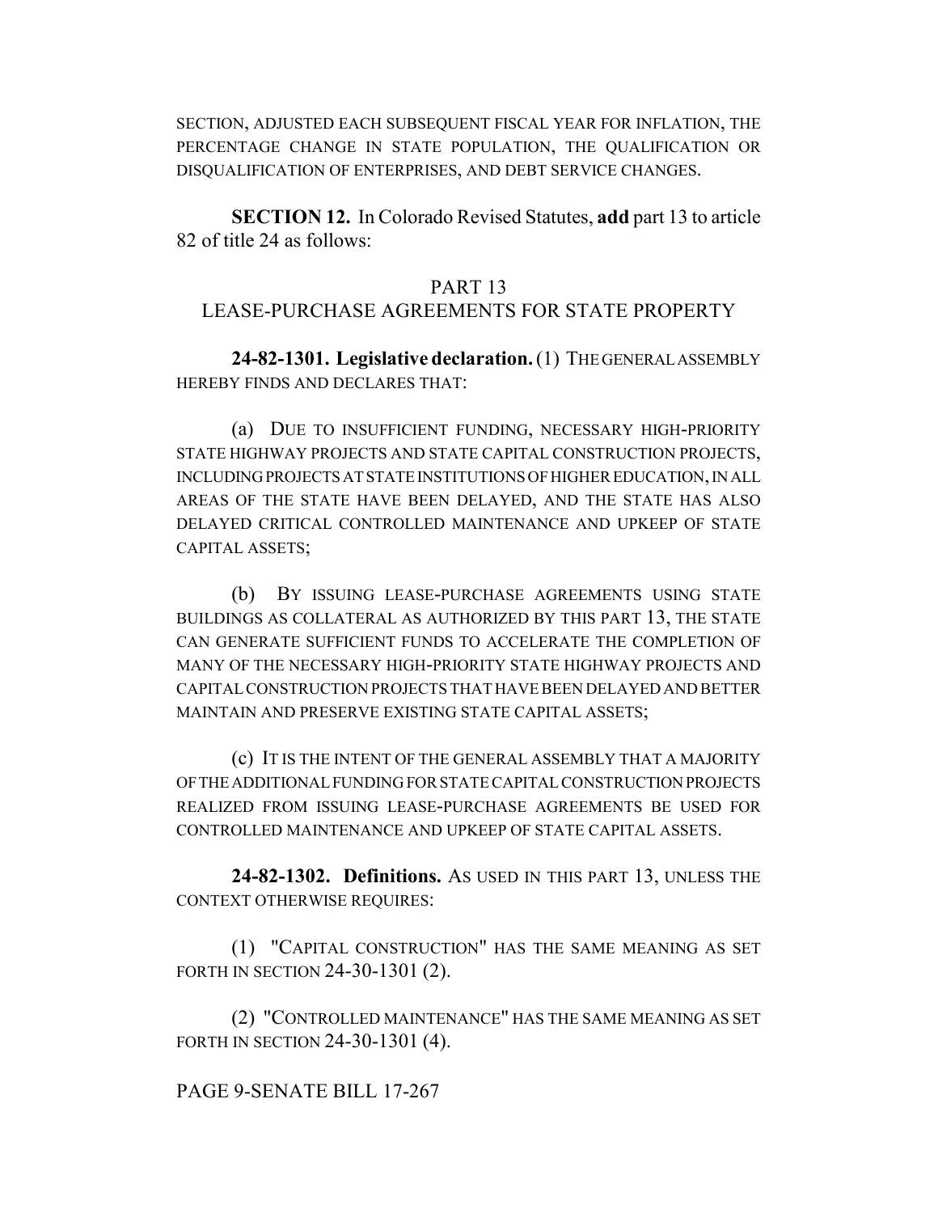SECTION, ADJUSTED EACH SUBSEQUENT FISCAL YEAR FOR INFLATION, THE PERCENTAGE CHANGE IN STATE POPULATION, THE QUALIFICATION OR DISQUALIFICATION OF ENTERPRISES, AND DEBT SERVICE CHANGES.

**SECTION 12.** In Colorado Revised Statutes, **add** part 13 to article 82 of title 24 as follows:

PART 13
LEASE-PURCHASE AGREEMENTS FOR STATE PROPERTY

**24-82-1301. Legislative declaration.** (1) THE GENERAL ASSEMBLY HEREBY FINDS AND DECLARES THAT:

(a) DUE TO INSUFFICIENT FUNDING, NECESSARY HIGH-PRIORITY STATE HIGHWAY PROJECTS AND STATE CAPITAL CONSTRUCTION PROJECTS, INCLUDING PROJECTS AT STATE INSTITUTIONS OF HIGHER EDUCATION, IN ALL AREAS OF THE STATE HAVE BEEN DELAYED, AND THE STATE HAS ALSO DELAYED CRITICAL CONTROLLED MAINTENANCE AND UPKEEP OF STATE CAPITAL ASSETS;

(b) BY ISSUING LEASE-PURCHASE AGREEMENTS USING STATE BUILDINGS AS COLLATERAL AS AUTHORIZED BY THIS PART 13, THE STATE CAN GENERATE SUFFICIENT FUNDS TO ACCELERATE THE COMPLETION OF MANY OF THE NECESSARY HIGH-PRIORITY STATE HIGHWAY PROJECTS AND CAPITAL CONSTRUCTION PROJECTS THAT HAVE BEEN DELAYED AND BETTER MAINTAIN AND PRESERVE EXISTING STATE CAPITAL ASSETS;

(c) IT IS THE INTENT OF THE GENERAL ASSEMBLY THAT A MAJORITY OF THE ADDITIONAL FUNDING FOR STATE CAPITAL CONSTRUCTION PROJECTS REALIZED FROM ISSUING LEASE-PURCHASE AGREEMENTS BE USED FOR CONTROLLED MAINTENANCE AND UPKEEP OF STATE CAPITAL ASSETS.

**24-82-1302. Definitions.** AS USED IN THIS PART 13, UNLESS THE CONTEXT OTHERWISE REQUIRES:

(1) "CAPITAL CONSTRUCTION" HAS THE SAME MEANING AS SET FORTH IN SECTION 24-30-1301 (2).

(2) "CONTROLLED MAINTENANCE" HAS THE SAME MEANING AS SET FORTH IN SECTION 24-30-1301 (4).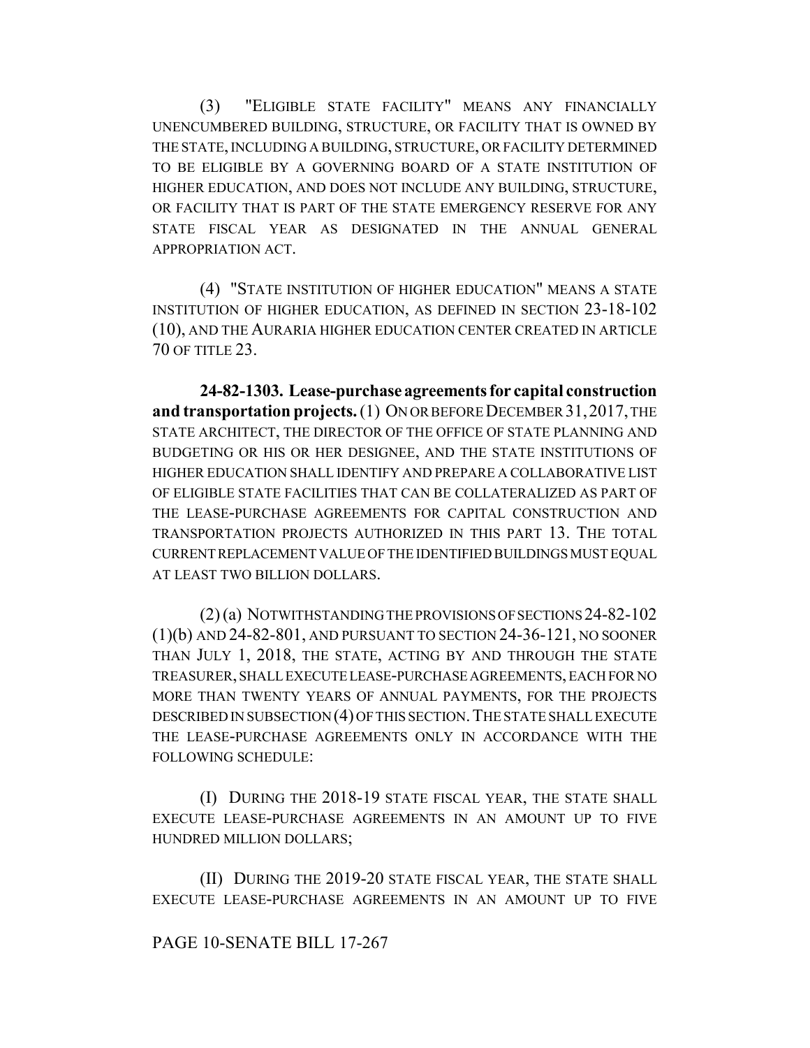(3) "ELIGIBLE STATE FACILITY" MEANS ANY FINANCIALLY UNENCUMBERED BUILDING, STRUCTURE, OR FACILITY THAT IS OWNED BY THE STATE, INCLUDING A BUILDING, STRUCTURE, OR FACILITY DETERMINED TO BE ELIGIBLE BY A GOVERNING BOARD OF A STATE INSTITUTION OF HIGHER EDUCATION, AND DOES NOT INCLUDE ANY BUILDING, STRUCTURE, OR FACILITY THAT IS PART OF THE STATE EMERGENCY RESERVE FOR ANY STATE FISCAL YEAR AS DESIGNATED IN THE ANNUAL GENERAL APPROPRIATION ACT.

(4) "STATE INSTITUTION OF HIGHER EDUCATION" MEANS A STATE INSTITUTION OF HIGHER EDUCATION, AS DEFINED IN SECTION 23-18-102 (10), AND THE AURARIA HIGHER EDUCATION CENTER CREATED IN ARTICLE 70 OF TITLE 23.

**24-82-1303. Lease-purchase agreements for capital construction and transportation projects.** (1) ON OR BEFORE DECEMBER 31, 2017, THE STATE ARCHITECT, THE DIRECTOR OF THE OFFICE OF STATE PLANNING AND BUDGETING OR HIS OR HER DESIGNEE, AND THE STATE INSTITUTIONS OF HIGHER EDUCATION SHALL IDENTIFY AND PREPARE A COLLABORATIVE LIST OF ELIGIBLE STATE FACILITIES THAT CAN BE COLLATERALIZED AS PART OF THE LEASE-PURCHASE AGREEMENTS FOR CAPITAL CONSTRUCTION AND TRANSPORTATION PROJECTS AUTHORIZED IN THIS PART 13. THE TOTAL CURRENT REPLACEMENT VALUE OF THE IDENTIFIED BUILDINGS MUST EQUAL AT LEAST TWO BILLION DOLLARS.

(2) (a) NOTWITHSTANDING THE PROVISIONS OF SECTIONS 24-82-102 (1)(b) AND 24-82-801, AND PURSUANT TO SECTION 24-36-121, NO SOONER THAN JULY 1, 2018, THE STATE, ACTING BY AND THROUGH THE STATE TREASURER, SHALL EXECUTE LEASE-PURCHASE AGREEMENTS, EACH FOR NO MORE THAN TWENTY YEARS OF ANNUAL PAYMENTS, FOR THE PROJECTS DESCRIBED IN SUBSECTION (4) OF THIS SECTION. THE STATE SHALL EXECUTE THE LEASE-PURCHASE AGREEMENTS ONLY IN ACCORDANCE WITH THE FOLLOWING SCHEDULE:

(I) DURING THE 2018-19 STATE FISCAL YEAR, THE STATE SHALL EXECUTE LEASE-PURCHASE AGREEMENTS IN AN AMOUNT UP TO FIVE HUNDRED MILLION DOLLARS;

(II) DURING THE 2019-20 STATE FISCAL YEAR, THE STATE SHALL EXECUTE LEASE-PURCHASE AGREEMENTS IN AN AMOUNT UP TO FIVE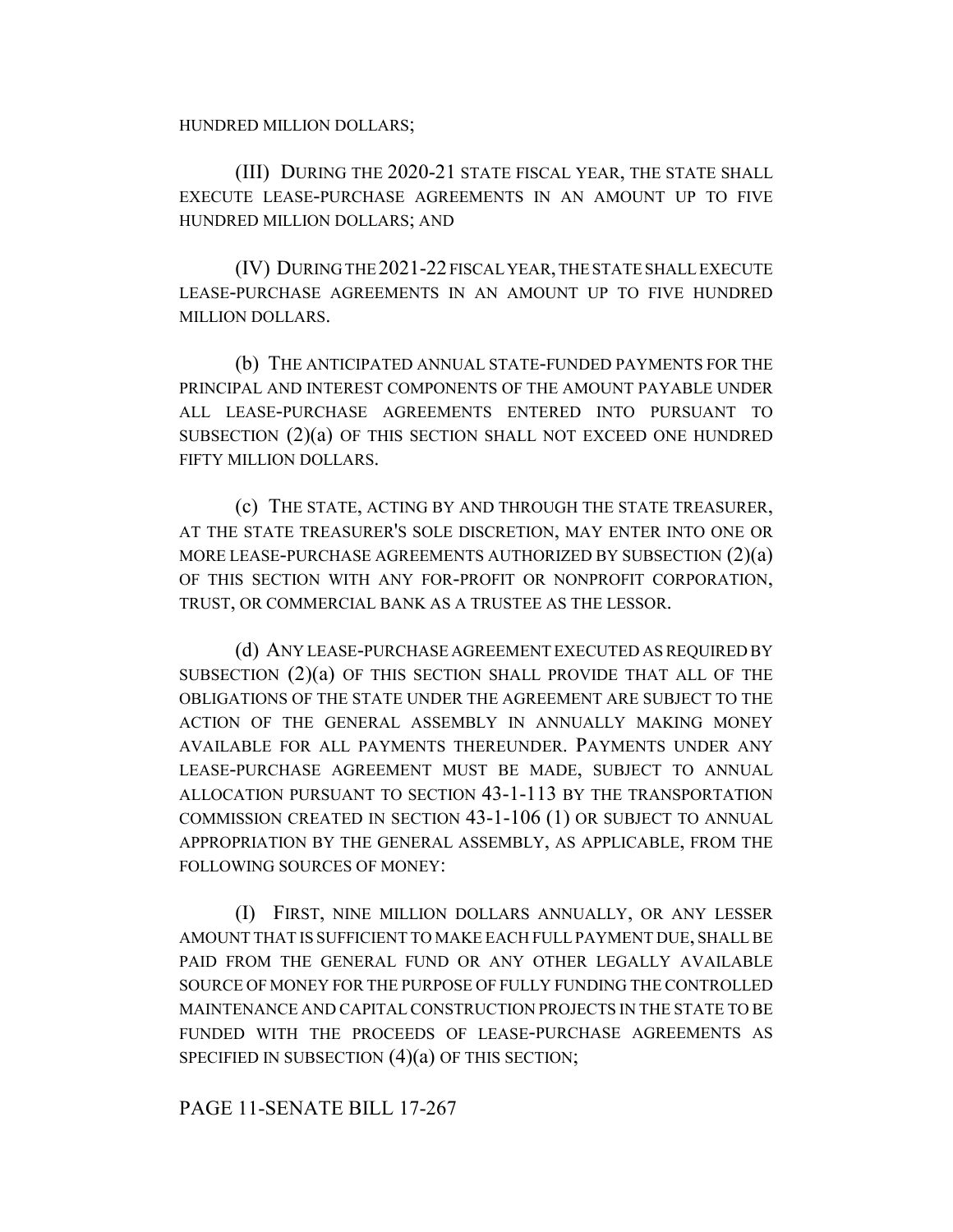HUNDRED MILLION DOLLARS;

(III) DURING THE 2020-21 STATE FISCAL YEAR, THE STATE SHALL EXECUTE LEASE-PURCHASE AGREEMENTS IN AN AMOUNT UP TO FIVE HUNDRED MILLION DOLLARS; AND

(IV) DURING THE 2021-22 FISCAL YEAR, THE STATE SHALL EXECUTE LEASE-PURCHASE AGREEMENTS IN AN AMOUNT UP TO FIVE HUNDRED MILLION DOLLARS.

(b) THE ANTICIPATED ANNUAL STATE-FUNDED PAYMENTS FOR THE PRINCIPAL AND INTEREST COMPONENTS OF THE AMOUNT PAYABLE UNDER ALL LEASE-PURCHASE AGREEMENTS ENTERED INTO PURSUANT TO SUBSECTION (2)(a) OF THIS SECTION SHALL NOT EXCEED ONE HUNDRED FIFTY MILLION DOLLARS.

(c) THE STATE, ACTING BY AND THROUGH THE STATE TREASURER, AT THE STATE TREASURER'S SOLE DISCRETION, MAY ENTER INTO ONE OR MORE LEASE-PURCHASE AGREEMENTS AUTHORIZED BY SUBSECTION (2)(a) OF THIS SECTION WITH ANY FOR-PROFIT OR NONPROFIT CORPORATION, TRUST, OR COMMERCIAL BANK AS A TRUSTEE AS THE LESSOR.

(d) ANY LEASE-PURCHASE AGREEMENT EXECUTED AS REQUIRED BY SUBSECTION (2)(a) OF THIS SECTION SHALL PROVIDE THAT ALL OF THE OBLIGATIONS OF THE STATE UNDER THE AGREEMENT ARE SUBJECT TO THE ACTION OF THE GENERAL ASSEMBLY IN ANNUALLY MAKING MONEY AVAILABLE FOR ALL PAYMENTS THEREUNDER. PAYMENTS UNDER ANY LEASE-PURCHASE AGREEMENT MUST BE MADE, SUBJECT TO ANNUAL ALLOCATION PURSUANT TO SECTION 43-1-113 BY THE TRANSPORTATION COMMISSION CREATED IN SECTION 43-1-106 (1) OR SUBJECT TO ANNUAL APPROPRIATION BY THE GENERAL ASSEMBLY, AS APPLICABLE, FROM THE FOLLOWING SOURCES OF MONEY:

(I) FIRST, NINE MILLION DOLLARS ANNUALLY, OR ANY LESSER AMOUNT THAT IS SUFFICIENT TO MAKE EACH FULL PAYMENT DUE, SHALL BE PAID FROM THE GENERAL FUND OR ANY OTHER LEGALLY AVAILABLE SOURCE OF MONEY FOR THE PURPOSE OF FULLY FUNDING THE CONTROLLED MAINTENANCE AND CAPITAL CONSTRUCTION PROJECTS IN THE STATE TO BE FUNDED WITH THE PROCEEDS OF LEASE-PURCHASE AGREEMENTS AS SPECIFIED IN SUBSECTION (4)(a) OF THIS SECTION;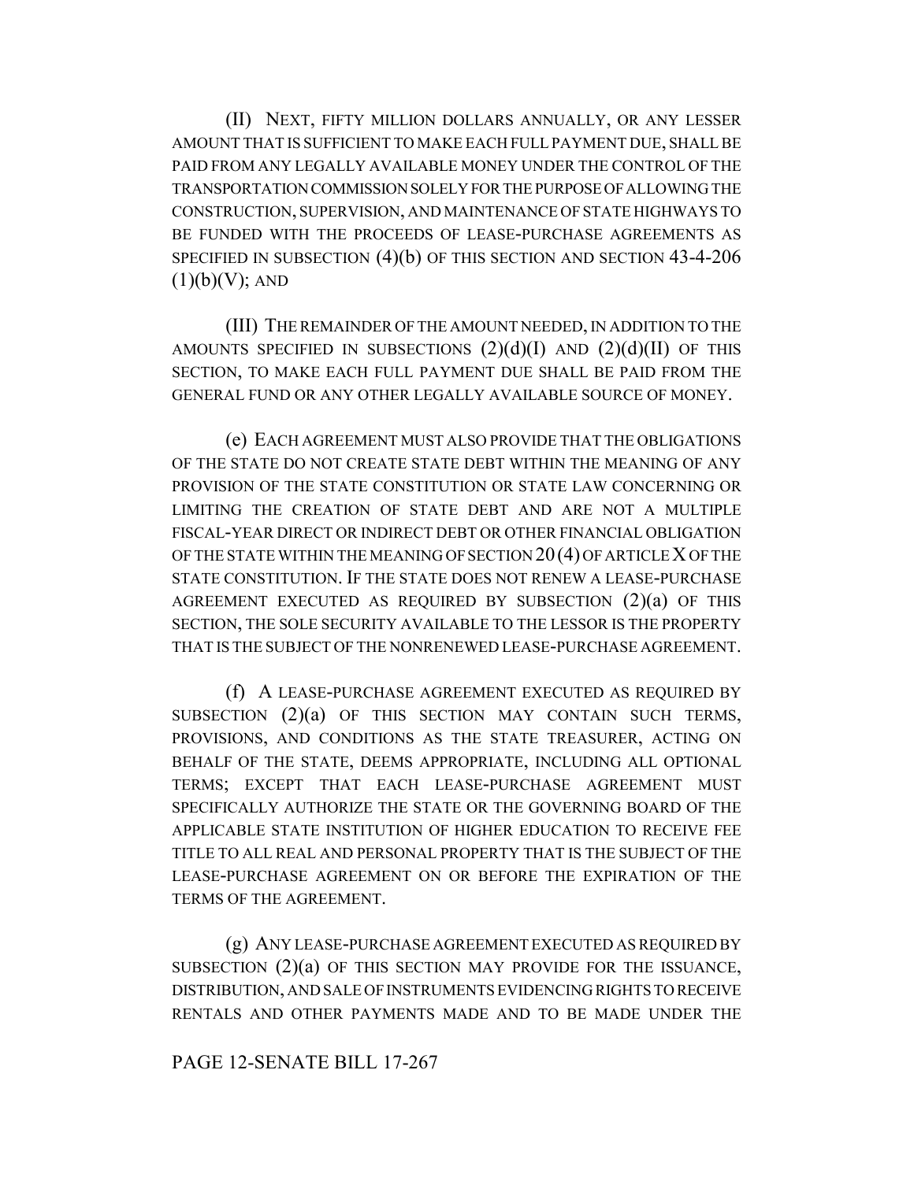(II) NEXT, FIFTY MILLION DOLLARS ANNUALLY, OR ANY LESSER AMOUNT THAT IS SUFFICIENT TO MAKE EACH FULL PAYMENT DUE, SHALL BE PAID FROM ANY LEGALLY AVAILABLE MONEY UNDER THE CONTROL OF THE TRANSPORTATION COMMISSION SOLELY FOR THE PURPOSE OF ALLOWING THE CONSTRUCTION, SUPERVISION, AND MAINTENANCE OF STATE HIGHWAYS TO BE FUNDED WITH THE PROCEEDS OF LEASE-PURCHASE AGREEMENTS AS SPECIFIED IN SUBSECTION (4)(b) OF THIS SECTION AND SECTION 43-4-206 (1)(b)(V); AND

(III) THE REMAINDER OF THE AMOUNT NEEDED, IN ADDITION TO THE AMOUNTS SPECIFIED IN SUBSECTIONS (2)(d)(I) AND (2)(d)(II) OF THIS SECTION, TO MAKE EACH FULL PAYMENT DUE SHALL BE PAID FROM THE GENERAL FUND OR ANY OTHER LEGALLY AVAILABLE SOURCE OF MONEY.

(e) EACH AGREEMENT MUST ALSO PROVIDE THAT THE OBLIGATIONS OF THE STATE DO NOT CREATE STATE DEBT WITHIN THE MEANING OF ANY PROVISION OF THE STATE CONSTITUTION OR STATE LAW CONCERNING OR LIMITING THE CREATION OF STATE DEBT AND ARE NOT A MULTIPLE FISCAL-YEAR DIRECT OR INDIRECT DEBT OR OTHER FINANCIAL OBLIGATION OF THE STATE WITHIN THE MEANING OF SECTION 20 (4) OF ARTICLE X OF THE STATE CONSTITUTION. IF THE STATE DOES NOT RENEW A LEASE-PURCHASE AGREEMENT EXECUTED AS REQUIRED BY SUBSECTION (2)(a) OF THIS SECTION, THE SOLE SECURITY AVAILABLE TO THE LESSOR IS THE PROPERTY THAT IS THE SUBJECT OF THE NONRENEWED LEASE-PURCHASE AGREEMENT.

(f) A LEASE-PURCHASE AGREEMENT EXECUTED AS REQUIRED BY SUBSECTION (2)(a) OF THIS SECTION MAY CONTAIN SUCH TERMS, PROVISIONS, AND CONDITIONS AS THE STATE TREASURER, ACTING ON BEHALF OF THE STATE, DEEMS APPROPRIATE, INCLUDING ALL OPTIONAL TERMS; EXCEPT THAT EACH LEASE-PURCHASE AGREEMENT MUST SPECIFICALLY AUTHORIZE THE STATE OR THE GOVERNING BOARD OF THE APPLICABLE STATE INSTITUTION OF HIGHER EDUCATION TO RECEIVE FEE TITLE TO ALL REAL AND PERSONAL PROPERTY THAT IS THE SUBJECT OF THE LEASE-PURCHASE AGREEMENT ON OR BEFORE THE EXPIRATION OF THE TERMS OF THE AGREEMENT.

(g) ANY LEASE-PURCHASE AGREEMENT EXECUTED AS REQUIRED BY SUBSECTION (2)(a) OF THIS SECTION MAY PROVIDE FOR THE ISSUANCE, DISTRIBUTION, AND SALE OF INSTRUMENTS EVIDENCING RIGHTS TO RECEIVE RENTALS AND OTHER PAYMENTS MADE AND TO BE MADE UNDER THE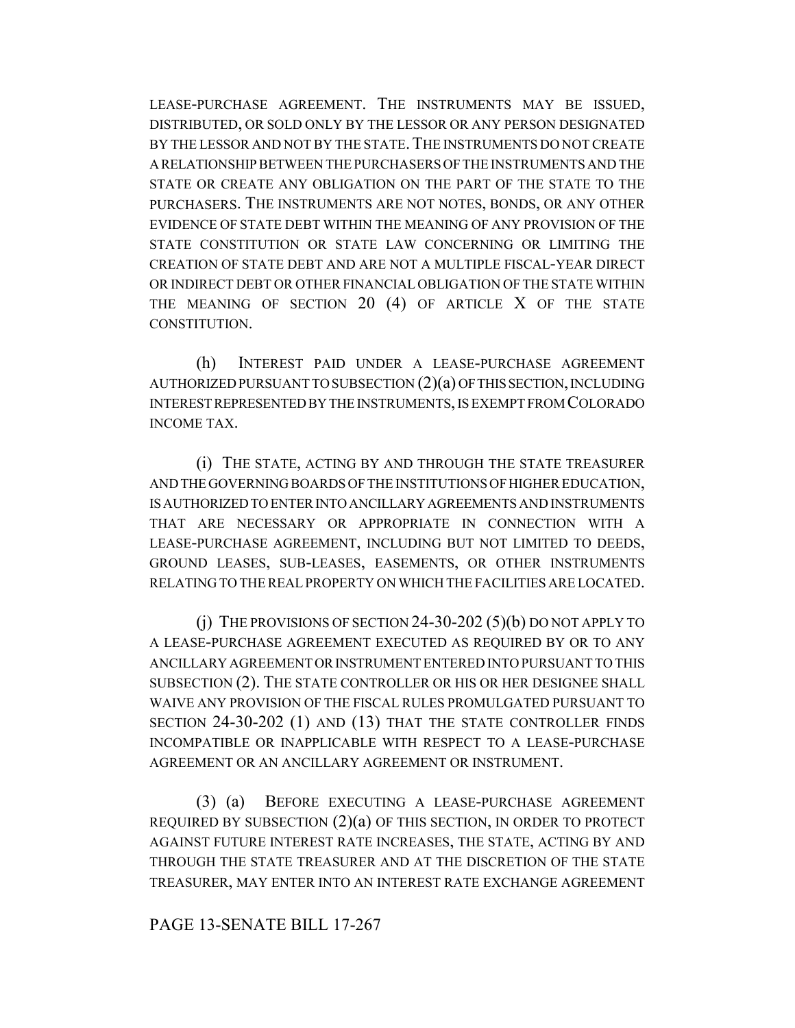LEASE-PURCHASE AGREEMENT. THE INSTRUMENTS MAY BE ISSUED, DISTRIBUTED, OR SOLD ONLY BY THE LESSOR OR ANY PERSON DESIGNATED BY THE LESSOR AND NOT BY THE STATE. THE INSTRUMENTS DO NOT CREATE A RELATIONSHIP BETWEEN THE PURCHASERS OF THE INSTRUMENTS AND THE STATE OR CREATE ANY OBLIGATION ON THE PART OF THE STATE TO THE PURCHASERS. THE INSTRUMENTS ARE NOT NOTES, BONDS, OR ANY OTHER EVIDENCE OF STATE DEBT WITHIN THE MEANING OF ANY PROVISION OF THE STATE CONSTITUTION OR STATE LAW CONCERNING OR LIMITING THE CREATION OF STATE DEBT AND ARE NOT A MULTIPLE FISCAL-YEAR DIRECT OR INDIRECT DEBT OR OTHER FINANCIAL OBLIGATION OF THE STATE WITHIN THE MEANING OF SECTION 20 (4) OF ARTICLE X OF THE STATE CONSTITUTION.

(h) INTEREST PAID UNDER A LEASE-PURCHASE AGREEMENT AUTHORIZED PURSUANT TO SUBSECTION (2)(a) OF THIS SECTION, INCLUDING INTEREST REPRESENTED BY THE INSTRUMENTS, IS EXEMPT FROM COLORADO INCOME TAX.

(i) THE STATE, ACTING BY AND THROUGH THE STATE TREASURER AND THE GOVERNING BOARDS OF THE INSTITUTIONS OF HIGHER EDUCATION, IS AUTHORIZED TO ENTER INTO ANCILLARY AGREEMENTS AND INSTRUMENTS THAT ARE NECESSARY OR APPROPRIATE IN CONNECTION WITH A LEASE-PURCHASE AGREEMENT, INCLUDING BUT NOT LIMITED TO DEEDS, GROUND LEASES, SUB-LEASES, EASEMENTS, OR OTHER INSTRUMENTS RELATING TO THE REAL PROPERTY ON WHICH THE FACILITIES ARE LOCATED.

(j) THE PROVISIONS OF SECTION 24-30-202 (5)(b) DO NOT APPLY TO A LEASE-PURCHASE AGREEMENT EXECUTED AS REQUIRED BY OR TO ANY ANCILLARY AGREEMENT OR INSTRUMENT ENTERED INTO PURSUANT TO THIS SUBSECTION (2). THE STATE CONTROLLER OR HIS OR HER DESIGNEE SHALL WAIVE ANY PROVISION OF THE FISCAL RULES PROMULGATED PURSUANT TO SECTION 24-30-202 (1) AND (13) THAT THE STATE CONTROLLER FINDS INCOMPATIBLE OR INAPPLICABLE WITH RESPECT TO A LEASE-PURCHASE AGREEMENT OR AN ANCILLARY AGREEMENT OR INSTRUMENT.

(3) (a) BEFORE EXECUTING A LEASE-PURCHASE AGREEMENT REQUIRED BY SUBSECTION (2)(a) OF THIS SECTION, IN ORDER TO PROTECT AGAINST FUTURE INTEREST RATE INCREASES, THE STATE, ACTING BY AND THROUGH THE STATE TREASURER AND AT THE DISCRETION OF THE STATE TREASURER, MAY ENTER INTO AN INTEREST RATE EXCHANGE AGREEMENT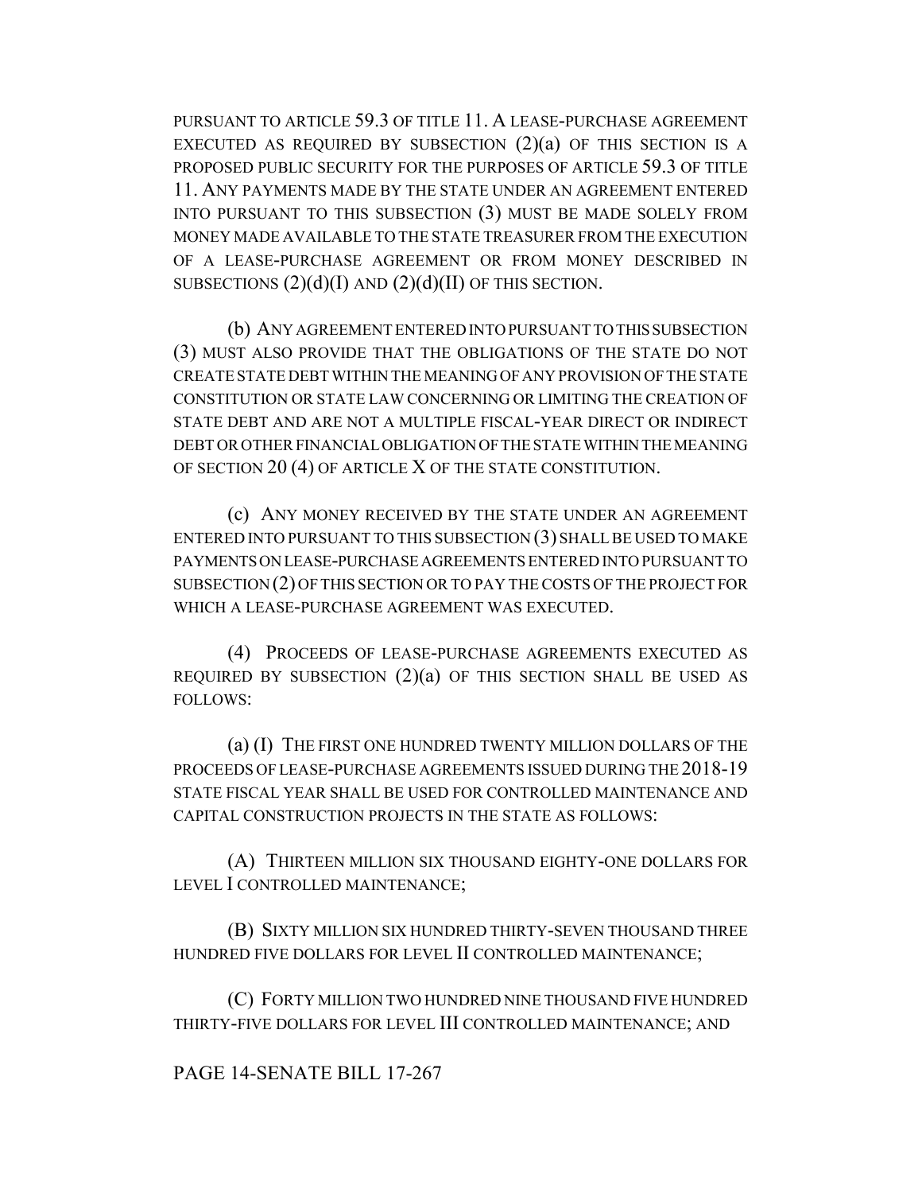PURSUANT TO ARTICLE 59.3 OF TITLE 11. A LEASE-PURCHASE AGREEMENT EXECUTED AS REQUIRED BY SUBSECTION (2)(a) OF THIS SECTION IS A PROPOSED PUBLIC SECURITY FOR THE PURPOSES OF ARTICLE 59.3 OF TITLE 11. ANY PAYMENTS MADE BY THE STATE UNDER AN AGREEMENT ENTERED INTO PURSUANT TO THIS SUBSECTION (3) MUST BE MADE SOLELY FROM MONEY MADE AVAILABLE TO THE STATE TREASURER FROM THE EXECUTION OF A LEASE-PURCHASE AGREEMENT OR FROM MONEY DESCRIBED IN SUBSECTIONS (2)(d)(I) AND (2)(d)(II) OF THIS SECTION.

(b) ANY AGREEMENT ENTERED INTO PURSUANT TO THIS SUBSECTION (3) MUST ALSO PROVIDE THAT THE OBLIGATIONS OF THE STATE DO NOT CREATE STATE DEBT WITHIN THE MEANING OF ANY PROVISION OF THE STATE CONSTITUTION OR STATE LAW CONCERNING OR LIMITING THE CREATION OF STATE DEBT AND ARE NOT A MULTIPLE FISCAL-YEAR DIRECT OR INDIRECT DEBT OR OTHER FINANCIAL OBLIGATION OF THE STATE WITHIN THE MEANING OF SECTION 20 (4) OF ARTICLE X OF THE STATE CONSTITUTION.

(c) ANY MONEY RECEIVED BY THE STATE UNDER AN AGREEMENT ENTERED INTO PURSUANT TO THIS SUBSECTION (3) SHALL BE USED TO MAKE PAYMENTS ON LEASE-PURCHASE AGREEMENTS ENTERED INTO PURSUANT TO SUBSECTION (2) OF THIS SECTION OR TO PAY THE COSTS OF THE PROJECT FOR WHICH A LEASE-PURCHASE AGREEMENT WAS EXECUTED.

(4) PROCEEDS OF LEASE-PURCHASE AGREEMENTS EXECUTED AS REQUIRED BY SUBSECTION (2)(a) OF THIS SECTION SHALL BE USED AS FOLLOWS:

(a) (I) THE FIRST ONE HUNDRED TWENTY MILLION DOLLARS OF THE PROCEEDS OF LEASE-PURCHASE AGREEMENTS ISSUED DURING THE 2018-19 STATE FISCAL YEAR SHALL BE USED FOR CONTROLLED MAINTENANCE AND CAPITAL CONSTRUCTION PROJECTS IN THE STATE AS FOLLOWS:

(A) THIRTEEN MILLION SIX THOUSAND EIGHTY-ONE DOLLARS FOR LEVEL I CONTROLLED MAINTENANCE;

(B) SIXTY MILLION SIX HUNDRED THIRTY-SEVEN THOUSAND THREE HUNDRED FIVE DOLLARS FOR LEVEL II CONTROLLED MAINTENANCE;

(C) FORTY MILLION TWO HUNDRED NINE THOUSAND FIVE HUNDRED THIRTY-FIVE DOLLARS FOR LEVEL III CONTROLLED MAINTENANCE; AND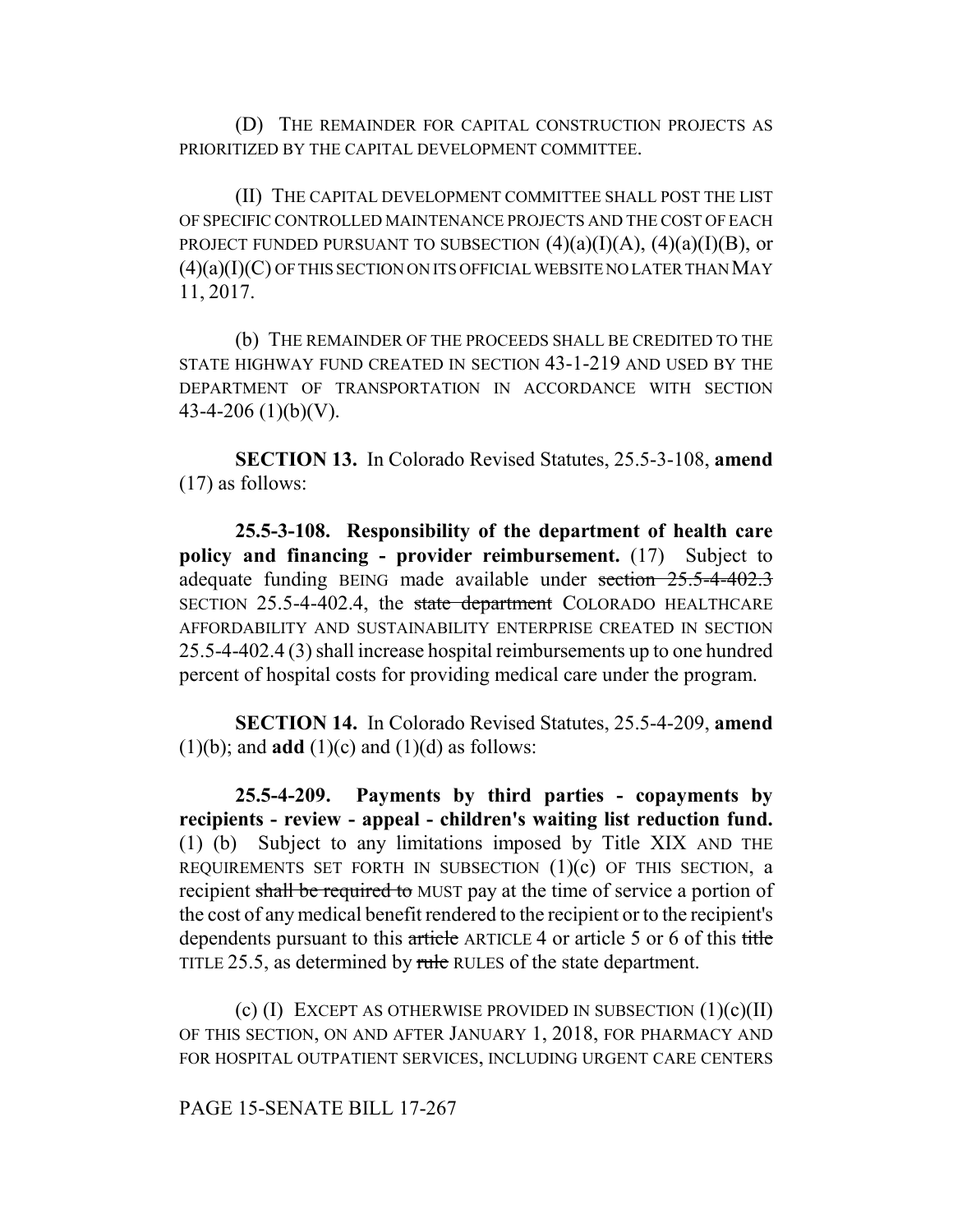(D) THE REMAINDER FOR CAPITAL CONSTRUCTION PROJECTS AS PRIORITIZED BY THE CAPITAL DEVELOPMENT COMMITTEE.

(II) THE CAPITAL DEVELOPMENT COMMITTEE SHALL POST THE LIST OF SPECIFIC CONTROLLED MAINTENANCE PROJECTS AND THE COST OF EACH PROJECT FUNDED PURSUANT TO SUBSECTION (4)(a)(I)(A), (4)(a)(I)(B), or (4)(a)(I)(C) OF THIS SECTION ON ITS OFFICIAL WEBSITE NO LATER THAN MAY 11, 2017.

(b) THE REMAINDER OF THE PROCEEDS SHALL BE CREDITED TO THE STATE HIGHWAY FUND CREATED IN SECTION 43-1-219 AND USED BY THE DEPARTMENT OF TRANSPORTATION IN ACCORDANCE WITH SECTION 43-4-206 (1)(b)(V).

**SECTION 13.** In Colorado Revised Statutes, 25.5-3-108, **amend** (17) as follows:

**25.5-3-108. Responsibility of the department of health care policy and financing - provider reimbursement.** (17) Subject to adequate funding BEING made available under ~~section 25.5-4-402.3~~ SECTION 25.5-4-402.4, the ~~state department~~ COLORADO HEALTHCARE AFFORDABILITY AND SUSTAINABILITY ENTERPRISE CREATED IN SECTION 25.5-4-402.4 (3) shall increase hospital reimbursements up to one hundred percent of hospital costs for providing medical care under the program.

**SECTION 14.** In Colorado Revised Statutes, 25.5-4-209, **amend** (1)(b); and **add** (1)(c) and (1)(d) as follows:

**25.5-4-209. Payments by third parties - copayments by recipients - review - appeal - children's waiting list reduction fund.** (1) (b) Subject to any limitations imposed by Title XIX AND THE REQUIREMENTS SET FORTH IN SUBSECTION (1)(c) OF THIS SECTION, a recipient ~~shall be required to~~ MUST pay at the time of service a portion of the cost of any medical benefit rendered to the recipient or to the recipient's dependents pursuant to this ~~article~~ ARTICLE 4 or article 5 or 6 of this ~~title~~ TITLE 25.5, as determined by ~~rule~~ RULES of the state department.

(c) (I) EXCEPT AS OTHERWISE PROVIDED IN SUBSECTION (1)(c)(II) OF THIS SECTION, ON AND AFTER JANUARY 1, 2018, FOR PHARMACY AND FOR HOSPITAL OUTPATIENT SERVICES, INCLUDING URGENT CARE CENTERS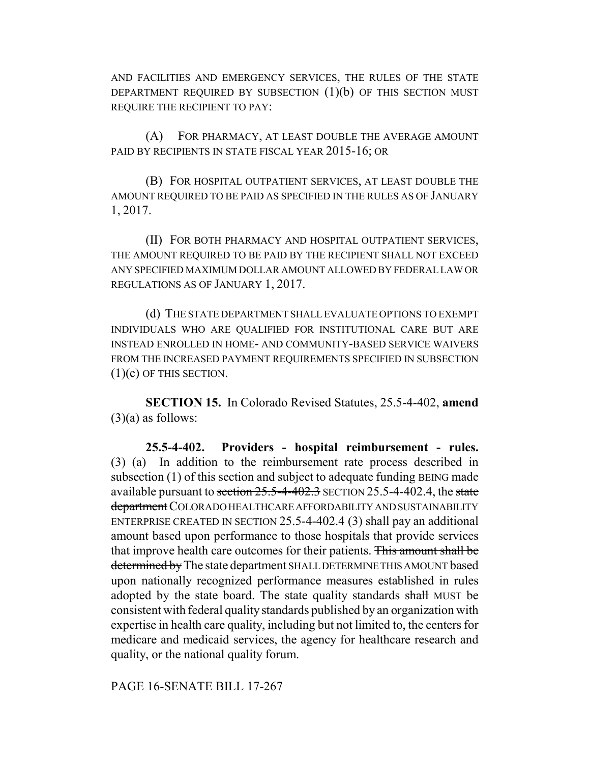AND FACILITIES AND EMERGENCY SERVICES, THE RULES OF THE STATE DEPARTMENT REQUIRED BY SUBSECTION (1)(b) OF THIS SECTION MUST REQUIRE THE RECIPIENT TO PAY:

(A) FOR PHARMACY, AT LEAST DOUBLE THE AVERAGE AMOUNT PAID BY RECIPIENTS IN STATE FISCAL YEAR 2015-16; OR

(B) FOR HOSPITAL OUTPATIENT SERVICES, AT LEAST DOUBLE THE AMOUNT REQUIRED TO BE PAID AS SPECIFIED IN THE RULES AS OF JANUARY 1, 2017.

(II) FOR BOTH PHARMACY AND HOSPITAL OUTPATIENT SERVICES, THE AMOUNT REQUIRED TO BE PAID BY THE RECIPIENT SHALL NOT EXCEED ANY SPECIFIED MAXIMUM DOLLAR AMOUNT ALLOWED BY FEDERAL LAW OR REGULATIONS AS OF JANUARY 1, 2017.

(d) THE STATE DEPARTMENT SHALL EVALUATE OPTIONS TO EXEMPT INDIVIDUALS WHO ARE QUALIFIED FOR INSTITUTIONAL CARE BUT ARE INSTEAD ENROLLED IN HOME- AND COMMUNITY-BASED SERVICE WAIVERS FROM THE INCREASED PAYMENT REQUIREMENTS SPECIFIED IN SUBSECTION (1)(c) OF THIS SECTION.

**SECTION 15.** In Colorado Revised Statutes, 25.5-4-402, **amend** (3)(a) as follows:

**25.5-4-402. Providers - hospital reimbursement - rules.** (3) (a) In addition to the reimbursement rate process described in subsection (1) of this section and subject to adequate funding BEING made available pursuant to ~~section 25.5-4-402.3~~ SECTION 25.5-4-402.4, the ~~state department~~ COLORADO HEALTHCARE AFFORDABILITY AND SUSTAINABILITY ENTERPRISE CREATED IN SECTION 25.5-4-402.4 (3) shall pay an additional amount based upon performance to those hospitals that provide services that improve health care outcomes for their patients. ~~This amount shall be determined by~~ The state department SHALL DETERMINE THIS AMOUNT based upon nationally recognized performance measures established in rules adopted by the state board. The state quality standards ~~shall~~ MUST be consistent with federal quality standards published by an organization with expertise in health care quality, including but not limited to, the centers for medicare and medicaid services, the agency for healthcare research and quality, or the national quality forum.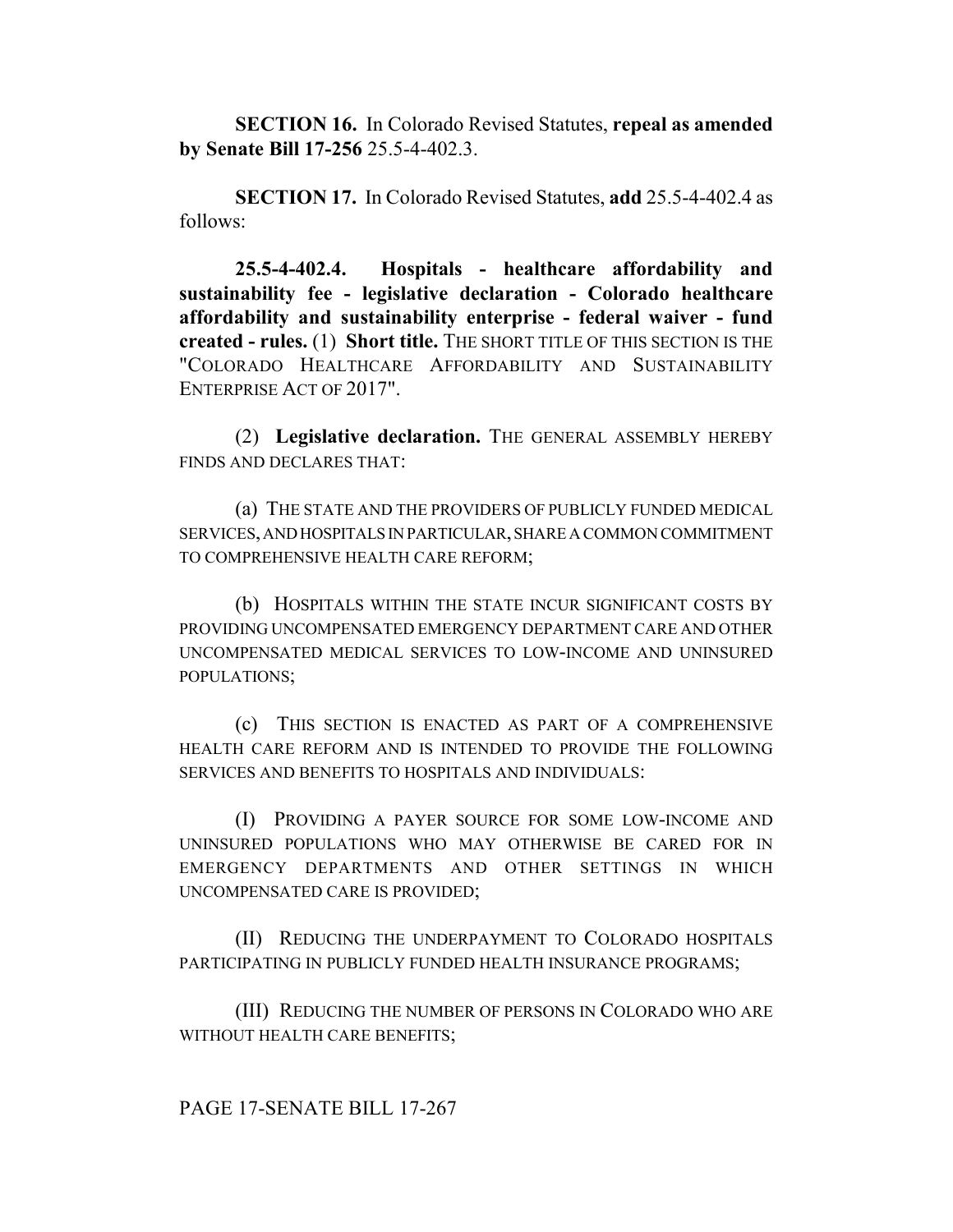**SECTION 16.** In Colorado Revised Statutes, **repeal as amended by Senate Bill 17-256** 25.5-4-402.3.

**SECTION 17.** In Colorado Revised Statutes, **add** 25.5-4-402.4 as follows:

**25.5-4-402.4. Hospitals - healthcare affordability and sustainability fee - legislative declaration - Colorado healthcare affordability and sustainability enterprise - federal waiver - fund created - rules.** (1) **Short title.** THE SHORT TITLE OF THIS SECTION IS THE "COLORADO HEALTHCARE AFFORDABILITY AND SUSTAINABILITY ENTERPRISE ACT OF 2017".

(2) **Legislative declaration.** THE GENERAL ASSEMBLY HEREBY FINDS AND DECLARES THAT:

(a) THE STATE AND THE PROVIDERS OF PUBLICLY FUNDED MEDICAL SERVICES, AND HOSPITALS IN PARTICULAR, SHARE A COMMON COMMITMENT TO COMPREHENSIVE HEALTH CARE REFORM;

(b) HOSPITALS WITHIN THE STATE INCUR SIGNIFICANT COSTS BY PROVIDING UNCOMPENSATED EMERGENCY DEPARTMENT CARE AND OTHER UNCOMPENSATED MEDICAL SERVICES TO LOW-INCOME AND UNINSURED POPULATIONS;

(c) THIS SECTION IS ENACTED AS PART OF A COMPREHENSIVE HEALTH CARE REFORM AND IS INTENDED TO PROVIDE THE FOLLOWING SERVICES AND BENEFITS TO HOSPITALS AND INDIVIDUALS:

(I) PROVIDING A PAYER SOURCE FOR SOME LOW-INCOME AND UNINSURED POPULATIONS WHO MAY OTHERWISE BE CARED FOR IN EMERGENCY DEPARTMENTS AND OTHER SETTINGS IN WHICH UNCOMPENSATED CARE IS PROVIDED;

(II) REDUCING THE UNDERPAYMENT TO COLORADO HOSPITALS PARTICIPATING IN PUBLICLY FUNDED HEALTH INSURANCE PROGRAMS;

(III) REDUCING THE NUMBER OF PERSONS IN COLORADO WHO ARE WITHOUT HEALTH CARE BENEFITS;

PAGE 17-SENATE BILL 17-267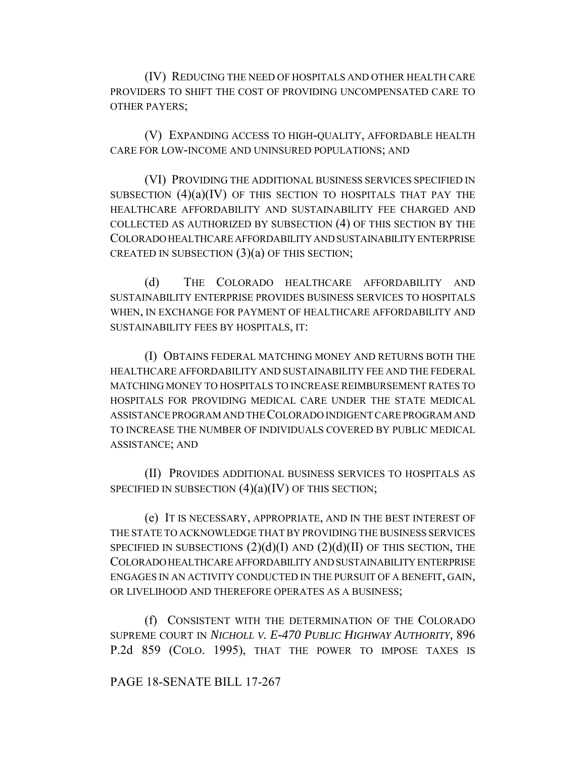(IV) REDUCING THE NEED OF HOSPITALS AND OTHER HEALTH CARE PROVIDERS TO SHIFT THE COST OF PROVIDING UNCOMPENSATED CARE TO OTHER PAYERS;

(V) EXPANDING ACCESS TO HIGH-QUALITY, AFFORDABLE HEALTH CARE FOR LOW-INCOME AND UNINSURED POPULATIONS; AND

(VI) PROVIDING THE ADDITIONAL BUSINESS SERVICES SPECIFIED IN SUBSECTION (4)(a)(IV) OF THIS SECTION TO HOSPITALS THAT PAY THE HEALTHCARE AFFORDABILITY AND SUSTAINABILITY FEE CHARGED AND COLLECTED AS AUTHORIZED BY SUBSECTION (4) OF THIS SECTION BY THE COLORADO HEALTHCARE AFFORDABILITY AND SUSTAINABILITY ENTERPRISE CREATED IN SUBSECTION (3)(a) OF THIS SECTION;

(d) THE COLORADO HEALTHCARE AFFORDABILITY AND SUSTAINABILITY ENTERPRISE PROVIDES BUSINESS SERVICES TO HOSPITALS WHEN, IN EXCHANGE FOR PAYMENT OF HEALTHCARE AFFORDABILITY AND SUSTAINABILITY FEES BY HOSPITALS, IT:

(I) OBTAINS FEDERAL MATCHING MONEY AND RETURNS BOTH THE HEALTHCARE AFFORDABILITY AND SUSTAINABILITY FEE AND THE FEDERAL MATCHING MONEY TO HOSPITALS TO INCREASE REIMBURSEMENT RATES TO HOSPITALS FOR PROVIDING MEDICAL CARE UNDER THE STATE MEDICAL ASSISTANCE PROGRAM AND THE COLORADO INDIGENT CARE PROGRAM AND TO INCREASE THE NUMBER OF INDIVIDUALS COVERED BY PUBLIC MEDICAL ASSISTANCE; AND

(II) PROVIDES ADDITIONAL BUSINESS SERVICES TO HOSPITALS AS SPECIFIED IN SUBSECTION (4)(a)(IV) OF THIS SECTION;

(e) IT IS NECESSARY, APPROPRIATE, AND IN THE BEST INTEREST OF THE STATE TO ACKNOWLEDGE THAT BY PROVIDING THE BUSINESS SERVICES SPECIFIED IN SUBSECTIONS (2)(d)(I) AND (2)(d)(II) OF THIS SECTION, THE COLORADO HEALTHCARE AFFORDABILITY AND SUSTAINABILITY ENTERPRISE ENGAGES IN AN ACTIVITY CONDUCTED IN THE PURSUIT OF A BENEFIT, GAIN, OR LIVELIHOOD AND THEREFORE OPERATES AS A BUSINESS;

(f) CONSISTENT WITH THE DETERMINATION OF THE COLORADO SUPREME COURT IN *NICHOLL V. E-470 PUBLIC HIGHWAY AUTHORITY,* 896 P.2d 859 (COLO. 1995), THAT THE POWER TO IMPOSE TAXES IS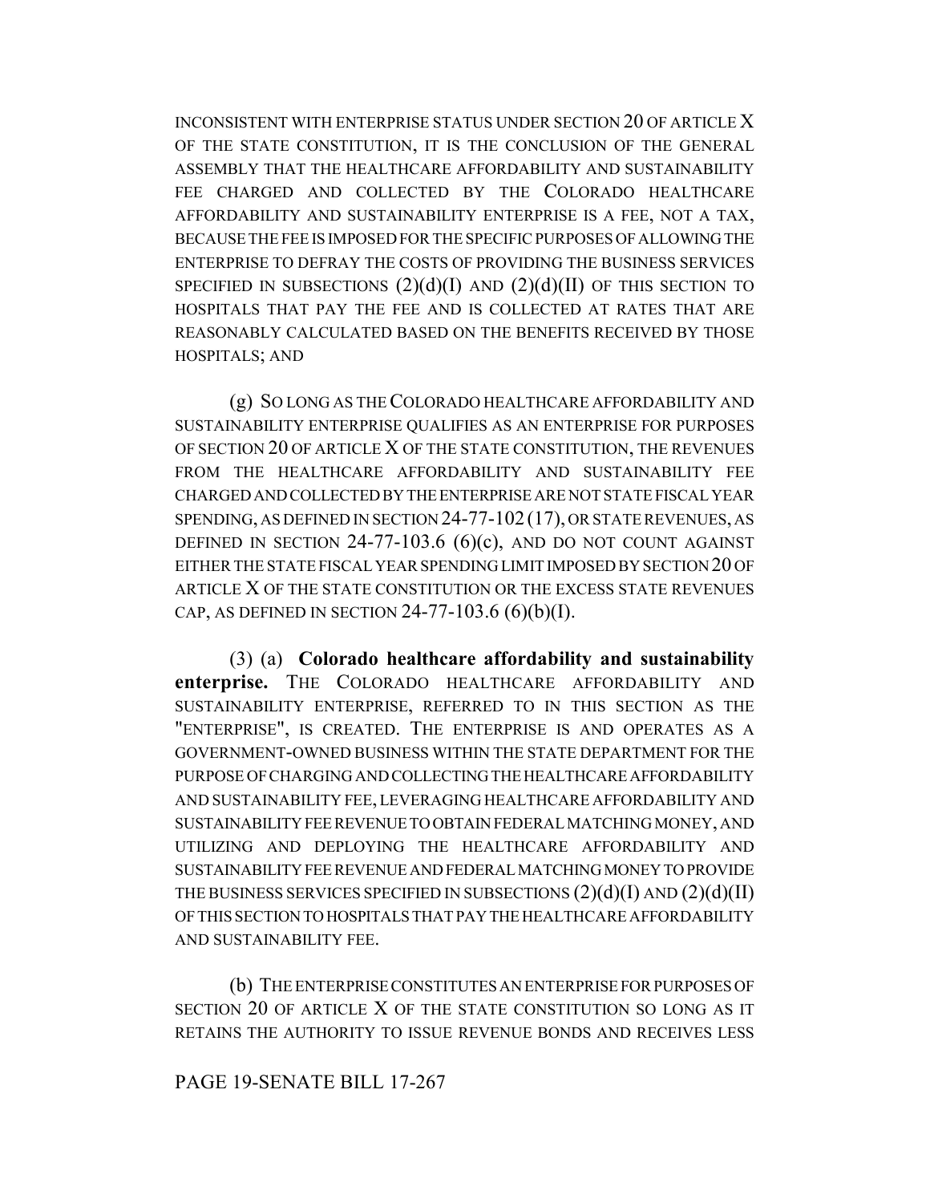INCONSISTENT WITH ENTERPRISE STATUS UNDER SECTION 20 OF ARTICLE X OF THE STATE CONSTITUTION, IT IS THE CONCLUSION OF THE GENERAL ASSEMBLY THAT THE HEALTHCARE AFFORDABILITY AND SUSTAINABILITY FEE CHARGED AND COLLECTED BY THE COLORADO HEALTHCARE AFFORDABILITY AND SUSTAINABILITY ENTERPRISE IS A FEE, NOT A TAX, BECAUSE THE FEE IS IMPOSED FOR THE SPECIFIC PURPOSES OF ALLOWING THE ENTERPRISE TO DEFRAY THE COSTS OF PROVIDING THE BUSINESS SERVICES SPECIFIED IN SUBSECTIONS (2)(d)(I) AND (2)(d)(II) OF THIS SECTION TO HOSPITALS THAT PAY THE FEE AND IS COLLECTED AT RATES THAT ARE REASONABLY CALCULATED BASED ON THE BENEFITS RECEIVED BY THOSE HOSPITALS; AND

(g) SO LONG AS THE COLORADO HEALTHCARE AFFORDABILITY AND SUSTAINABILITY ENTERPRISE QUALIFIES AS AN ENTERPRISE FOR PURPOSES OF SECTION 20 OF ARTICLE X OF THE STATE CONSTITUTION, THE REVENUES FROM THE HEALTHCARE AFFORDABILITY AND SUSTAINABILITY FEE CHARGED AND COLLECTED BY THE ENTERPRISE ARE NOT STATE FISCAL YEAR SPENDING, AS DEFINED IN SECTION 24-77-102 (17), OR STATE REVENUES, AS DEFINED IN SECTION 24-77-103.6 (6)(c), AND DO NOT COUNT AGAINST EITHER THE STATE FISCAL YEAR SPENDING LIMIT IMPOSED BY SECTION 20 OF ARTICLE X OF THE STATE CONSTITUTION OR THE EXCESS STATE REVENUES CAP, AS DEFINED IN SECTION 24-77-103.6 (6)(b)(I).

(3) (a) **Colorado healthcare affordability and sustainability enterprise.** THE COLORADO HEALTHCARE AFFORDABILITY AND SUSTAINABILITY ENTERPRISE, REFERRED TO IN THIS SECTION AS THE "ENTERPRISE", IS CREATED. THE ENTERPRISE IS AND OPERATES AS A GOVERNMENT-OWNED BUSINESS WITHIN THE STATE DEPARTMENT FOR THE PURPOSE OF CHARGING AND COLLECTING THE HEALTHCARE AFFORDABILITY AND SUSTAINABILITY FEE, LEVERAGING HEALTHCARE AFFORDABILITY AND SUSTAINABILITY FEE REVENUE TO OBTAIN FEDERAL MATCHING MONEY, AND UTILIZING AND DEPLOYING THE HEALTHCARE AFFORDABILITY AND SUSTAINABILITY FEE REVENUE AND FEDERAL MATCHING MONEY TO PROVIDE THE BUSINESS SERVICES SPECIFIED IN SUBSECTIONS (2)(d)(I) AND (2)(d)(II) OF THIS SECTION TO HOSPITALS THAT PAY THE HEALTHCARE AFFORDABILITY AND SUSTAINABILITY FEE.

(b) THE ENTERPRISE CONSTITUTES AN ENTERPRISE FOR PURPOSES OF SECTION 20 OF ARTICLE X OF THE STATE CONSTITUTION SO LONG AS IT RETAINS THE AUTHORITY TO ISSUE REVENUE BONDS AND RECEIVES LESS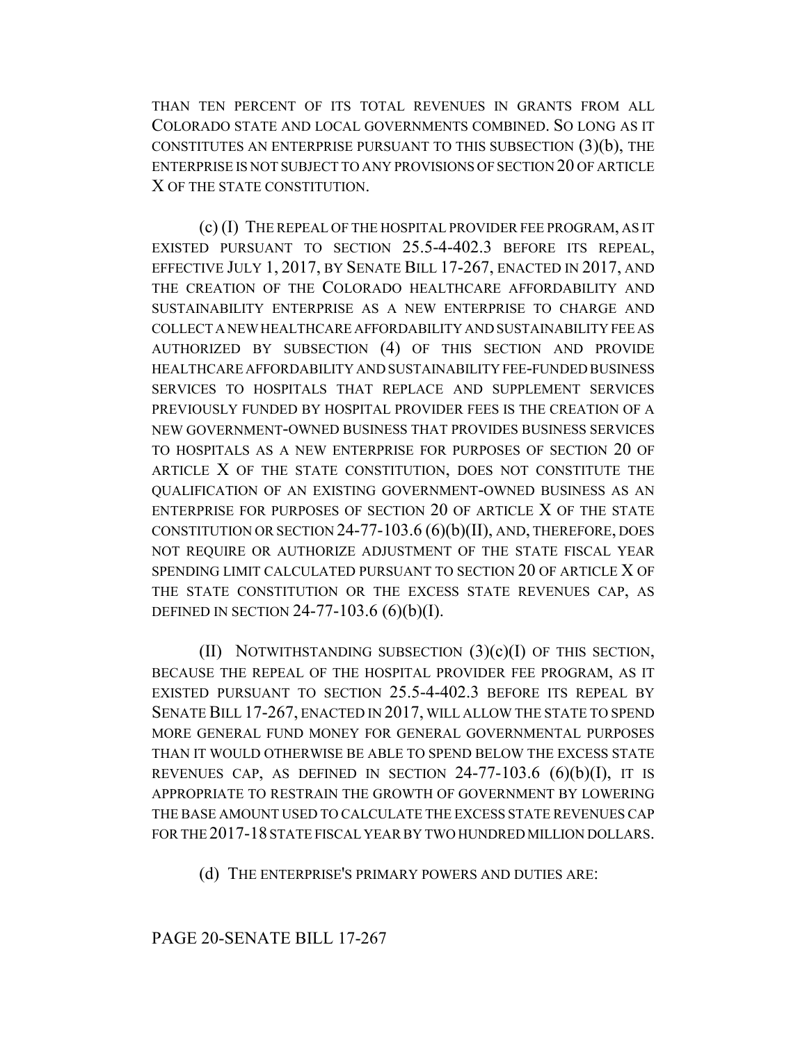THAN TEN PERCENT OF ITS TOTAL REVENUES IN GRANTS FROM ALL COLORADO STATE AND LOCAL GOVERNMENTS COMBINED. SO LONG AS IT CONSTITUTES AN ENTERPRISE PURSUANT TO THIS SUBSECTION (3)(b), THE ENTERPRISE IS NOT SUBJECT TO ANY PROVISIONS OF SECTION 20 OF ARTICLE X OF THE STATE CONSTITUTION.

(c) (I) THE REPEAL OF THE HOSPITAL PROVIDER FEE PROGRAM, AS IT EXISTED PURSUANT TO SECTION 25.5-4-402.3 BEFORE ITS REPEAL, EFFECTIVE JULY 1, 2017, BY SENATE BILL 17-267, ENACTED IN 2017, AND THE CREATION OF THE COLORADO HEALTHCARE AFFORDABILITY AND SUSTAINABILITY ENTERPRISE AS A NEW ENTERPRISE TO CHARGE AND COLLECT A NEW HEALTHCARE AFFORDABILITY AND SUSTAINABILITY FEE AS AUTHORIZED BY SUBSECTION (4) OF THIS SECTION AND PROVIDE HEALTHCARE AFFORDABILITY AND SUSTAINABILITY FEE-FUNDED BUSINESS SERVICES TO HOSPITALS THAT REPLACE AND SUPPLEMENT SERVICES PREVIOUSLY FUNDED BY HOSPITAL PROVIDER FEES IS THE CREATION OF A NEW GOVERNMENT-OWNED BUSINESS THAT PROVIDES BUSINESS SERVICES TO HOSPITALS AS A NEW ENTERPRISE FOR PURPOSES OF SECTION 20 OF ARTICLE X OF THE STATE CONSTITUTION, DOES NOT CONSTITUTE THE QUALIFICATION OF AN EXISTING GOVERNMENT-OWNED BUSINESS AS AN ENTERPRISE FOR PURPOSES OF SECTION 20 OF ARTICLE X OF THE STATE CONSTITUTION OR SECTION 24-77-103.6 (6)(b)(II), AND, THEREFORE, DOES NOT REQUIRE OR AUTHORIZE ADJUSTMENT OF THE STATE FISCAL YEAR SPENDING LIMIT CALCULATED PURSUANT TO SECTION 20 OF ARTICLE X OF THE STATE CONSTITUTION OR THE EXCESS STATE REVENUES CAP, AS DEFINED IN SECTION 24-77-103.6 (6)(b)(I).

(II) NOTWITHSTANDING SUBSECTION (3)(c)(I) OF THIS SECTION, BECAUSE THE REPEAL OF THE HOSPITAL PROVIDER FEE PROGRAM, AS IT EXISTED PURSUANT TO SECTION 25.5-4-402.3 BEFORE ITS REPEAL BY SENATE BILL 17-267, ENACTED IN 2017, WILL ALLOW THE STATE TO SPEND MORE GENERAL FUND MONEY FOR GENERAL GOVERNMENTAL PURPOSES THAN IT WOULD OTHERWISE BE ABLE TO SPEND BELOW THE EXCESS STATE REVENUES CAP, AS DEFINED IN SECTION 24-77-103.6 (6)(b)(I), IT IS APPROPRIATE TO RESTRAIN THE GROWTH OF GOVERNMENT BY LOWERING THE BASE AMOUNT USED TO CALCULATE THE EXCESS STATE REVENUES CAP FOR THE 2017-18 STATE FISCAL YEAR BY TWO HUNDRED MILLION DOLLARS.

(d) THE ENTERPRISE'S PRIMARY POWERS AND DUTIES ARE: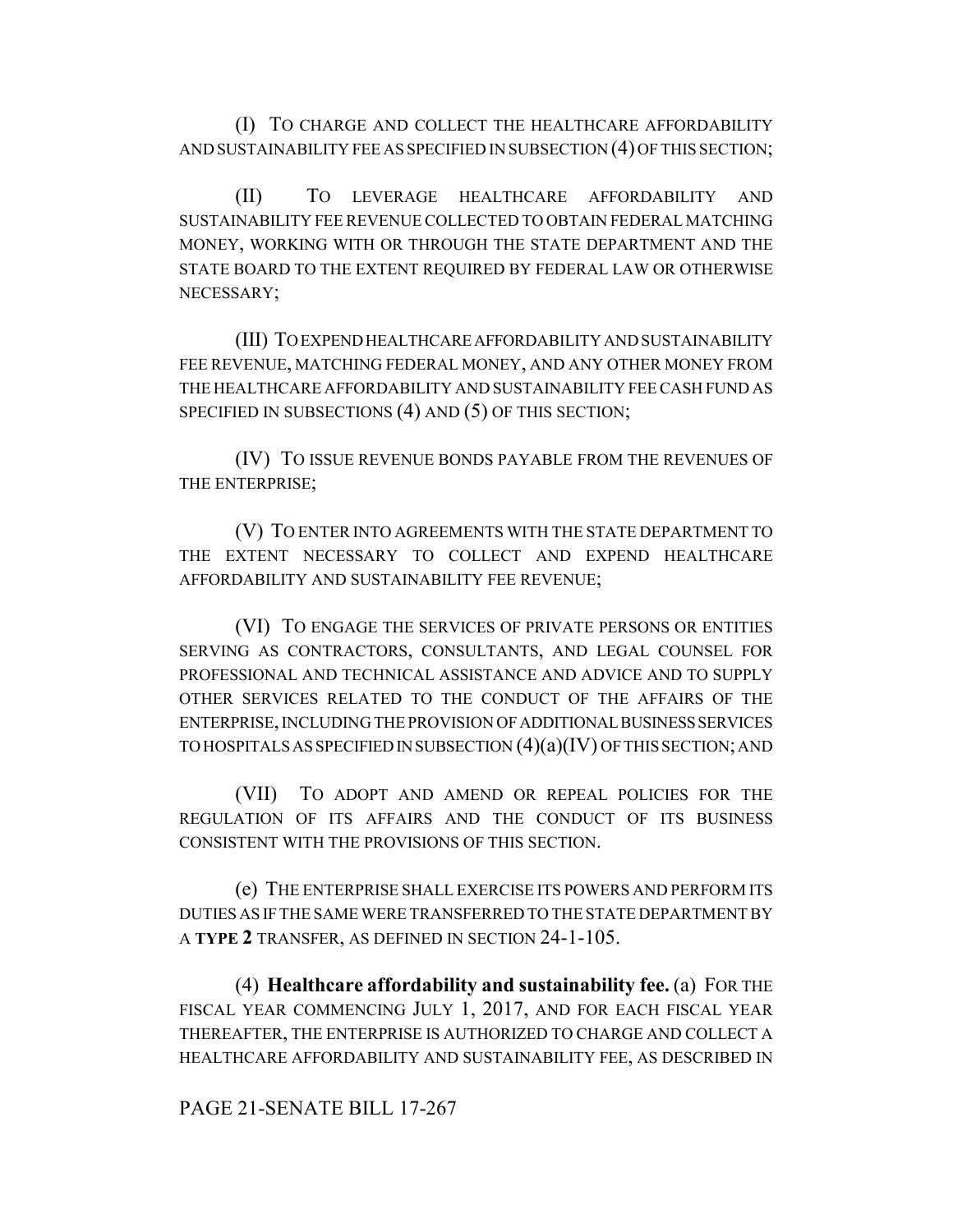(I) TO CHARGE AND COLLECT THE HEALTHCARE AFFORDABILITY AND SUSTAINABILITY FEE AS SPECIFIED IN SUBSECTION (4) OF THIS SECTION;

(II) TO LEVERAGE HEALTHCARE AFFORDABILITY AND SUSTAINABILITY FEE REVENUE COLLECTED TO OBTAIN FEDERAL MATCHING MONEY, WORKING WITH OR THROUGH THE STATE DEPARTMENT AND THE STATE BOARD TO THE EXTENT REQUIRED BY FEDERAL LAW OR OTHERWISE NECESSARY;

(III) TO EXPEND HEALTHCARE AFFORDABILITY AND SUSTAINABILITY FEE REVENUE, MATCHING FEDERAL MONEY, AND ANY OTHER MONEY FROM THE HEALTHCARE AFFORDABILITY AND SUSTAINABILITY FEE CASH FUND AS SPECIFIED IN SUBSECTIONS (4) AND (5) OF THIS SECTION;

(IV) TO ISSUE REVENUE BONDS PAYABLE FROM THE REVENUES OF THE ENTERPRISE;

(V) TO ENTER INTO AGREEMENTS WITH THE STATE DEPARTMENT TO THE EXTENT NECESSARY TO COLLECT AND EXPEND HEALTHCARE AFFORDABILITY AND SUSTAINABILITY FEE REVENUE;

(VI) TO ENGAGE THE SERVICES OF PRIVATE PERSONS OR ENTITIES SERVING AS CONTRACTORS, CONSULTANTS, AND LEGAL COUNSEL FOR PROFESSIONAL AND TECHNICAL ASSISTANCE AND ADVICE AND TO SUPPLY OTHER SERVICES RELATED TO THE CONDUCT OF THE AFFAIRS OF THE ENTERPRISE, INCLUDING THE PROVISION OF ADDITIONAL BUSINESS SERVICES TO HOSPITALS AS SPECIFIED IN SUBSECTION (4)(a)(IV) OF THIS SECTION; AND

(VII) TO ADOPT AND AMEND OR REPEAL POLICIES FOR THE REGULATION OF ITS AFFAIRS AND THE CONDUCT OF ITS BUSINESS CONSISTENT WITH THE PROVISIONS OF THIS SECTION.

(e) THE ENTERPRISE SHALL EXERCISE ITS POWERS AND PERFORM ITS DUTIES AS IF THE SAME WERE TRANSFERRED TO THE STATE DEPARTMENT BY A **TYPE 2** TRANSFER, AS DEFINED IN SECTION 24-1-105.

(4) **Healthcare affordability and sustainability fee.** (a) FOR THE FISCAL YEAR COMMENCING JULY 1, 2017, AND FOR EACH FISCAL YEAR THEREAFTER, THE ENTERPRISE IS AUTHORIZED TO CHARGE AND COLLECT A HEALTHCARE AFFORDABILITY AND SUSTAINABILITY FEE, AS DESCRIBED IN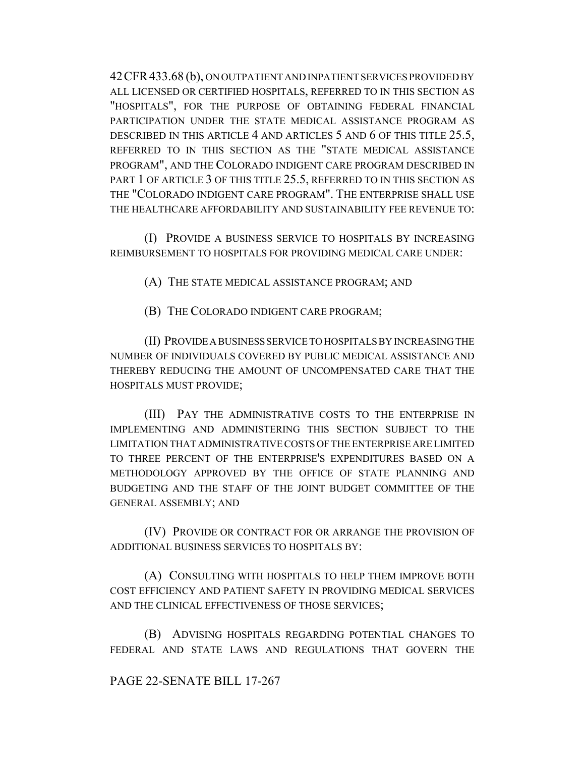42 CFR 433.68 (b), ON OUTPATIENT AND INPATIENT SERVICES PROVIDED BY ALL LICENSED OR CERTIFIED HOSPITALS, REFERRED TO IN THIS SECTION AS "HOSPITALS", FOR THE PURPOSE OF OBTAINING FEDERAL FINANCIAL PARTICIPATION UNDER THE STATE MEDICAL ASSISTANCE PROGRAM AS DESCRIBED IN THIS ARTICLE 4 AND ARTICLES 5 AND 6 OF THIS TITLE 25.5, REFERRED TO IN THIS SECTION AS THE "STATE MEDICAL ASSISTANCE PROGRAM", AND THE COLORADO INDIGENT CARE PROGRAM DESCRIBED IN PART 1 OF ARTICLE 3 OF THIS TITLE 25.5, REFERRED TO IN THIS SECTION AS THE "COLORADO INDIGENT CARE PROGRAM". THE ENTERPRISE SHALL USE THE HEALTHCARE AFFORDABILITY AND SUSTAINABILITY FEE REVENUE TO:

(I) PROVIDE A BUSINESS SERVICE TO HOSPITALS BY INCREASING REIMBURSEMENT TO HOSPITALS FOR PROVIDING MEDICAL CARE UNDER:

(A) THE STATE MEDICAL ASSISTANCE PROGRAM; AND

(B) THE COLORADO INDIGENT CARE PROGRAM;

(II) PROVIDE A BUSINESS SERVICE TO HOSPITALS BY INCREASING THE NUMBER OF INDIVIDUALS COVERED BY PUBLIC MEDICAL ASSISTANCE AND THEREBY REDUCING THE AMOUNT OF UNCOMPENSATED CARE THAT THE HOSPITALS MUST PROVIDE;

(III) PAY THE ADMINISTRATIVE COSTS TO THE ENTERPRISE IN IMPLEMENTING AND ADMINISTERING THIS SECTION SUBJECT TO THE LIMITATION THAT ADMINISTRATIVE COSTS OF THE ENTERPRISE ARE LIMITED TO THREE PERCENT OF THE ENTERPRISE'S EXPENDITURES BASED ON A METHODOLOGY APPROVED BY THE OFFICE OF STATE PLANNING AND BUDGETING AND THE STAFF OF THE JOINT BUDGET COMMITTEE OF THE GENERAL ASSEMBLY; AND

(IV) PROVIDE OR CONTRACT FOR OR ARRANGE THE PROVISION OF ADDITIONAL BUSINESS SERVICES TO HOSPITALS BY:

(A) CONSULTING WITH HOSPITALS TO HELP THEM IMPROVE BOTH COST EFFICIENCY AND PATIENT SAFETY IN PROVIDING MEDICAL SERVICES AND THE CLINICAL EFFECTIVENESS OF THOSE SERVICES;

(B) ADVISING HOSPITALS REGARDING POTENTIAL CHANGES TO FEDERAL AND STATE LAWS AND REGULATIONS THAT GOVERN THE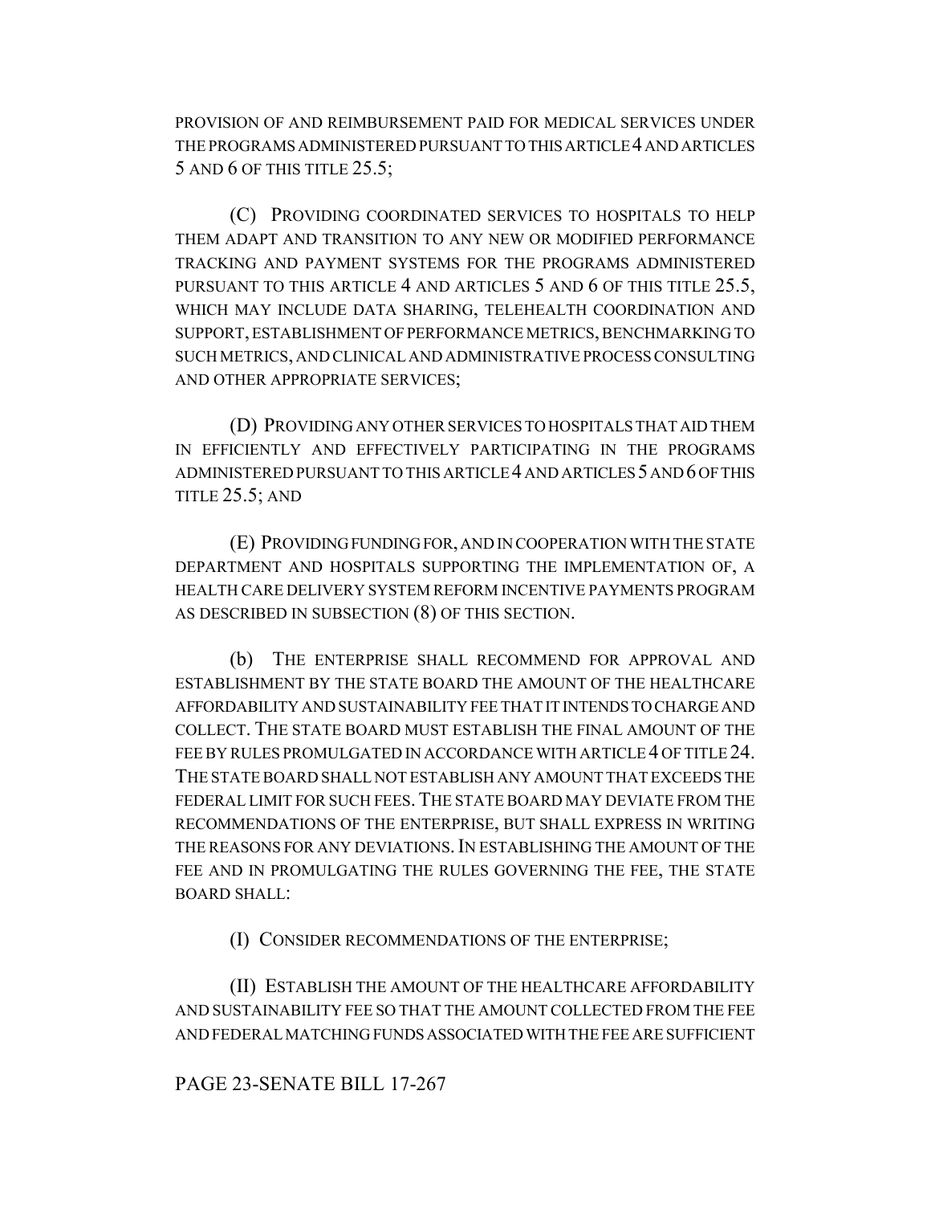PROVISION OF AND REIMBURSEMENT PAID FOR MEDICAL SERVICES UNDER THE PROGRAMS ADMINISTERED PURSUANT TO THIS ARTICLE 4 AND ARTICLES 5 AND 6 OF THIS TITLE 25.5;

(C) PROVIDING COORDINATED SERVICES TO HOSPITALS TO HELP THEM ADAPT AND TRANSITION TO ANY NEW OR MODIFIED PERFORMANCE TRACKING AND PAYMENT SYSTEMS FOR THE PROGRAMS ADMINISTERED PURSUANT TO THIS ARTICLE 4 AND ARTICLES 5 AND 6 OF THIS TITLE 25.5, WHICH MAY INCLUDE DATA SHARING, TELEHEALTH COORDINATION AND SUPPORT, ESTABLISHMENT OF PERFORMANCE METRICS, BENCHMARKING TO SUCH METRICS, AND CLINICAL AND ADMINISTRATIVE PROCESS CONSULTING AND OTHER APPROPRIATE SERVICES;

(D) PROVIDING ANY OTHER SERVICES TO HOSPITALS THAT AID THEM IN EFFICIENTLY AND EFFECTIVELY PARTICIPATING IN THE PROGRAMS ADMINISTERED PURSUANT TO THIS ARTICLE 4 AND ARTICLES 5 AND 6 OF THIS TITLE 25.5; AND

(E) PROVIDING FUNDING FOR, AND IN COOPERATION WITH THE STATE DEPARTMENT AND HOSPITALS SUPPORTING THE IMPLEMENTATION OF, A HEALTH CARE DELIVERY SYSTEM REFORM INCENTIVE PAYMENTS PROGRAM AS DESCRIBED IN SUBSECTION (8) OF THIS SECTION.

(b) THE ENTERPRISE SHALL RECOMMEND FOR APPROVAL AND ESTABLISHMENT BY THE STATE BOARD THE AMOUNT OF THE HEALTHCARE AFFORDABILITY AND SUSTAINABILITY FEE THAT IT INTENDS TO CHARGE AND COLLECT. THE STATE BOARD MUST ESTABLISH THE FINAL AMOUNT OF THE FEE BY RULES PROMULGATED IN ACCORDANCE WITH ARTICLE 4 OF TITLE 24. THE STATE BOARD SHALL NOT ESTABLISH ANY AMOUNT THAT EXCEEDS THE FEDERAL LIMIT FOR SUCH FEES. THE STATE BOARD MAY DEVIATE FROM THE RECOMMENDATIONS OF THE ENTERPRISE, BUT SHALL EXPRESS IN WRITING THE REASONS FOR ANY DEVIATIONS. IN ESTABLISHING THE AMOUNT OF THE FEE AND IN PROMULGATING THE RULES GOVERNING THE FEE, THE STATE BOARD SHALL:

(I) CONSIDER RECOMMENDATIONS OF THE ENTERPRISE;

(II) ESTABLISH THE AMOUNT OF THE HEALTHCARE AFFORDABILITY AND SUSTAINABILITY FEE SO THAT THE AMOUNT COLLECTED FROM THE FEE AND FEDERAL MATCHING FUNDS ASSOCIATED WITH THE FEE ARE SUFFICIENT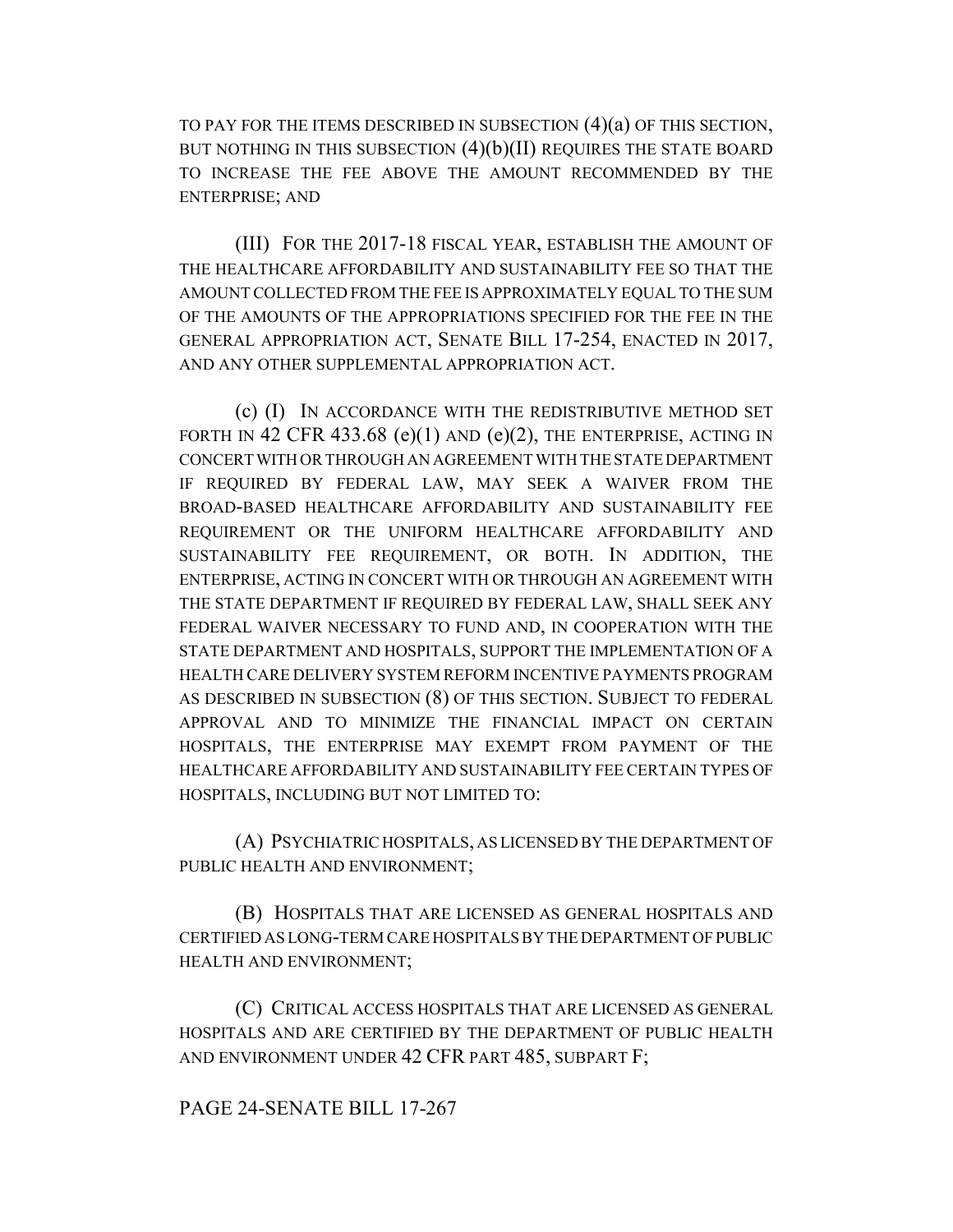TO PAY FOR THE ITEMS DESCRIBED IN SUBSECTION (4)(a) OF THIS SECTION, BUT NOTHING IN THIS SUBSECTION (4)(b)(II) REQUIRES THE STATE BOARD TO INCREASE THE FEE ABOVE THE AMOUNT RECOMMENDED BY THE ENTERPRISE; AND

(III) FOR THE 2017-18 FISCAL YEAR, ESTABLISH THE AMOUNT OF THE HEALTHCARE AFFORDABILITY AND SUSTAINABILITY FEE SO THAT THE AMOUNT COLLECTED FROM THE FEE IS APPROXIMATELY EQUAL TO THE SUM OF THE AMOUNTS OF THE APPROPRIATIONS SPECIFIED FOR THE FEE IN THE GENERAL APPROPRIATION ACT, SENATE BILL 17-254, ENACTED IN 2017, AND ANY OTHER SUPPLEMENTAL APPROPRIATION ACT.

(c) (I) IN ACCORDANCE WITH THE REDISTRIBUTIVE METHOD SET FORTH IN 42 CFR 433.68 (e)(1) AND (e)(2), THE ENTERPRISE, ACTING IN CONCERT WITH OR THROUGH AN AGREEMENT WITH THE STATE DEPARTMENT IF REQUIRED BY FEDERAL LAW, MAY SEEK A WAIVER FROM THE BROAD-BASED HEALTHCARE AFFORDABILITY AND SUSTAINABILITY FEE REQUIREMENT OR THE UNIFORM HEALTHCARE AFFORDABILITY AND SUSTAINABILITY FEE REQUIREMENT, OR BOTH. IN ADDITION, THE ENTERPRISE, ACTING IN CONCERT WITH OR THROUGH AN AGREEMENT WITH THE STATE DEPARTMENT IF REQUIRED BY FEDERAL LAW, SHALL SEEK ANY FEDERAL WAIVER NECESSARY TO FUND AND, IN COOPERATION WITH THE STATE DEPARTMENT AND HOSPITALS, SUPPORT THE IMPLEMENTATION OF A HEALTH CARE DELIVERY SYSTEM REFORM INCENTIVE PAYMENTS PROGRAM AS DESCRIBED IN SUBSECTION (8) OF THIS SECTION. SUBJECT TO FEDERAL APPROVAL AND TO MINIMIZE THE FINANCIAL IMPACT ON CERTAIN HOSPITALS, THE ENTERPRISE MAY EXEMPT FROM PAYMENT OF THE HEALTHCARE AFFORDABILITY AND SUSTAINABILITY FEE CERTAIN TYPES OF HOSPITALS, INCLUDING BUT NOT LIMITED TO:

(A) PSYCHIATRIC HOSPITALS, AS LICENSED BY THE DEPARTMENT OF PUBLIC HEALTH AND ENVIRONMENT;

(B) HOSPITALS THAT ARE LICENSED AS GENERAL HOSPITALS AND CERTIFIED AS LONG-TERM CARE HOSPITALS BY THE DEPARTMENT OF PUBLIC HEALTH AND ENVIRONMENT;

(C) CRITICAL ACCESS HOSPITALS THAT ARE LICENSED AS GENERAL HOSPITALS AND ARE CERTIFIED BY THE DEPARTMENT OF PUBLIC HEALTH AND ENVIRONMENT UNDER 42 CFR PART 485, SUBPART F;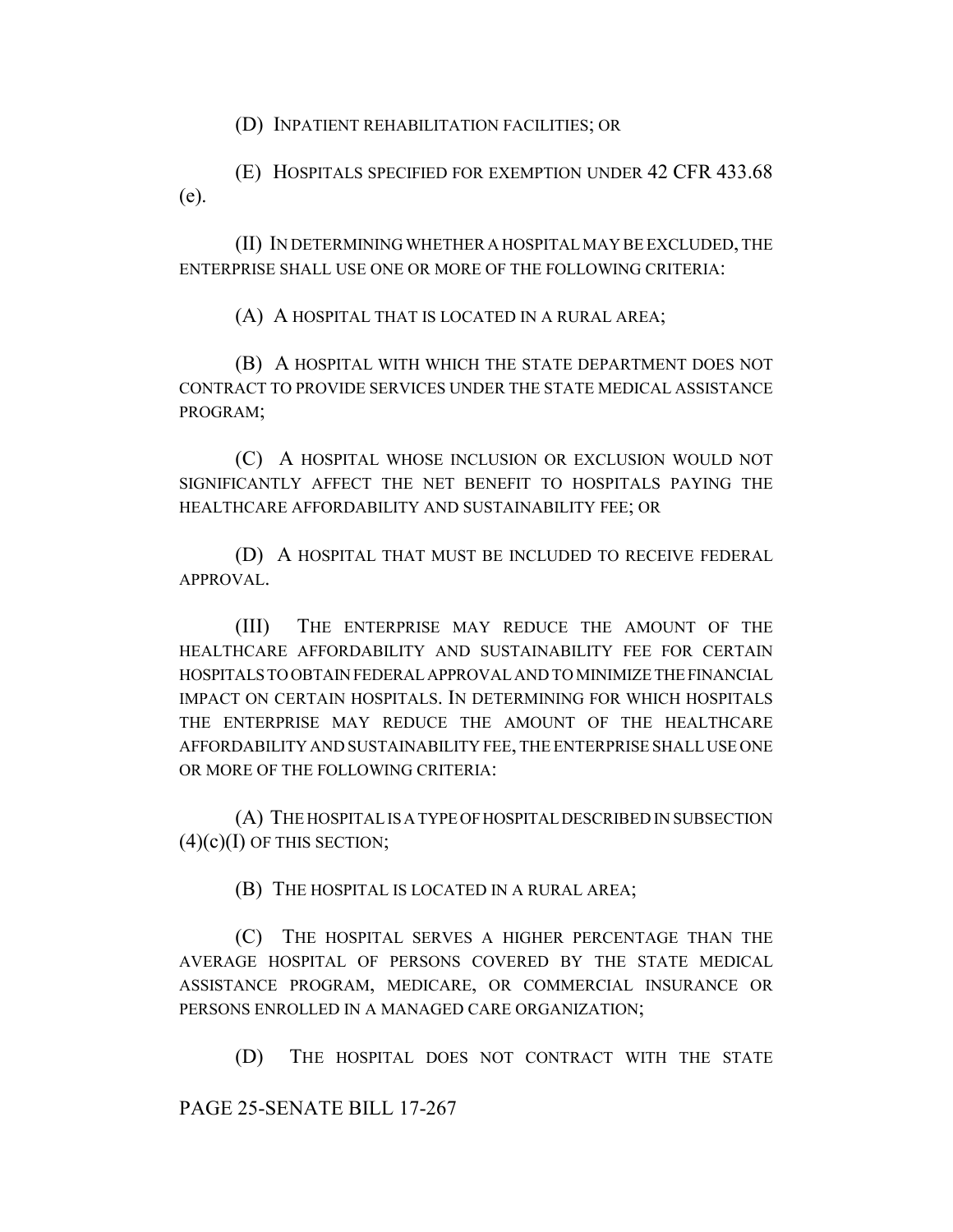(D) INPATIENT REHABILITATION FACILITIES; OR

(E) HOSPITALS SPECIFIED FOR EXEMPTION UNDER 42 CFR 433.68 (e).

(II) IN DETERMINING WHETHER A HOSPITAL MAY BE EXCLUDED, THE ENTERPRISE SHALL USE ONE OR MORE OF THE FOLLOWING CRITERIA:

(A) A HOSPITAL THAT IS LOCATED IN A RURAL AREA;

(B) A HOSPITAL WITH WHICH THE STATE DEPARTMENT DOES NOT CONTRACT TO PROVIDE SERVICES UNDER THE STATE MEDICAL ASSISTANCE PROGRAM;

(C) A HOSPITAL WHOSE INCLUSION OR EXCLUSION WOULD NOT SIGNIFICANTLY AFFECT THE NET BENEFIT TO HOSPITALS PAYING THE HEALTHCARE AFFORDABILITY AND SUSTAINABILITY FEE; OR

(D) A HOSPITAL THAT MUST BE INCLUDED TO RECEIVE FEDERAL APPROVAL.

(III) THE ENTERPRISE MAY REDUCE THE AMOUNT OF THE HEALTHCARE AFFORDABILITY AND SUSTAINABILITY FEE FOR CERTAIN HOSPITALS TO OBTAIN FEDERAL APPROVAL AND TO MINIMIZE THE FINANCIAL IMPACT ON CERTAIN HOSPITALS. IN DETERMINING FOR WHICH HOSPITALS THE ENTERPRISE MAY REDUCE THE AMOUNT OF THE HEALTHCARE AFFORDABILITY AND SUSTAINABILITY FEE, THE ENTERPRISE SHALL USE ONE OR MORE OF THE FOLLOWING CRITERIA:

(A) THE HOSPITAL IS A TYPE OF HOSPITAL DESCRIBED IN SUBSECTION (4)(c)(I) OF THIS SECTION;

(B) THE HOSPITAL IS LOCATED IN A RURAL AREA;

(C) THE HOSPITAL SERVES A HIGHER PERCENTAGE THAN THE AVERAGE HOSPITAL OF PERSONS COVERED BY THE STATE MEDICAL ASSISTANCE PROGRAM, MEDICARE, OR COMMERCIAL INSURANCE OR PERSONS ENROLLED IN A MANAGED CARE ORGANIZATION;

(D) THE HOSPITAL DOES NOT CONTRACT WITH THE STATE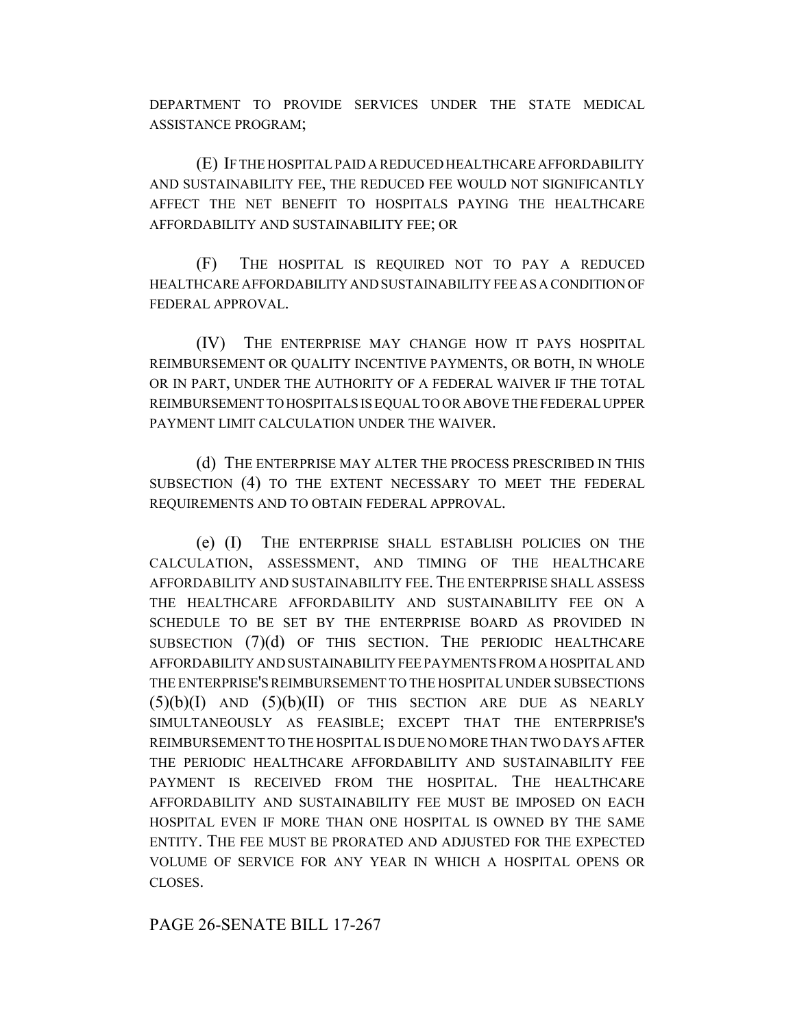DEPARTMENT TO PROVIDE SERVICES UNDER THE STATE MEDICAL ASSISTANCE PROGRAM;

(E) IF THE HOSPITAL PAID A REDUCED HEALTHCARE AFFORDABILITY AND SUSTAINABILITY FEE, THE REDUCED FEE WOULD NOT SIGNIFICANTLY AFFECT THE NET BENEFIT TO HOSPITALS PAYING THE HEALTHCARE AFFORDABILITY AND SUSTAINABILITY FEE; OR

(F) THE HOSPITAL IS REQUIRED NOT TO PAY A REDUCED HEALTHCARE AFFORDABILITY AND SUSTAINABILITY FEE AS A CONDITION OF FEDERAL APPROVAL.

(IV) THE ENTERPRISE MAY CHANGE HOW IT PAYS HOSPITAL REIMBURSEMENT OR QUALITY INCENTIVE PAYMENTS, OR BOTH, IN WHOLE OR IN PART, UNDER THE AUTHORITY OF A FEDERAL WAIVER IF THE TOTAL REIMBURSEMENT TO HOSPITALS IS EQUAL TO OR ABOVE THE FEDERAL UPPER PAYMENT LIMIT CALCULATION UNDER THE WAIVER.

(d) THE ENTERPRISE MAY ALTER THE PROCESS PRESCRIBED IN THIS SUBSECTION (4) TO THE EXTENT NECESSARY TO MEET THE FEDERAL REQUIREMENTS AND TO OBTAIN FEDERAL APPROVAL.

(e) (I) THE ENTERPRISE SHALL ESTABLISH POLICIES ON THE CALCULATION, ASSESSMENT, AND TIMING OF THE HEALTHCARE AFFORDABILITY AND SUSTAINABILITY FEE. THE ENTERPRISE SHALL ASSESS THE HEALTHCARE AFFORDABILITY AND SUSTAINABILITY FEE ON A SCHEDULE TO BE SET BY THE ENTERPRISE BOARD AS PROVIDED IN SUBSECTION (7)(d) OF THIS SECTION. THE PERIODIC HEALTHCARE AFFORDABILITY AND SUSTAINABILITY FEE PAYMENTS FROM A HOSPITAL AND THE ENTERPRISE'S REIMBURSEMENT TO THE HOSPITAL UNDER SUBSECTIONS (5)(b)(I) AND (5)(b)(II) OF THIS SECTION ARE DUE AS NEARLY SIMULTANEOUSLY AS FEASIBLE; EXCEPT THAT THE ENTERPRISE'S REIMBURSEMENT TO THE HOSPITAL IS DUE NO MORE THAN TWO DAYS AFTER THE PERIODIC HEALTHCARE AFFORDABILITY AND SUSTAINABILITY FEE PAYMENT IS RECEIVED FROM THE HOSPITAL. THE HEALTHCARE AFFORDABILITY AND SUSTAINABILITY FEE MUST BE IMPOSED ON EACH HOSPITAL EVEN IF MORE THAN ONE HOSPITAL IS OWNED BY THE SAME ENTITY. THE FEE MUST BE PRORATED AND ADJUSTED FOR THE EXPECTED VOLUME OF SERVICE FOR ANY YEAR IN WHICH A HOSPITAL OPENS OR CLOSES.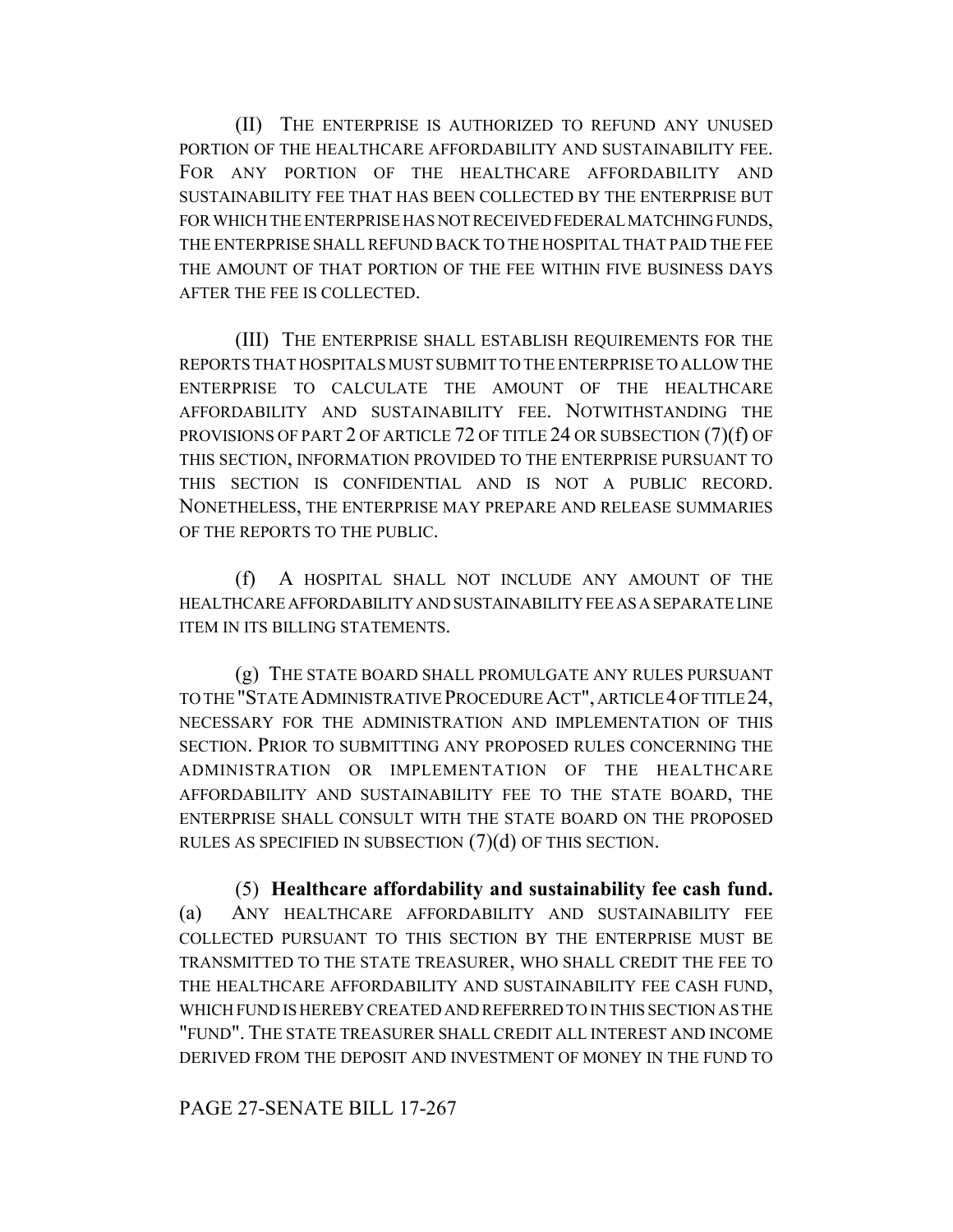(II) THE ENTERPRISE IS AUTHORIZED TO REFUND ANY UNUSED PORTION OF THE HEALTHCARE AFFORDABILITY AND SUSTAINABILITY FEE. FOR ANY PORTION OF THE HEALTHCARE AFFORDABILITY AND SUSTAINABILITY FEE THAT HAS BEEN COLLECTED BY THE ENTERPRISE BUT FOR WHICH THE ENTERPRISE HAS NOT RECEIVED FEDERAL MATCHING FUNDS, THE ENTERPRISE SHALL REFUND BACK TO THE HOSPITAL THAT PAID THE FEE THE AMOUNT OF THAT PORTION OF THE FEE WITHIN FIVE BUSINESS DAYS AFTER THE FEE IS COLLECTED.

(III) THE ENTERPRISE SHALL ESTABLISH REQUIREMENTS FOR THE REPORTS THAT HOSPITALS MUST SUBMIT TO THE ENTERPRISE TO ALLOW THE ENTERPRISE TO CALCULATE THE AMOUNT OF THE HEALTHCARE AFFORDABILITY AND SUSTAINABILITY FEE. NOTWITHSTANDING THE PROVISIONS OF PART 2 OF ARTICLE 72 OF TITLE 24 OR SUBSECTION (7)(f) OF THIS SECTION, INFORMATION PROVIDED TO THE ENTERPRISE PURSUANT TO THIS SECTION IS CONFIDENTIAL AND IS NOT A PUBLIC RECORD. NONETHELESS, THE ENTERPRISE MAY PREPARE AND RELEASE SUMMARIES OF THE REPORTS TO THE PUBLIC.

(f) A HOSPITAL SHALL NOT INCLUDE ANY AMOUNT OF THE HEALTHCARE AFFORDABILITY AND SUSTAINABILITY FEE AS A SEPARATE LINE ITEM IN ITS BILLING STATEMENTS.

(g) THE STATE BOARD SHALL PROMULGATE ANY RULES PURSUANT TO THE "STATE ADMINISTRATIVE PROCEDURE ACT", ARTICLE 4 OF TITLE 24, NECESSARY FOR THE ADMINISTRATION AND IMPLEMENTATION OF THIS SECTION. PRIOR TO SUBMITTING ANY PROPOSED RULES CONCERNING THE ADMINISTRATION OR IMPLEMENTATION OF THE HEALTHCARE AFFORDABILITY AND SUSTAINABILITY FEE TO THE STATE BOARD, THE ENTERPRISE SHALL CONSULT WITH THE STATE BOARD ON THE PROPOSED RULES AS SPECIFIED IN SUBSECTION (7)(d) OF THIS SECTION.

(5) **Healthcare affordability and sustainability fee cash fund.** (a) ANY HEALTHCARE AFFORDABILITY AND SUSTAINABILITY FEE COLLECTED PURSUANT TO THIS SECTION BY THE ENTERPRISE MUST BE TRANSMITTED TO THE STATE TREASURER, WHO SHALL CREDIT THE FEE TO THE HEALTHCARE AFFORDABILITY AND SUSTAINABILITY FEE CASH FUND, WHICH FUND IS HEREBY CREATED AND REFERRED TO IN THIS SECTION AS THE "FUND". THE STATE TREASURER SHALL CREDIT ALL INTEREST AND INCOME DERIVED FROM THE DEPOSIT AND INVESTMENT OF MONEY IN THE FUND TO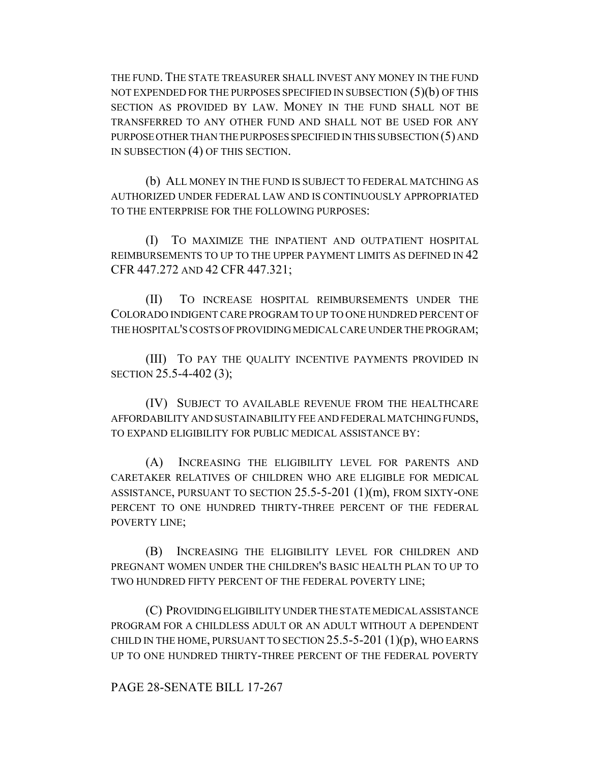THE FUND. THE STATE TREASURER SHALL INVEST ANY MONEY IN THE FUND NOT EXPENDED FOR THE PURPOSES SPECIFIED IN SUBSECTION (5)(b) OF THIS SECTION AS PROVIDED BY LAW. MONEY IN THE FUND SHALL NOT BE TRANSFERRED TO ANY OTHER FUND AND SHALL NOT BE USED FOR ANY PURPOSE OTHER THAN THE PURPOSES SPECIFIED IN THIS SUBSECTION (5) AND IN SUBSECTION (4) OF THIS SECTION.

(b) ALL MONEY IN THE FUND IS SUBJECT TO FEDERAL MATCHING AS AUTHORIZED UNDER FEDERAL LAW AND IS CONTINUOUSLY APPROPRIATED TO THE ENTERPRISE FOR THE FOLLOWING PURPOSES:

(I) TO MAXIMIZE THE INPATIENT AND OUTPATIENT HOSPITAL REIMBURSEMENTS TO UP TO THE UPPER PAYMENT LIMITS AS DEFINED IN 42 CFR 447.272 AND 42 CFR 447.321;

(II) TO INCREASE HOSPITAL REIMBURSEMENTS UNDER THE COLORADO INDIGENT CARE PROGRAM TO UP TO ONE HUNDRED PERCENT OF THE HOSPITAL'S COSTS OF PROVIDING MEDICAL CARE UNDER THE PROGRAM;

(III) TO PAY THE QUALITY INCENTIVE PAYMENTS PROVIDED IN SECTION 25.5-4-402 (3);

(IV) SUBJECT TO AVAILABLE REVENUE FROM THE HEALTHCARE AFFORDABILITY AND SUSTAINABILITY FEE AND FEDERAL MATCHING FUNDS, TO EXPAND ELIGIBILITY FOR PUBLIC MEDICAL ASSISTANCE BY:

(A) INCREASING THE ELIGIBILITY LEVEL FOR PARENTS AND CARETAKER RELATIVES OF CHILDREN WHO ARE ELIGIBLE FOR MEDICAL ASSISTANCE, PURSUANT TO SECTION 25.5-5-201 (1)(m), FROM SIXTY-ONE PERCENT TO ONE HUNDRED THIRTY-THREE PERCENT OF THE FEDERAL POVERTY LINE;

(B) INCREASING THE ELIGIBILITY LEVEL FOR CHILDREN AND PREGNANT WOMEN UNDER THE CHILDREN'S BASIC HEALTH PLAN TO UP TO TWO HUNDRED FIFTY PERCENT OF THE FEDERAL POVERTY LINE;

(C) PROVIDING ELIGIBILITY UNDER THE STATE MEDICAL ASSISTANCE PROGRAM FOR A CHILDLESS ADULT OR AN ADULT WITHOUT A DEPENDENT CHILD IN THE HOME, PURSUANT TO SECTION 25.5-5-201 (1)(p), WHO EARNS UP TO ONE HUNDRED THIRTY-THREE PERCENT OF THE FEDERAL POVERTY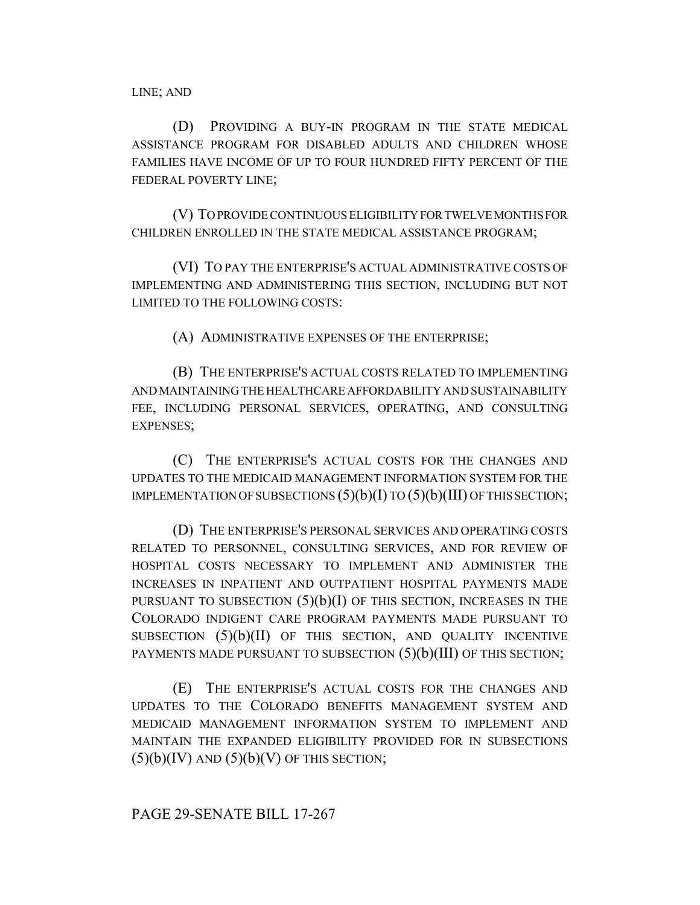LINE; AND

(D) PROVIDING A BUY-IN PROGRAM IN THE STATE MEDICAL ASSISTANCE PROGRAM FOR DISABLED ADULTS AND CHILDREN WHOSE FAMILIES HAVE INCOME OF UP TO FOUR HUNDRED FIFTY PERCENT OF THE FEDERAL POVERTY LINE;

(V) TO PROVIDE CONTINUOUS ELIGIBILITY FOR TWELVE MONTHS FOR CHILDREN ENROLLED IN THE STATE MEDICAL ASSISTANCE PROGRAM;

(VI) TO PAY THE ENTERPRISE'S ACTUAL ADMINISTRATIVE COSTS OF IMPLEMENTING AND ADMINISTERING THIS SECTION, INCLUDING BUT NOT LIMITED TO THE FOLLOWING COSTS:

(A) ADMINISTRATIVE EXPENSES OF THE ENTERPRISE;

(B) THE ENTERPRISE'S ACTUAL COSTS RELATED TO IMPLEMENTING AND MAINTAINING THE HEALTHCARE AFFORDABILITY AND SUSTAINABILITY FEE, INCLUDING PERSONAL SERVICES, OPERATING, AND CONSULTING EXPENSES;

(C) THE ENTERPRISE'S ACTUAL COSTS FOR THE CHANGES AND UPDATES TO THE MEDICAID MANAGEMENT INFORMATION SYSTEM FOR THE IMPLEMENTATION OF SUBSECTIONS (5)(b)(I) TO (5)(b)(III) OF THIS SECTION;

(D) THE ENTERPRISE'S PERSONAL SERVICES AND OPERATING COSTS RELATED TO PERSONNEL, CONSULTING SERVICES, AND FOR REVIEW OF HOSPITAL COSTS NECESSARY TO IMPLEMENT AND ADMINISTER THE INCREASES IN INPATIENT AND OUTPATIENT HOSPITAL PAYMENTS MADE PURSUANT TO SUBSECTION (5)(b)(I) OF THIS SECTION, INCREASES IN THE COLORADO INDIGENT CARE PROGRAM PAYMENTS MADE PURSUANT TO SUBSECTION (5)(b)(II) OF THIS SECTION, AND QUALITY INCENTIVE PAYMENTS MADE PURSUANT TO SUBSECTION (5)(b)(III) OF THIS SECTION;

(E) THE ENTERPRISE'S ACTUAL COSTS FOR THE CHANGES AND UPDATES TO THE COLORADO BENEFITS MANAGEMENT SYSTEM AND MEDICAID MANAGEMENT INFORMATION SYSTEM TO IMPLEMENT AND MAINTAIN THE EXPANDED ELIGIBILITY PROVIDED FOR IN SUBSECTIONS (5)(b)(IV) AND (5)(b)(V) OF THIS SECTION;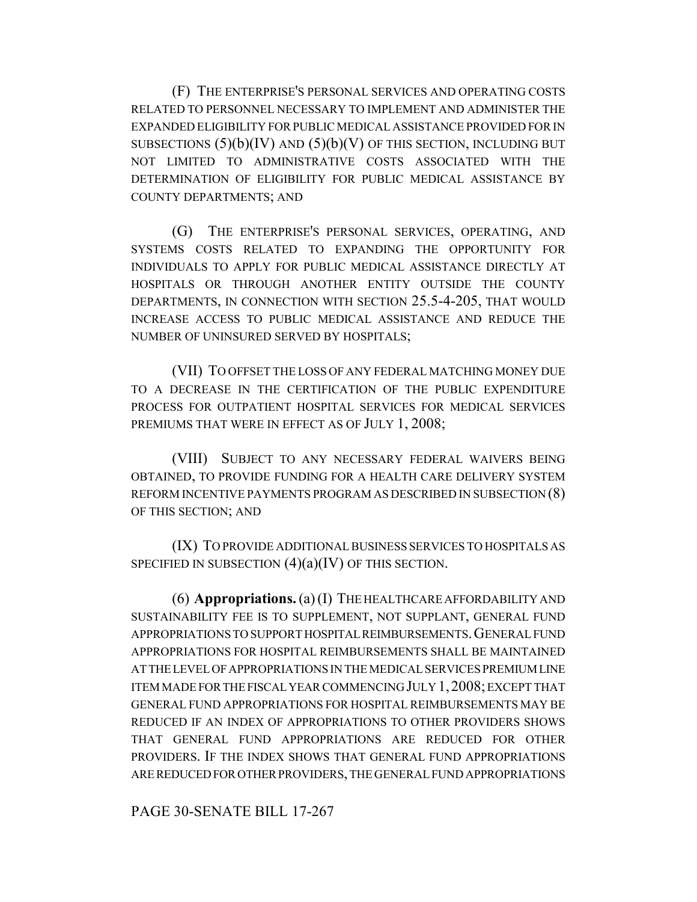(F) THE ENTERPRISE'S PERSONAL SERVICES AND OPERATING COSTS RELATED TO PERSONNEL NECESSARY TO IMPLEMENT AND ADMINISTER THE EXPANDED ELIGIBILITY FOR PUBLIC MEDICAL ASSISTANCE PROVIDED FOR IN SUBSECTIONS (5)(b)(IV) AND (5)(b)(V) OF THIS SECTION, INCLUDING BUT NOT LIMITED TO ADMINISTRATIVE COSTS ASSOCIATED WITH THE DETERMINATION OF ELIGIBILITY FOR PUBLIC MEDICAL ASSISTANCE BY COUNTY DEPARTMENTS; AND

(G) THE ENTERPRISE'S PERSONAL SERVICES, OPERATING, AND SYSTEMS COSTS RELATED TO EXPANDING THE OPPORTUNITY FOR INDIVIDUALS TO APPLY FOR PUBLIC MEDICAL ASSISTANCE DIRECTLY AT HOSPITALS OR THROUGH ANOTHER ENTITY OUTSIDE THE COUNTY DEPARTMENTS, IN CONNECTION WITH SECTION 25.5-4-205, THAT WOULD INCREASE ACCESS TO PUBLIC MEDICAL ASSISTANCE AND REDUCE THE NUMBER OF UNINSURED SERVED BY HOSPITALS;

(VII) TO OFFSET THE LOSS OF ANY FEDERAL MATCHING MONEY DUE TO A DECREASE IN THE CERTIFICATION OF THE PUBLIC EXPENDITURE PROCESS FOR OUTPATIENT HOSPITAL SERVICES FOR MEDICAL SERVICES PREMIUMS THAT WERE IN EFFECT AS OF JULY 1, 2008;

(VIII) SUBJECT TO ANY NECESSARY FEDERAL WAIVERS BEING OBTAINED, TO PROVIDE FUNDING FOR A HEALTH CARE DELIVERY SYSTEM REFORM INCENTIVE PAYMENTS PROGRAM AS DESCRIBED IN SUBSECTION (8) OF THIS SECTION; AND

(IX) TO PROVIDE ADDITIONAL BUSINESS SERVICES TO HOSPITALS AS SPECIFIED IN SUBSECTION (4)(a)(IV) OF THIS SECTION.

(6) **Appropriations.** (a) (I) THE HEALTHCARE AFFORDABILITY AND SUSTAINABILITY FEE IS TO SUPPLEMENT, NOT SUPPLANT, GENERAL FUND APPROPRIATIONS TO SUPPORT HOSPITAL REIMBURSEMENTS. GENERAL FUND APPROPRIATIONS FOR HOSPITAL REIMBURSEMENTS SHALL BE MAINTAINED AT THE LEVEL OF APPROPRIATIONS IN THE MEDICAL SERVICES PREMIUM LINE ITEM MADE FOR THE FISCAL YEAR COMMENCING JULY 1, 2008; EXCEPT THAT GENERAL FUND APPROPRIATIONS FOR HOSPITAL REIMBURSEMENTS MAY BE REDUCED IF AN INDEX OF APPROPRIATIONS TO OTHER PROVIDERS SHOWS THAT GENERAL FUND APPROPRIATIONS ARE REDUCED FOR OTHER PROVIDERS. IF THE INDEX SHOWS THAT GENERAL FUND APPROPRIATIONS ARE REDUCED FOR OTHER PROVIDERS, THE GENERAL FUND APPROPRIATIONS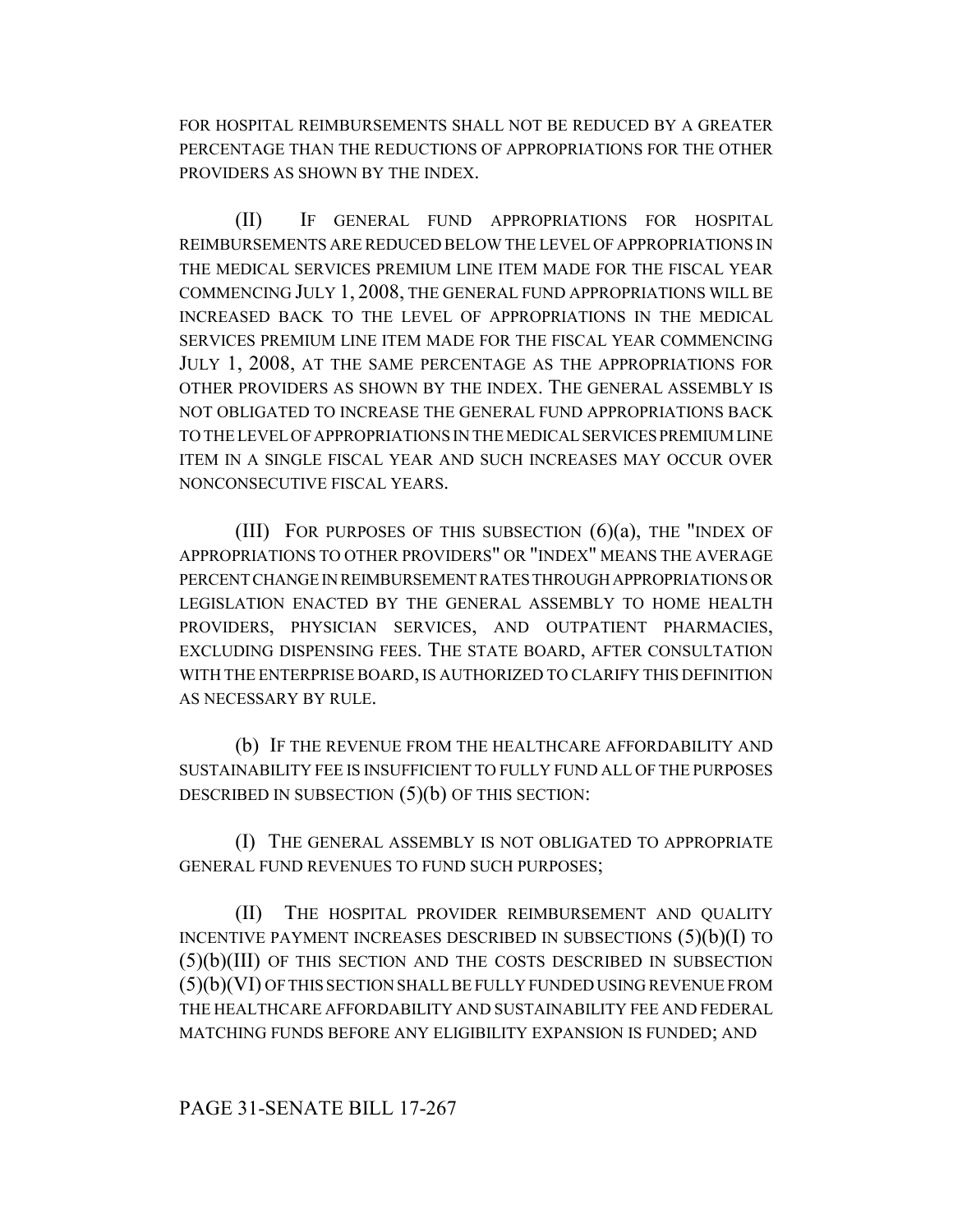FOR HOSPITAL REIMBURSEMENTS SHALL NOT BE REDUCED BY A GREATER PERCENTAGE THAN THE REDUCTIONS OF APPROPRIATIONS FOR THE OTHER PROVIDERS AS SHOWN BY THE INDEX.

(II) IF GENERAL FUND APPROPRIATIONS FOR HOSPITAL REIMBURSEMENTS ARE REDUCED BELOW THE LEVEL OF APPROPRIATIONS IN THE MEDICAL SERVICES PREMIUM LINE ITEM MADE FOR THE FISCAL YEAR COMMENCING JULY 1, 2008, THE GENERAL FUND APPROPRIATIONS WILL BE INCREASED BACK TO THE LEVEL OF APPROPRIATIONS IN THE MEDICAL SERVICES PREMIUM LINE ITEM MADE FOR THE FISCAL YEAR COMMENCING JULY 1, 2008, AT THE SAME PERCENTAGE AS THE APPROPRIATIONS FOR OTHER PROVIDERS AS SHOWN BY THE INDEX. THE GENERAL ASSEMBLY IS NOT OBLIGATED TO INCREASE THE GENERAL FUND APPROPRIATIONS BACK TO THE LEVEL OF APPROPRIATIONS IN THE MEDICAL SERVICES PREMIUM LINE ITEM IN A SINGLE FISCAL YEAR AND SUCH INCREASES MAY OCCUR OVER NONCONSECUTIVE FISCAL YEARS.

(III) FOR PURPOSES OF THIS SUBSECTION (6)(a), THE "INDEX OF APPROPRIATIONS TO OTHER PROVIDERS" OR "INDEX" MEANS THE AVERAGE PERCENT CHANGE IN REIMBURSEMENT RATES THROUGH APPROPRIATIONS OR LEGISLATION ENACTED BY THE GENERAL ASSEMBLY TO HOME HEALTH PROVIDERS, PHYSICIAN SERVICES, AND OUTPATIENT PHARMACIES, EXCLUDING DISPENSING FEES. THE STATE BOARD, AFTER CONSULTATION WITH THE ENTERPRISE BOARD, IS AUTHORIZED TO CLARIFY THIS DEFINITION AS NECESSARY BY RULE.

(b) IF THE REVENUE FROM THE HEALTHCARE AFFORDABILITY AND SUSTAINABILITY FEE IS INSUFFICIENT TO FULLY FUND ALL OF THE PURPOSES DESCRIBED IN SUBSECTION (5)(b) OF THIS SECTION:

(I) THE GENERAL ASSEMBLY IS NOT OBLIGATED TO APPROPRIATE GENERAL FUND REVENUES TO FUND SUCH PURPOSES;

(II) THE HOSPITAL PROVIDER REIMBURSEMENT AND QUALITY INCENTIVE PAYMENT INCREASES DESCRIBED IN SUBSECTIONS (5)(b)(I) TO (5)(b)(III) OF THIS SECTION AND THE COSTS DESCRIBED IN SUBSECTION (5)(b)(VI) OF THIS SECTION SHALL BE FULLY FUNDED USING REVENUE FROM THE HEALTHCARE AFFORDABILITY AND SUSTAINABILITY FEE AND FEDERAL MATCHING FUNDS BEFORE ANY ELIGIBILITY EXPANSION IS FUNDED; AND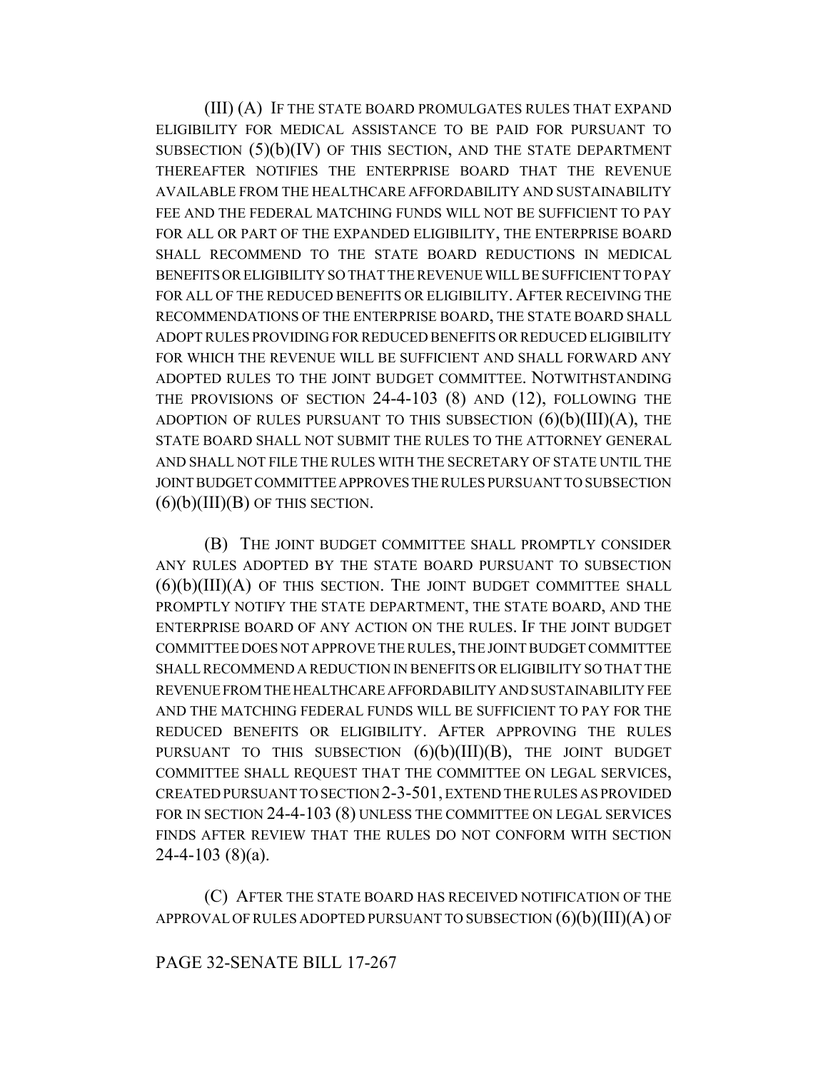(III) (A) IF THE STATE BOARD PROMULGATES RULES THAT EXPAND ELIGIBILITY FOR MEDICAL ASSISTANCE TO BE PAID FOR PURSUANT TO SUBSECTION (5)(b)(IV) OF THIS SECTION, AND THE STATE DEPARTMENT THEREAFTER NOTIFIES THE ENTERPRISE BOARD THAT THE REVENUE AVAILABLE FROM THE HEALTHCARE AFFORDABILITY AND SUSTAINABILITY FEE AND THE FEDERAL MATCHING FUNDS WILL NOT BE SUFFICIENT TO PAY FOR ALL OR PART OF THE EXPANDED ELIGIBILITY, THE ENTERPRISE BOARD SHALL RECOMMEND TO THE STATE BOARD REDUCTIONS IN MEDICAL BENEFITS OR ELIGIBILITY SO THAT THE REVENUE WILL BE SUFFICIENT TO PAY FOR ALL OF THE REDUCED BENEFITS OR ELIGIBILITY. AFTER RECEIVING THE RECOMMENDATIONS OF THE ENTERPRISE BOARD, THE STATE BOARD SHALL ADOPT RULES PROVIDING FOR REDUCED BENEFITS OR REDUCED ELIGIBILITY FOR WHICH THE REVENUE WILL BE SUFFICIENT AND SHALL FORWARD ANY ADOPTED RULES TO THE JOINT BUDGET COMMITTEE. NOTWITHSTANDING THE PROVISIONS OF SECTION 24-4-103 (8) AND (12), FOLLOWING THE ADOPTION OF RULES PURSUANT TO THIS SUBSECTION (6)(b)(III)(A), THE STATE BOARD SHALL NOT SUBMIT THE RULES TO THE ATTORNEY GENERAL AND SHALL NOT FILE THE RULES WITH THE SECRETARY OF STATE UNTIL THE JOINT BUDGET COMMITTEE APPROVES THE RULES PURSUANT TO SUBSECTION (6)(b)(III)(B) OF THIS SECTION.

(B) THE JOINT BUDGET COMMITTEE SHALL PROMPTLY CONSIDER ANY RULES ADOPTED BY THE STATE BOARD PURSUANT TO SUBSECTION (6)(b)(III)(A) OF THIS SECTION. THE JOINT BUDGET COMMITTEE SHALL PROMPTLY NOTIFY THE STATE DEPARTMENT, THE STATE BOARD, AND THE ENTERPRISE BOARD OF ANY ACTION ON THE RULES. IF THE JOINT BUDGET COMMITTEE DOES NOT APPROVE THE RULES, THE JOINT BUDGET COMMITTEE SHALL RECOMMEND A REDUCTION IN BENEFITS OR ELIGIBILITY SO THAT THE REVENUE FROM THE HEALTHCARE AFFORDABILITY AND SUSTAINABILITY FEE AND THE MATCHING FEDERAL FUNDS WILL BE SUFFICIENT TO PAY FOR THE REDUCED BENEFITS OR ELIGIBILITY. AFTER APPROVING THE RULES PURSUANT TO THIS SUBSECTION (6)(b)(III)(B), THE JOINT BUDGET COMMITTEE SHALL REQUEST THAT THE COMMITTEE ON LEGAL SERVICES, CREATED PURSUANT TO SECTION 2-3-501, EXTEND THE RULES AS PROVIDED FOR IN SECTION 24-4-103 (8) UNLESS THE COMMITTEE ON LEGAL SERVICES FINDS AFTER REVIEW THAT THE RULES DO NOT CONFORM WITH SECTION 24-4-103 (8)(a).

(C) AFTER THE STATE BOARD HAS RECEIVED NOTIFICATION OF THE APPROVAL OF RULES ADOPTED PURSUANT TO SUBSECTION (6)(b)(III)(A) OF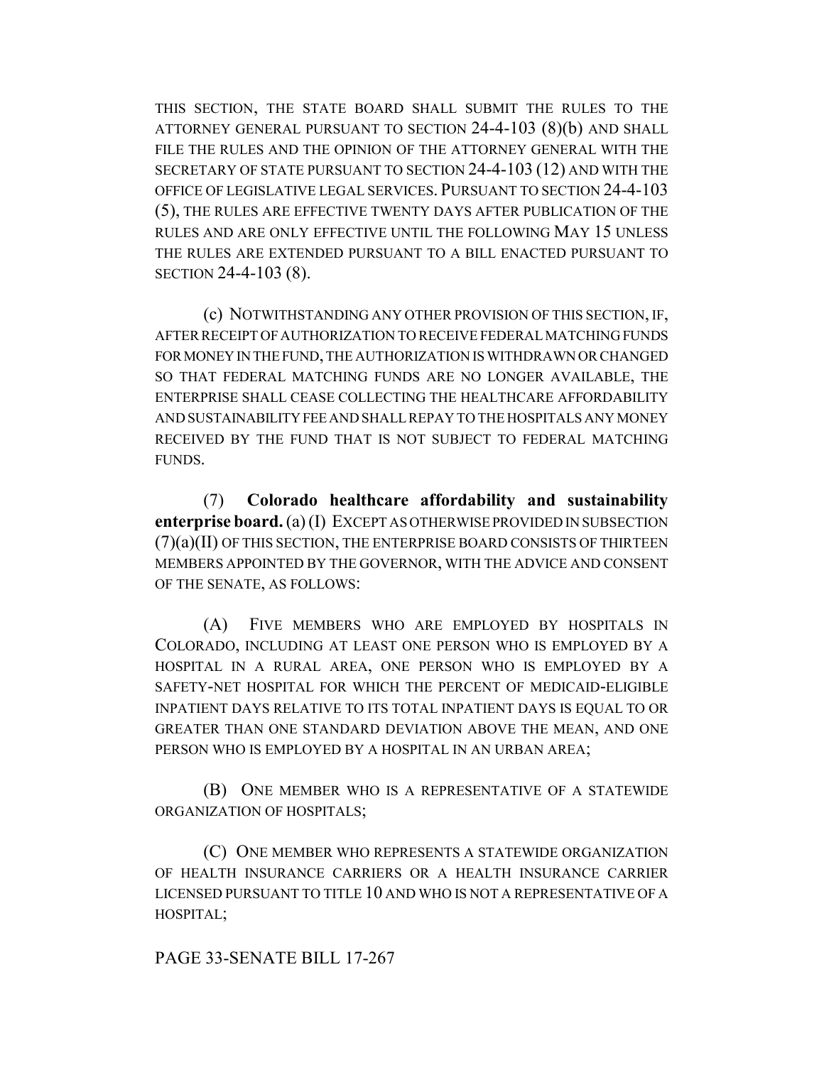THIS SECTION, THE STATE BOARD SHALL SUBMIT THE RULES TO THE ATTORNEY GENERAL PURSUANT TO SECTION 24-4-103 (8)(b) AND SHALL FILE THE RULES AND THE OPINION OF THE ATTORNEY GENERAL WITH THE SECRETARY OF STATE PURSUANT TO SECTION 24-4-103 (12) AND WITH THE OFFICE OF LEGISLATIVE LEGAL SERVICES. PURSUANT TO SECTION 24-4-103 (5), THE RULES ARE EFFECTIVE TWENTY DAYS AFTER PUBLICATION OF THE RULES AND ARE ONLY EFFECTIVE UNTIL THE FOLLOWING MAY 15 UNLESS THE RULES ARE EXTENDED PURSUANT TO A BILL ENACTED PURSUANT TO SECTION 24-4-103 (8).

(c) NOTWITHSTANDING ANY OTHER PROVISION OF THIS SECTION, IF, AFTER RECEIPT OF AUTHORIZATION TO RECEIVE FEDERAL MATCHING FUNDS FOR MONEY IN THE FUND, THE AUTHORIZATION IS WITHDRAWN OR CHANGED SO THAT FEDERAL MATCHING FUNDS ARE NO LONGER AVAILABLE, THE ENTERPRISE SHALL CEASE COLLECTING THE HEALTHCARE AFFORDABILITY AND SUSTAINABILITY FEE AND SHALL REPAY TO THE HOSPITALS ANY MONEY RECEIVED BY THE FUND THAT IS NOT SUBJECT TO FEDERAL MATCHING FUNDS.

(7) **Colorado healthcare affordability and sustainability enterprise board.** (a) (I) EXCEPT AS OTHERWISE PROVIDED IN SUBSECTION (7)(a)(II) OF THIS SECTION, THE ENTERPRISE BOARD CONSISTS OF THIRTEEN MEMBERS APPOINTED BY THE GOVERNOR, WITH THE ADVICE AND CONSENT OF THE SENATE, AS FOLLOWS:

(A) FIVE MEMBERS WHO ARE EMPLOYED BY HOSPITALS IN COLORADO, INCLUDING AT LEAST ONE PERSON WHO IS EMPLOYED BY A HOSPITAL IN A RURAL AREA, ONE PERSON WHO IS EMPLOYED BY A SAFETY-NET HOSPITAL FOR WHICH THE PERCENT OF MEDICAID-ELIGIBLE INPATIENT DAYS RELATIVE TO ITS TOTAL INPATIENT DAYS IS EQUAL TO OR GREATER THAN ONE STANDARD DEVIATION ABOVE THE MEAN, AND ONE PERSON WHO IS EMPLOYED BY A HOSPITAL IN AN URBAN AREA;

(B) ONE MEMBER WHO IS A REPRESENTATIVE OF A STATEWIDE ORGANIZATION OF HOSPITALS;

(C) ONE MEMBER WHO REPRESENTS A STATEWIDE ORGANIZATION OF HEALTH INSURANCE CARRIERS OR A HEALTH INSURANCE CARRIER LICENSED PURSUANT TO TITLE 10 AND WHO IS NOT A REPRESENTATIVE OF A HOSPITAL;

PAGE 33-SENATE BILL 17-267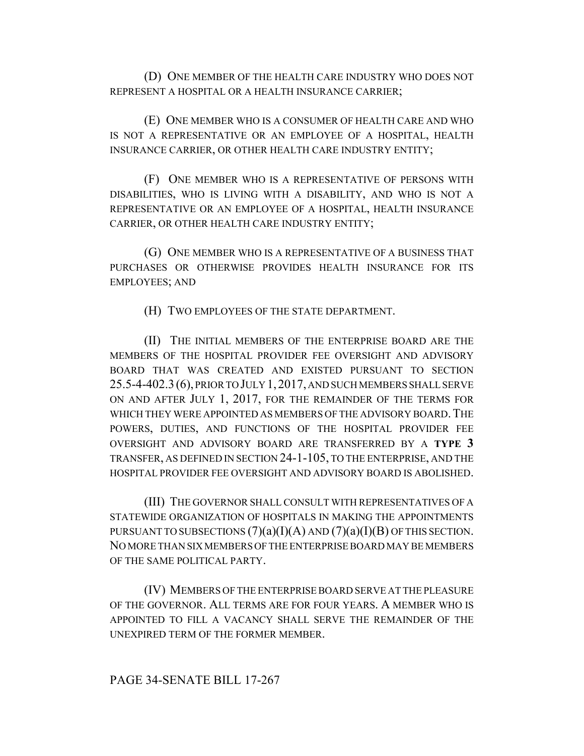(D) ONE MEMBER OF THE HEALTH CARE INDUSTRY WHO DOES NOT REPRESENT A HOSPITAL OR A HEALTH INSURANCE CARRIER;

(E) ONE MEMBER WHO IS A CONSUMER OF HEALTH CARE AND WHO IS NOT A REPRESENTATIVE OR AN EMPLOYEE OF A HOSPITAL, HEALTH INSURANCE CARRIER, OR OTHER HEALTH CARE INDUSTRY ENTITY;

(F) ONE MEMBER WHO IS A REPRESENTATIVE OF PERSONS WITH DISABILITIES, WHO IS LIVING WITH A DISABILITY, AND WHO IS NOT A REPRESENTATIVE OR AN EMPLOYEE OF A HOSPITAL, HEALTH INSURANCE CARRIER, OR OTHER HEALTH CARE INDUSTRY ENTITY;

(G) ONE MEMBER WHO IS A REPRESENTATIVE OF A BUSINESS THAT PURCHASES OR OTHERWISE PROVIDES HEALTH INSURANCE FOR ITS EMPLOYEES; AND

(H) TWO EMPLOYEES OF THE STATE DEPARTMENT.

(II) THE INITIAL MEMBERS OF THE ENTERPRISE BOARD ARE THE MEMBERS OF THE HOSPITAL PROVIDER FEE OVERSIGHT AND ADVISORY BOARD THAT WAS CREATED AND EXISTED PURSUANT TO SECTION 25.5-4-402.3 (6), PRIOR TO JULY 1, 2017, AND SUCH MEMBERS SHALL SERVE ON AND AFTER JULY 1, 2017, FOR THE REMAINDER OF THE TERMS FOR WHICH THEY WERE APPOINTED AS MEMBERS OF THE ADVISORY BOARD. THE POWERS, DUTIES, AND FUNCTIONS OF THE HOSPITAL PROVIDER FEE OVERSIGHT AND ADVISORY BOARD ARE TRANSFERRED BY A **TYPE 3** TRANSFER, AS DEFINED IN SECTION 24-1-105, TO THE ENTERPRISE, AND THE HOSPITAL PROVIDER FEE OVERSIGHT AND ADVISORY BOARD IS ABOLISHED.

(III) THE GOVERNOR SHALL CONSULT WITH REPRESENTATIVES OF A STATEWIDE ORGANIZATION OF HOSPITALS IN MAKING THE APPOINTMENTS PURSUANT TO SUBSECTIONS (7)(a)(I)(A) AND (7)(a)(I)(B) OF THIS SECTION. NO MORE THAN SIX MEMBERS OF THE ENTERPRISE BOARD MAY BE MEMBERS OF THE SAME POLITICAL PARTY.

(IV) MEMBERS OF THE ENTERPRISE BOARD SERVE AT THE PLEASURE OF THE GOVERNOR. ALL TERMS ARE FOR FOUR YEARS. A MEMBER WHO IS APPOINTED TO FILL A VACANCY SHALL SERVE THE REMAINDER OF THE UNEXPIRED TERM OF THE FORMER MEMBER.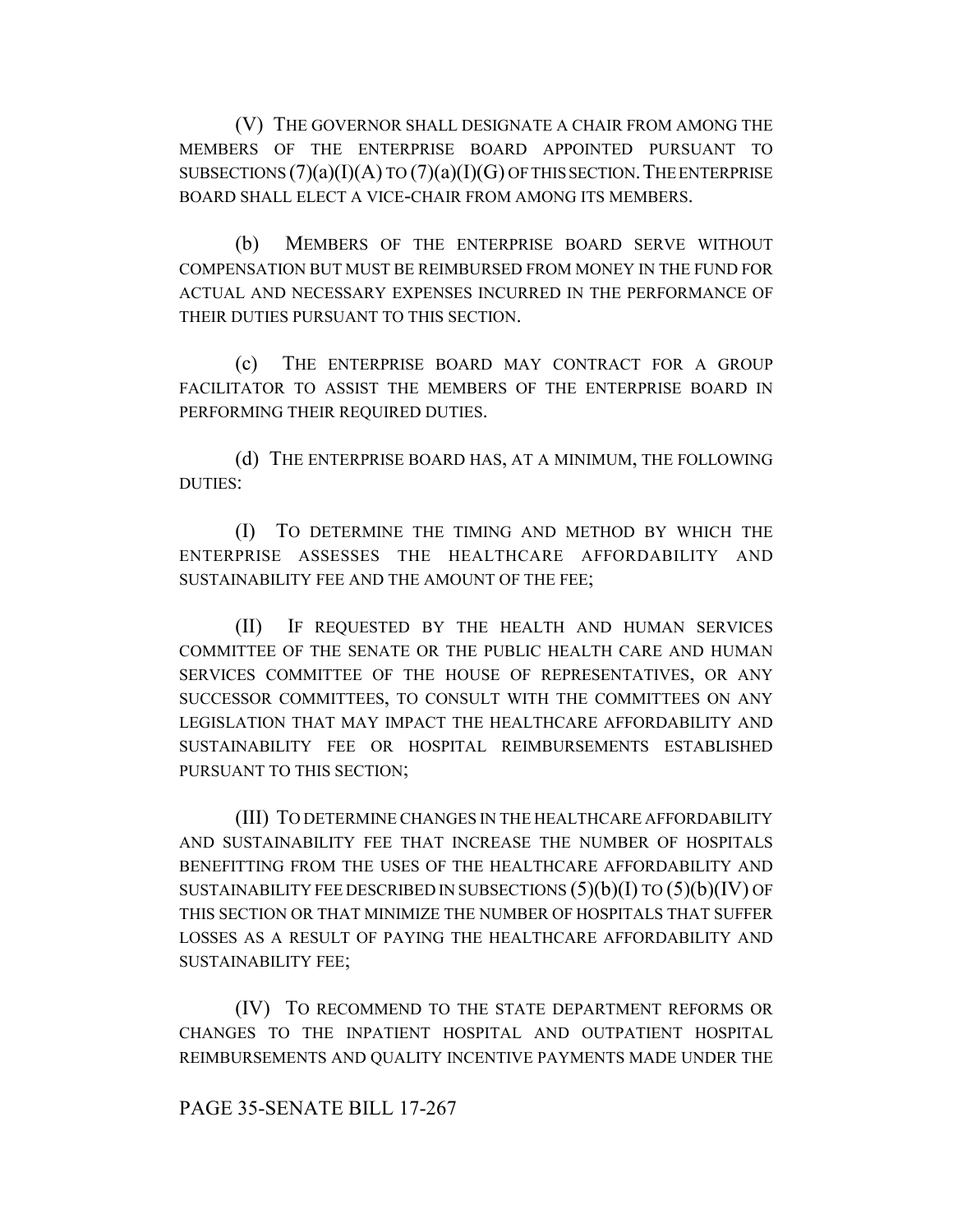(V) THE GOVERNOR SHALL DESIGNATE A CHAIR FROM AMONG THE MEMBERS OF THE ENTERPRISE BOARD APPOINTED PURSUANT TO SUBSECTIONS (7)(a)(I)(A) TO (7)(a)(I)(G) OF THIS SECTION. THE ENTERPRISE BOARD SHALL ELECT A VICE-CHAIR FROM AMONG ITS MEMBERS.

(b) MEMBERS OF THE ENTERPRISE BOARD SERVE WITHOUT COMPENSATION BUT MUST BE REIMBURSED FROM MONEY IN THE FUND FOR ACTUAL AND NECESSARY EXPENSES INCURRED IN THE PERFORMANCE OF THEIR DUTIES PURSUANT TO THIS SECTION.

(c) THE ENTERPRISE BOARD MAY CONTRACT FOR A GROUP FACILITATOR TO ASSIST THE MEMBERS OF THE ENTERPRISE BOARD IN PERFORMING THEIR REQUIRED DUTIES.

(d) THE ENTERPRISE BOARD HAS, AT A MINIMUM, THE FOLLOWING DUTIES:

(I) TO DETERMINE THE TIMING AND METHOD BY WHICH THE ENTERPRISE ASSESSES THE HEALTHCARE AFFORDABILITY AND SUSTAINABILITY FEE AND THE AMOUNT OF THE FEE;

(II) IF REQUESTED BY THE HEALTH AND HUMAN SERVICES COMMITTEE OF THE SENATE OR THE PUBLIC HEALTH CARE AND HUMAN SERVICES COMMITTEE OF THE HOUSE OF REPRESENTATIVES, OR ANY SUCCESSOR COMMITTEES, TO CONSULT WITH THE COMMITTEES ON ANY LEGISLATION THAT MAY IMPACT THE HEALTHCARE AFFORDABILITY AND SUSTAINABILITY FEE OR HOSPITAL REIMBURSEMENTS ESTABLISHED PURSUANT TO THIS SECTION;

(III) TO DETERMINE CHANGES IN THE HEALTHCARE AFFORDABILITY AND SUSTAINABILITY FEE THAT INCREASE THE NUMBER OF HOSPITALS BENEFITTING FROM THE USES OF THE HEALTHCARE AFFORDABILITY AND SUSTAINABILITY FEE DESCRIBED IN SUBSECTIONS (5)(b)(I) TO (5)(b)(IV) OF THIS SECTION OR THAT MINIMIZE THE NUMBER OF HOSPITALS THAT SUFFER LOSSES AS A RESULT OF PAYING THE HEALTHCARE AFFORDABILITY AND SUSTAINABILITY FEE;

(IV) TO RECOMMEND TO THE STATE DEPARTMENT REFORMS OR CHANGES TO THE INPATIENT HOSPITAL AND OUTPATIENT HOSPITAL REIMBURSEMENTS AND QUALITY INCENTIVE PAYMENTS MADE UNDER THE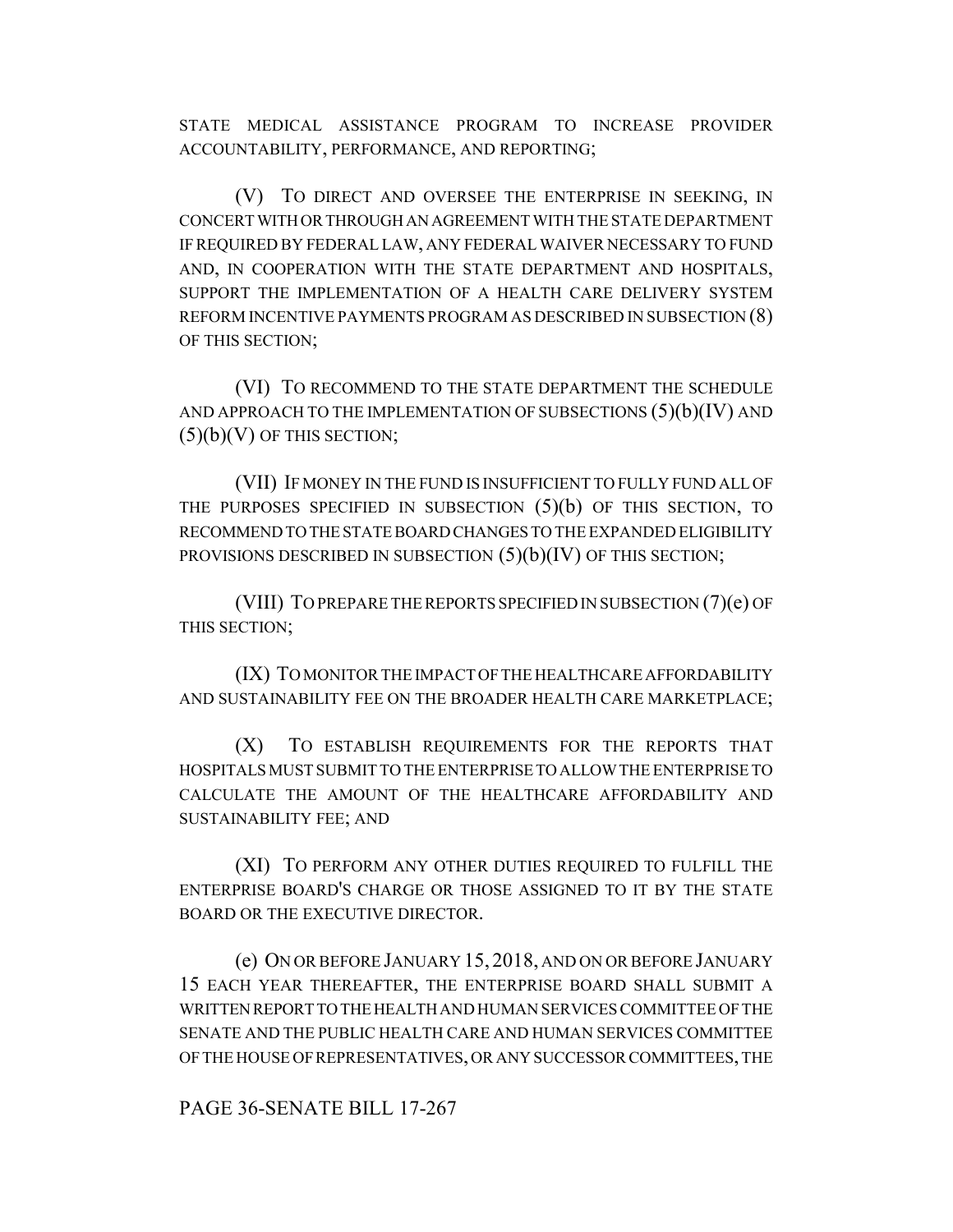STATE MEDICAL ASSISTANCE PROGRAM TO INCREASE PROVIDER ACCOUNTABILITY, PERFORMANCE, AND REPORTING;

(V) TO DIRECT AND OVERSEE THE ENTERPRISE IN SEEKING, IN CONCERT WITH OR THROUGH AN AGREEMENT WITH THE STATE DEPARTMENT IF REQUIRED BY FEDERAL LAW, ANY FEDERAL WAIVER NECESSARY TO FUND AND, IN COOPERATION WITH THE STATE DEPARTMENT AND HOSPITALS, SUPPORT THE IMPLEMENTATION OF A HEALTH CARE DELIVERY SYSTEM REFORM INCENTIVE PAYMENTS PROGRAM AS DESCRIBED IN SUBSECTION (8) OF THIS SECTION;

(VI) TO RECOMMEND TO THE STATE DEPARTMENT THE SCHEDULE AND APPROACH TO THE IMPLEMENTATION OF SUBSECTIONS (5)(b)(IV) AND (5)(b)(V) OF THIS SECTION;

(VII) IF MONEY IN THE FUND IS INSUFFICIENT TO FULLY FUND ALL OF THE PURPOSES SPECIFIED IN SUBSECTION (5)(b) OF THIS SECTION, TO RECOMMEND TO THE STATE BOARD CHANGES TO THE EXPANDED ELIGIBILITY PROVISIONS DESCRIBED IN SUBSECTION (5)(b)(IV) OF THIS SECTION;

(VIII) TO PREPARE THE REPORTS SPECIFIED IN SUBSECTION (7)(e) OF THIS SECTION;

(IX) TO MONITOR THE IMPACT OF THE HEALTHCARE AFFORDABILITY AND SUSTAINABILITY FEE ON THE BROADER HEALTH CARE MARKETPLACE;

(X) TO ESTABLISH REQUIREMENTS FOR THE REPORTS THAT HOSPITALS MUST SUBMIT TO THE ENTERPRISE TO ALLOW THE ENTERPRISE TO CALCULATE THE AMOUNT OF THE HEALTHCARE AFFORDABILITY AND SUSTAINABILITY FEE; AND

(XI) TO PERFORM ANY OTHER DUTIES REQUIRED TO FULFILL THE ENTERPRISE BOARD'S CHARGE OR THOSE ASSIGNED TO IT BY THE STATE BOARD OR THE EXECUTIVE DIRECTOR.

(e) ON OR BEFORE JANUARY 15, 2018, AND ON OR BEFORE JANUARY 15 EACH YEAR THEREAFTER, THE ENTERPRISE BOARD SHALL SUBMIT A WRITTEN REPORT TO THE HEALTH AND HUMAN SERVICES COMMITTEE OF THE SENATE AND THE PUBLIC HEALTH CARE AND HUMAN SERVICES COMMITTEE OF THE HOUSE OF REPRESENTATIVES, OR ANY SUCCESSOR COMMITTEES, THE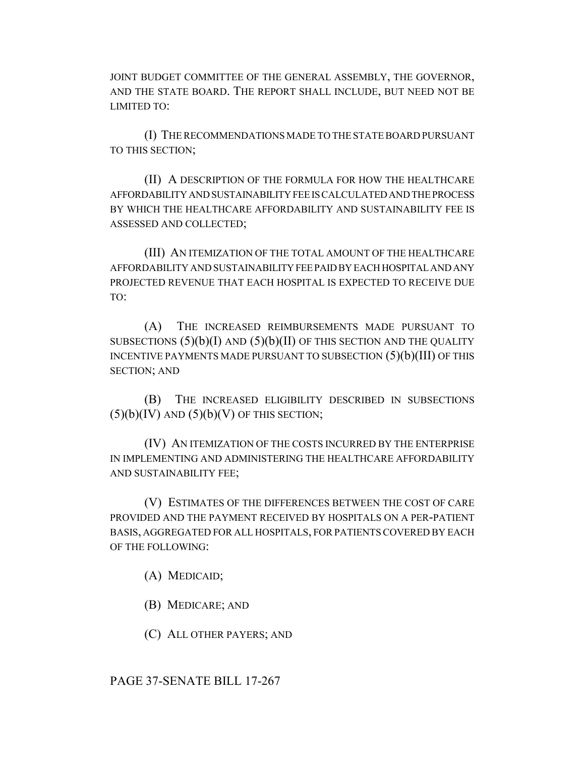JOINT BUDGET COMMITTEE OF THE GENERAL ASSEMBLY, THE GOVERNOR, AND THE STATE BOARD. THE REPORT SHALL INCLUDE, BUT NEED NOT BE LIMITED TO:

(I) THE RECOMMENDATIONS MADE TO THE STATE BOARD PURSUANT TO THIS SECTION;

(II) A DESCRIPTION OF THE FORMULA FOR HOW THE HEALTHCARE AFFORDABILITY AND SUSTAINABILITY FEE IS CALCULATED AND THE PROCESS BY WHICH THE HEALTHCARE AFFORDABILITY AND SUSTAINABILITY FEE IS ASSESSED AND COLLECTED;

(III) AN ITEMIZATION OF THE TOTAL AMOUNT OF THE HEALTHCARE AFFORDABILITY AND SUSTAINABILITY FEE PAID BY EACH HOSPITAL AND ANY PROJECTED REVENUE THAT EACH HOSPITAL IS EXPECTED TO RECEIVE DUE TO:

(A) THE INCREASED REIMBURSEMENTS MADE PURSUANT TO SUBSECTIONS (5)(b)(I) AND (5)(b)(II) OF THIS SECTION AND THE QUALITY INCENTIVE PAYMENTS MADE PURSUANT TO SUBSECTION (5)(b)(III) OF THIS SECTION; AND

(B) THE INCREASED ELIGIBILITY DESCRIBED IN SUBSECTIONS (5)(b)(IV) AND (5)(b)(V) OF THIS SECTION;

(IV) AN ITEMIZATION OF THE COSTS INCURRED BY THE ENTERPRISE IN IMPLEMENTING AND ADMINISTERING THE HEALTHCARE AFFORDABILITY AND SUSTAINABILITY FEE;

(V) ESTIMATES OF THE DIFFERENCES BETWEEN THE COST OF CARE PROVIDED AND THE PAYMENT RECEIVED BY HOSPITALS ON A PER-PATIENT BASIS, AGGREGATED FOR ALL HOSPITALS, FOR PATIENTS COVERED BY EACH OF THE FOLLOWING:

(A) MEDICAID;

(B) MEDICARE; AND

(C) ALL OTHER PAYERS; AND

PAGE 37-SENATE BILL 17-267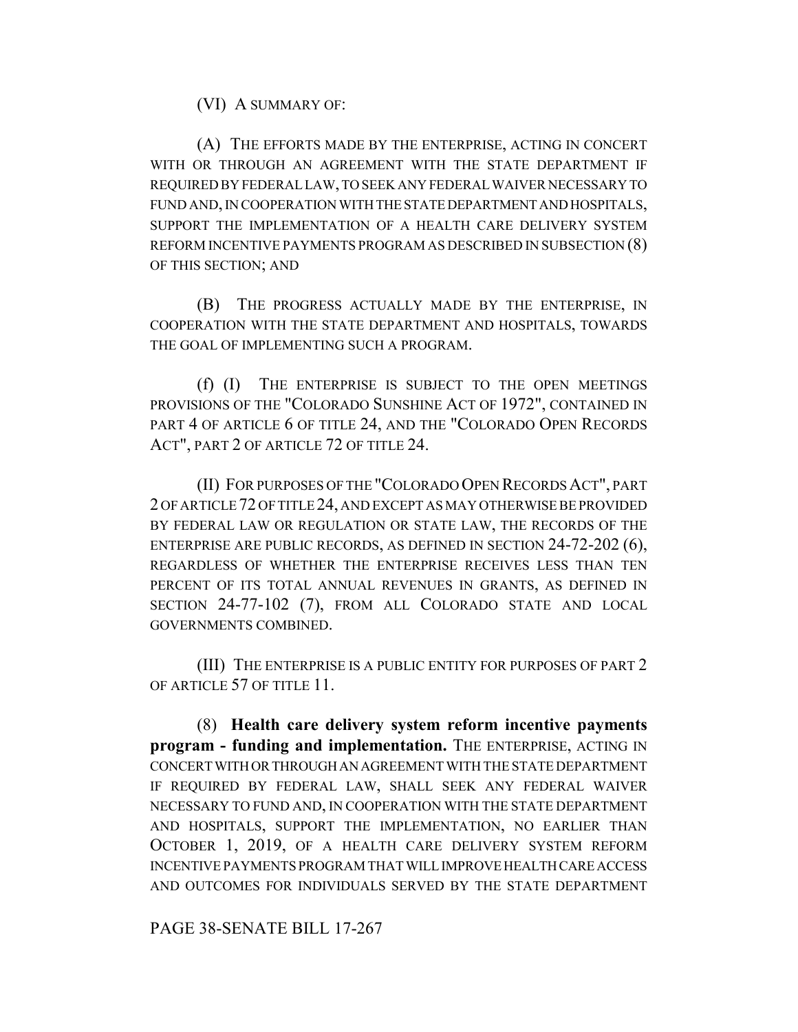(VI) A SUMMARY OF:

(A) THE EFFORTS MADE BY THE ENTERPRISE, ACTING IN CONCERT WITH OR THROUGH AN AGREEMENT WITH THE STATE DEPARTMENT IF REQUIRED BY FEDERAL LAW, TO SEEK ANY FEDERAL WAIVER NECESSARY TO FUND AND, IN COOPERATION WITH THE STATE DEPARTMENT AND HOSPITALS, SUPPORT THE IMPLEMENTATION OF A HEALTH CARE DELIVERY SYSTEM REFORM INCENTIVE PAYMENTS PROGRAM AS DESCRIBED IN SUBSECTION (8) OF THIS SECTION; AND

(B) THE PROGRESS ACTUALLY MADE BY THE ENTERPRISE, IN COOPERATION WITH THE STATE DEPARTMENT AND HOSPITALS, TOWARDS THE GOAL OF IMPLEMENTING SUCH A PROGRAM.

(f) (I) THE ENTERPRISE IS SUBJECT TO THE OPEN MEETINGS PROVISIONS OF THE "COLORADO SUNSHINE ACT OF 1972", CONTAINED IN PART 4 OF ARTICLE 6 OF TITLE 24, AND THE "COLORADO OPEN RECORDS ACT", PART 2 OF ARTICLE 72 OF TITLE 24.

(II) FOR PURPOSES OF THE "COLORADO OPEN RECORDS ACT", PART 2 OF ARTICLE 72 OF TITLE 24, AND EXCEPT AS MAY OTHERWISE BE PROVIDED BY FEDERAL LAW OR REGULATION OR STATE LAW, THE RECORDS OF THE ENTERPRISE ARE PUBLIC RECORDS, AS DEFINED IN SECTION 24-72-202 (6), REGARDLESS OF WHETHER THE ENTERPRISE RECEIVES LESS THAN TEN PERCENT OF ITS TOTAL ANNUAL REVENUES IN GRANTS, AS DEFINED IN SECTION 24-77-102 (7), FROM ALL COLORADO STATE AND LOCAL GOVERNMENTS COMBINED.

(III) THE ENTERPRISE IS A PUBLIC ENTITY FOR PURPOSES OF PART 2 OF ARTICLE 57 OF TITLE 11.

(8) **Health care delivery system reform incentive payments program - funding and implementation.** THE ENTERPRISE, ACTING IN CONCERT WITH OR THROUGH AN AGREEMENT WITH THE STATE DEPARTMENT IF REQUIRED BY FEDERAL LAW, SHALL SEEK ANY FEDERAL WAIVER NECESSARY TO FUND AND, IN COOPERATION WITH THE STATE DEPARTMENT AND HOSPITALS, SUPPORT THE IMPLEMENTATION, NO EARLIER THAN OCTOBER 1, 2019, OF A HEALTH CARE DELIVERY SYSTEM REFORM INCENTIVE PAYMENTS PROGRAM THAT WILL IMPROVE HEALTH CARE ACCESS AND OUTCOMES FOR INDIVIDUALS SERVED BY THE STATE DEPARTMENT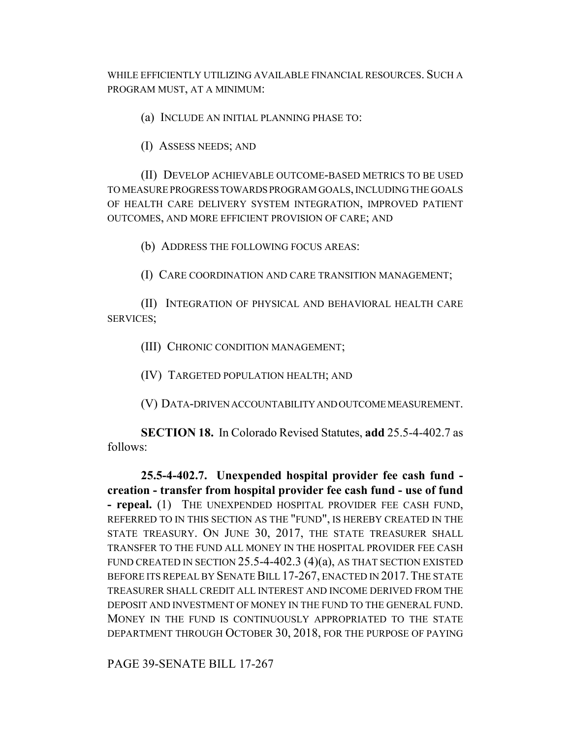WHILE EFFICIENTLY UTILIZING AVAILABLE FINANCIAL RESOURCES. SUCH A PROGRAM MUST, AT A MINIMUM:

(a) INCLUDE AN INITIAL PLANNING PHASE TO:

(I) ASSESS NEEDS; AND

(II) DEVELOP ACHIEVABLE OUTCOME-BASED METRICS TO BE USED TO MEASURE PROGRESS TOWARDS PROGRAM GOALS, INCLUDING THE GOALS OF HEALTH CARE DELIVERY SYSTEM INTEGRATION, IMPROVED PATIENT OUTCOMES, AND MORE EFFICIENT PROVISION OF CARE; AND

(b) ADDRESS THE FOLLOWING FOCUS AREAS:

(I) CARE COORDINATION AND CARE TRANSITION MANAGEMENT;

(II) INTEGRATION OF PHYSICAL AND BEHAVIORAL HEALTH CARE SERVICES;

(III) CHRONIC CONDITION MANAGEMENT;

(IV) TARGETED POPULATION HEALTH; AND

(V) DATA-DRIVEN ACCOUNTABILITY AND OUTCOME MEASUREMENT.

**SECTION 18.** In Colorado Revised Statutes, **add** 25.5-4-402.7 as follows:

**25.5-4-402.7. Unexpended hospital provider fee cash fund - creation - transfer from hospital provider fee cash fund - use of fund - repeal.** (1) THE UNEXPENDED HOSPITAL PROVIDER FEE CASH FUND, REFERRED TO IN THIS SECTION AS THE "FUND", IS HEREBY CREATED IN THE STATE TREASURY. ON JUNE 30, 2017, THE STATE TREASURER SHALL TRANSFER TO THE FUND ALL MONEY IN THE HOSPITAL PROVIDER FEE CASH FUND CREATED IN SECTION 25.5-4-402.3 (4)(a), AS THAT SECTION EXISTED BEFORE ITS REPEAL BY SENATE BILL 17-267, ENACTED IN 2017. THE STATE TREASURER SHALL CREDIT ALL INTEREST AND INCOME DERIVED FROM THE DEPOSIT AND INVESTMENT OF MONEY IN THE FUND TO THE GENERAL FUND. MONEY IN THE FUND IS CONTINUOUSLY APPROPRIATED TO THE STATE DEPARTMENT THROUGH OCTOBER 30, 2018, FOR THE PURPOSE OF PAYING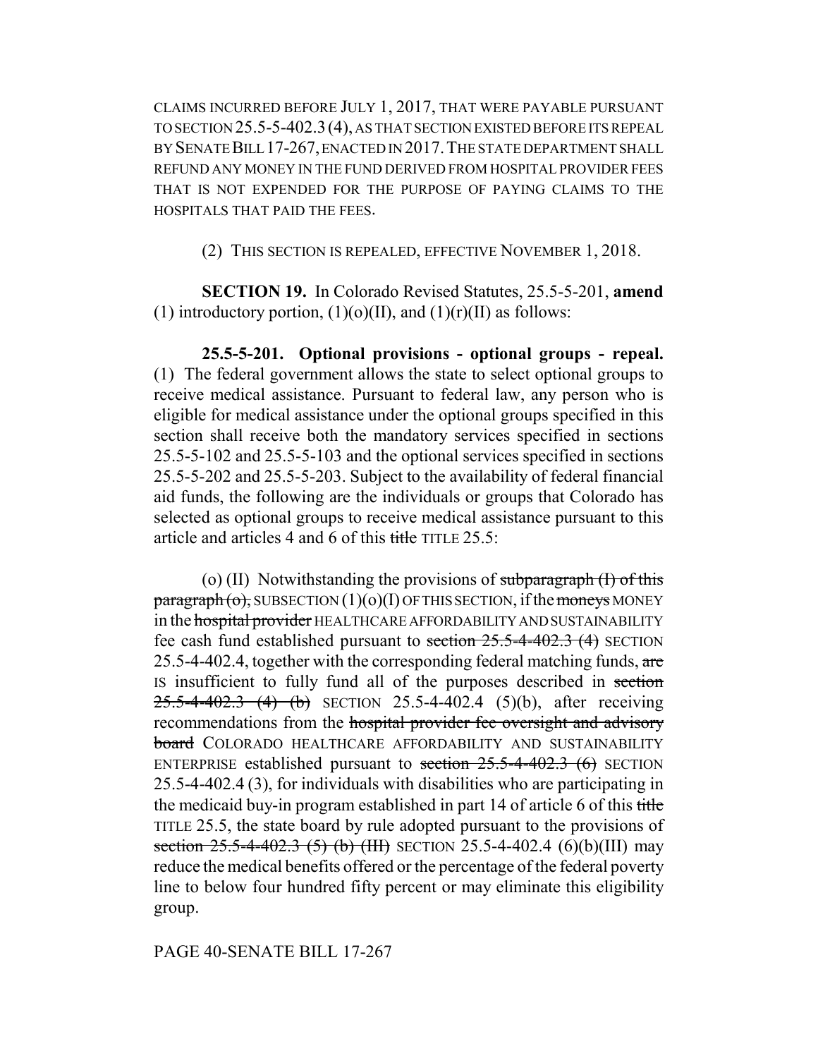CLAIMS INCURRED BEFORE JULY 1, 2017, THAT WERE PAYABLE PURSUANT TO SECTION 25.5-5-402.3 (4), AS THAT SECTION EXISTED BEFORE ITS REPEAL BY SENATE BILL 17-267, ENACTED IN 2017. THE STATE DEPARTMENT SHALL REFUND ANY MONEY IN THE FUND DERIVED FROM HOSPITAL PROVIDER FEES THAT IS NOT EXPENDED FOR THE PURPOSE OF PAYING CLAIMS TO THE HOSPITALS THAT PAID THE FEES.

(2) THIS SECTION IS REPEALED, EFFECTIVE NOVEMBER 1, 2018.

**SECTION 19.** In Colorado Revised Statutes, 25.5-5-201, **amend** (1) introductory portion, (1)(o)(II), and (1)(r)(II) as follows:

**25.5-5-201. Optional provisions - optional groups - repeal.** (1) The federal government allows the state to select optional groups to receive medical assistance. Pursuant to federal law, any person who is eligible for medical assistance under the optional groups specified in this section shall receive both the mandatory services specified in sections 25.5-5-102 and 25.5-5-103 and the optional services specified in sections 25.5-5-202 and 25.5-5-203. Subject to the availability of federal financial aid funds, the following are the individuals or groups that Colorado has selected as optional groups to receive medical assistance pursuant to this article and articles 4 and 6 of this ~~title~~ TITLE 25.5:

(o) (II) Notwithstanding the provisions of ~~subparagraph (I) of this paragraph (o),~~ SUBSECTION (1)(o)(I) OF THIS SECTION, if the ~~moneys~~ MONEY in the ~~hospital provider~~ HEALTHCARE AFFORDABILITY AND SUSTAINABILITY fee cash fund established pursuant to ~~section 25.5-4-402.3 (4)~~ SECTION 25.5-4-402.4, together with the corresponding federal matching funds, ~~are~~ IS insufficient to fully fund all of the purposes described in ~~section 25.5-4-402.3 (4) (b)~~ SECTION 25.5-4-402.4 (5)(b), after receiving recommendations from the ~~hospital provider fee oversight and advisory board~~ COLORADO HEALTHCARE AFFORDABILITY AND SUSTAINABILITY ENTERPRISE established pursuant to ~~section 25.5-4-402.3 (6)~~ SECTION 25.5-4-402.4 (3), for individuals with disabilities who are participating in the medicaid buy-in program established in part 14 of article 6 of this ~~title~~ TITLE 25.5, the state board by rule adopted pursuant to the provisions of ~~section 25.5-4-402.3 (5) (b) (III)~~ SECTION 25.5-4-402.4 (6)(b)(III) may reduce the medical benefits offered or the percentage of the federal poverty line to below four hundred fifty percent or may eliminate this eligibility group.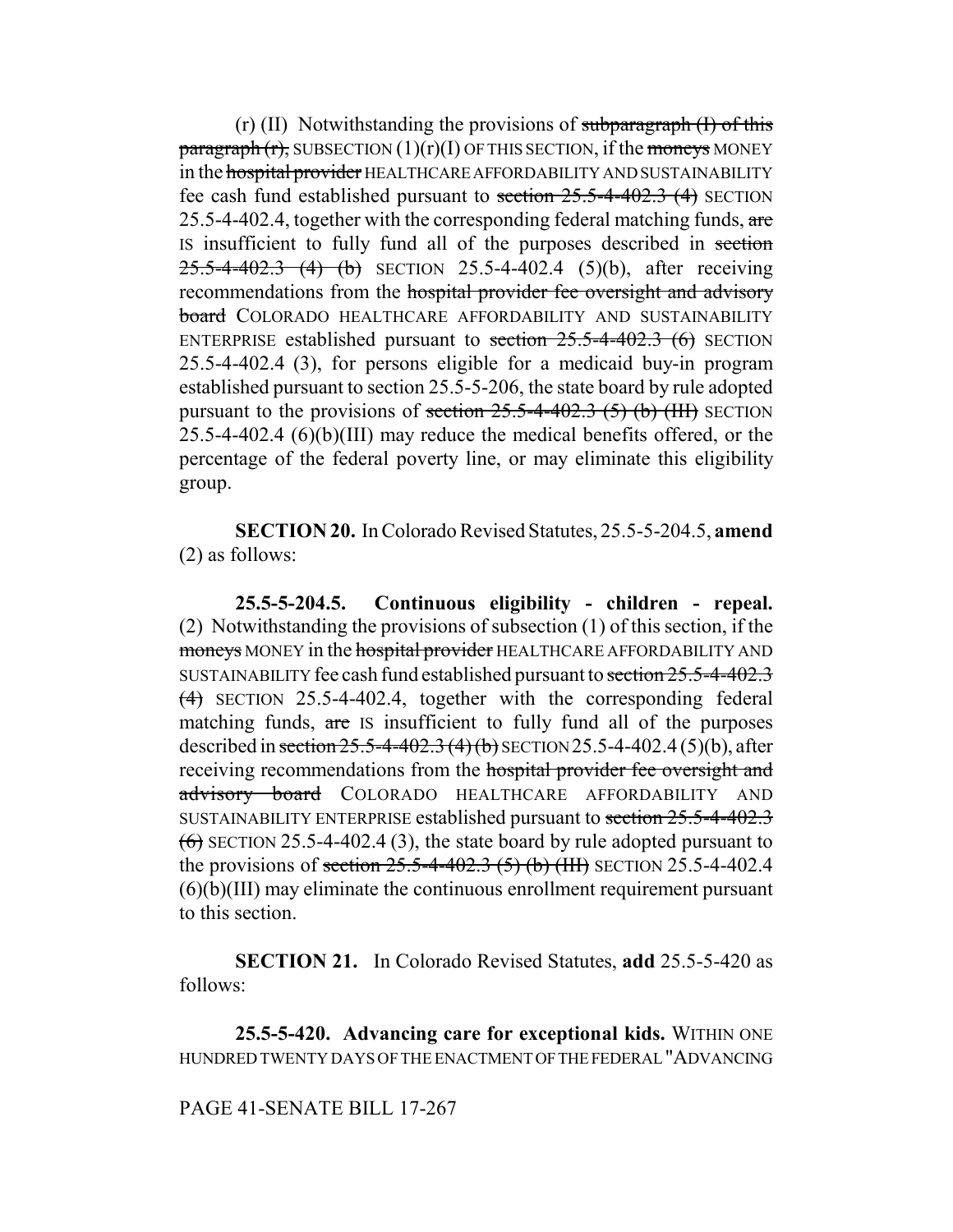(r) (II) Notwithstanding the provisions of ~~subparagraph (I) of this paragraph (r),~~ SUBSECTION (1)(r)(I) OF THIS SECTION, if the ~~moneys~~ MONEY in the ~~hospital provider~~ HEALTHCARE AFFORDABILITY AND SUSTAINABILITY fee cash fund established pursuant to ~~section 25.5-4-402.3 (4)~~ SECTION 25.5-4-402.4, together with the corresponding federal matching funds, ~~are~~ IS insufficient to fully fund all of the purposes described in ~~section 25.5-4-402.3 (4) (b)~~ SECTION 25.5-4-402.4 (5)(b), after receiving recommendations from the ~~hospital provider fee oversight and advisory board~~ COLORADO HEALTHCARE AFFORDABILITY AND SUSTAINABILITY ENTERPRISE established pursuant to ~~section 25.5-4-402.3 (6)~~ SECTION 25.5-4-402.4 (3), for persons eligible for a medicaid buy-in program established pursuant to section 25.5-5-206, the state board by rule adopted pursuant to the provisions of ~~section 25.5-4-402.3 (5) (b) (III)~~ SECTION 25.5-4-402.4 (6)(b)(III) may reduce the medical benefits offered, or the percentage of the federal poverty line, or may eliminate this eligibility group.

**SECTION 20.** In Colorado Revised Statutes, 25.5-5-204.5, **amend** (2) as follows:

**25.5-5-204.5. Continuous eligibility - children - repeal.** (2) Notwithstanding the provisions of subsection (1) of this section, if the ~~moneys~~ MONEY in the ~~hospital provider~~ HEALTHCARE AFFORDABILITY AND SUSTAINABILITY fee cash fund established pursuant to ~~section 25.5-4-402.3 (4)~~ SECTION 25.5-4-402.4, together with the corresponding federal matching funds, ~~are~~ IS insufficient to fully fund all of the purposes described in ~~section 25.5-4-402.3 (4) (b)~~ SECTION 25.5-4-402.4 (5)(b), after receiving recommendations from the ~~hospital provider fee oversight and advisory board~~ COLORADO HEALTHCARE AFFORDABILITY AND SUSTAINABILITY ENTERPRISE established pursuant to ~~section 25.5-4-402.3 (6)~~ SECTION 25.5-4-402.4 (3), the state board by rule adopted pursuant to the provisions of ~~section 25.5-4-402.3 (5) (b) (III)~~ SECTION 25.5-4-402.4 (6)(b)(III) may eliminate the continuous enrollment requirement pursuant to this section.

**SECTION 21.** In Colorado Revised Statutes, **add** 25.5-5-420 as follows:

**25.5-5-420. Advancing care for exceptional kids.** WITHIN ONE HUNDRED TWENTY DAYS OF THE ENACTMENT OF THE FEDERAL "ADVANCING

PAGE 41-SENATE BILL 17-267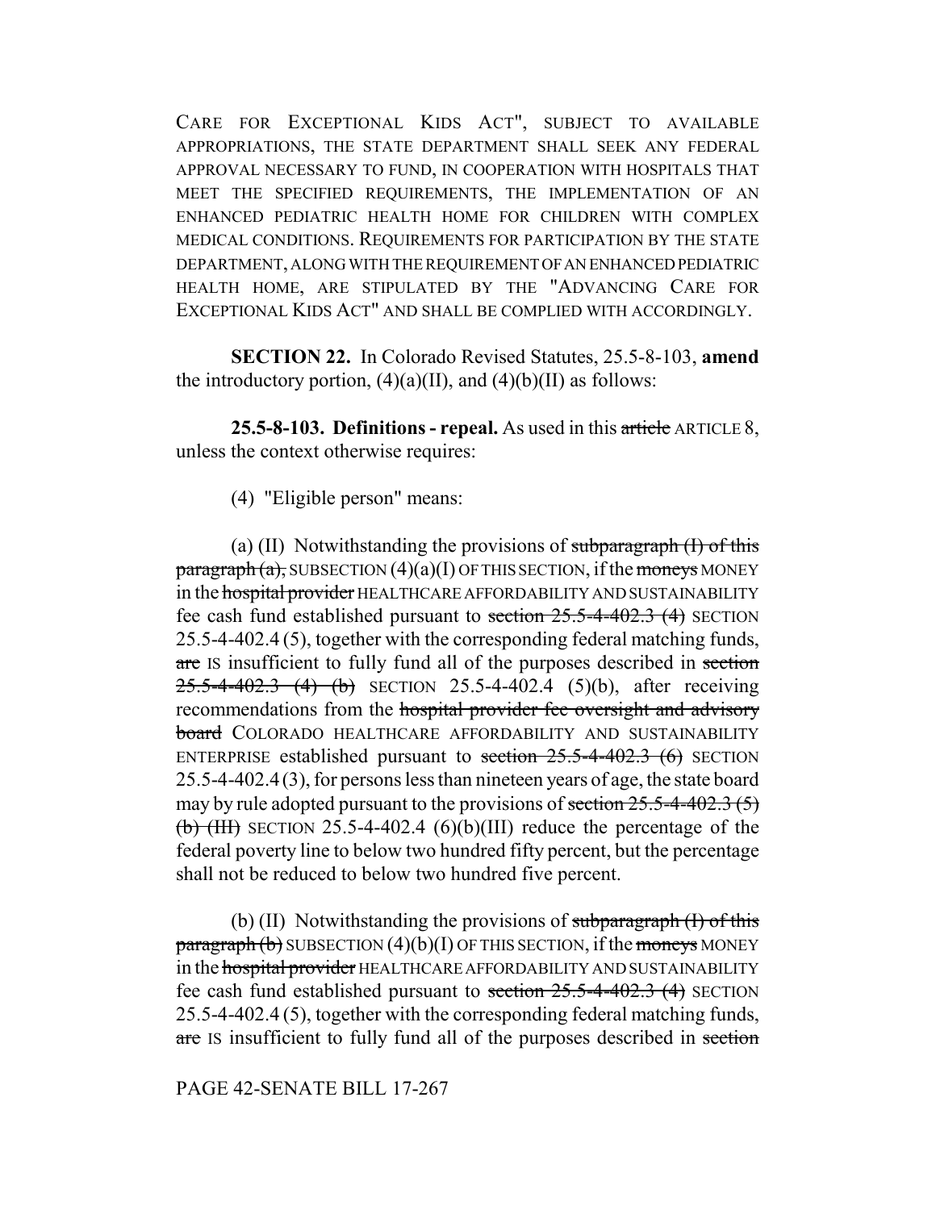CARE FOR EXCEPTIONAL KIDS ACT", SUBJECT TO AVAILABLE APPROPRIATIONS, THE STATE DEPARTMENT SHALL SEEK ANY FEDERAL APPROVAL NECESSARY TO FUND, IN COOPERATION WITH HOSPITALS THAT MEET THE SPECIFIED REQUIREMENTS, THE IMPLEMENTATION OF AN ENHANCED PEDIATRIC HEALTH HOME FOR CHILDREN WITH COMPLEX MEDICAL CONDITIONS. REQUIREMENTS FOR PARTICIPATION BY THE STATE DEPARTMENT, ALONG WITH THE REQUIREMENT OF AN ENHANCED PEDIATRIC HEALTH HOME, ARE STIPULATED BY THE "ADVANCING CARE FOR EXCEPTIONAL KIDS ACT" AND SHALL BE COMPLIED WITH ACCORDINGLY.

**SECTION 22.** In Colorado Revised Statutes, 25.5-8-103, **amend** the introductory portion, (4)(a)(II), and (4)(b)(II) as follows:

**25.5-8-103. Definitions - repeal.** As used in this ~~article~~ ARTICLE 8, unless the context otherwise requires:

(4) "Eligible person" means:

(a) (II) Notwithstanding the provisions of ~~subparagraph (I) of this paragraph (a),~~ SUBSECTION (4)(a)(I) OF THIS SECTION, if the ~~moneys~~ MONEY in the ~~hospital provider~~ HEALTHCARE AFFORDABILITY AND SUSTAINABILITY fee cash fund established pursuant to ~~section 25.5-4-402.3 (4)~~ SECTION 25.5-4-402.4 (5), together with the corresponding federal matching funds, ~~are~~ IS insufficient to fully fund all of the purposes described in ~~section 25.5-4-402.3 (4) (b)~~ SECTION 25.5-4-402.4 (5)(b), after receiving recommendations from the ~~hospital provider fee oversight and advisory board~~ COLORADO HEALTHCARE AFFORDABILITY AND SUSTAINABILITY ENTERPRISE established pursuant to ~~section 25.5-4-402.3 (6)~~ SECTION 25.5-4-402.4 (3), for persons less than nineteen years of age, the state board may by rule adopted pursuant to the provisions of ~~section 25.5-4-402.3 (5) (b) (III)~~ SECTION 25.5-4-402.4 (6)(b)(III) reduce the percentage of the federal poverty line to below two hundred fifty percent, but the percentage shall not be reduced to below two hundred five percent.

(b) (II) Notwithstanding the provisions of ~~subparagraph (I) of this paragraph (b)~~ SUBSECTION (4)(b)(I) OF THIS SECTION, if the ~~moneys~~ MONEY in the ~~hospital provider~~ HEALTHCARE AFFORDABILITY AND SUSTAINABILITY fee cash fund established pursuant to ~~section 25.5-4-402.3 (4)~~ SECTION 25.5-4-402.4 (5), together with the corresponding federal matching funds, ~~are~~ IS insufficient to fully fund all of the purposes described in ~~section~~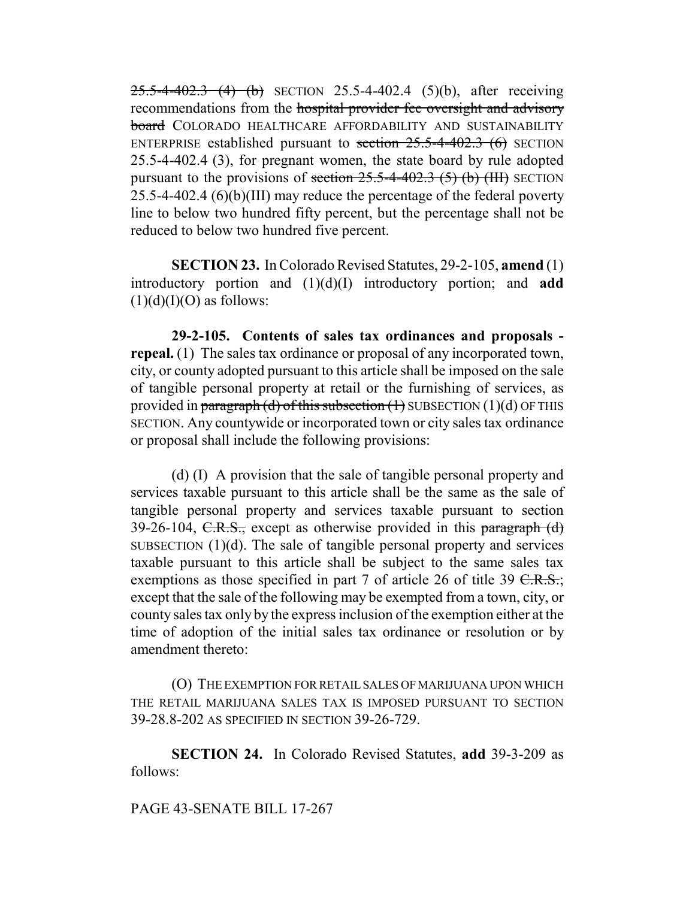~~25.5-4-402.3 (4) (b)~~ SECTION 25.5-4-402.4 (5)(b), after receiving recommendations from the ~~hospital provider fee oversight and advisory board~~ COLORADO HEALTHCARE AFFORDABILITY AND SUSTAINABILITY ENTERPRISE established pursuant to ~~section 25.5-4-402.3 (6)~~ SECTION 25.5-4-402.4 (3), for pregnant women, the state board by rule adopted pursuant to the provisions of ~~section 25.5-4-402.3 (5) (b) (III)~~ SECTION 25.5-4-402.4 (6)(b)(III) may reduce the percentage of the federal poverty line to below two hundred fifty percent, but the percentage shall not be reduced to below two hundred five percent.

**SECTION 23.** In Colorado Revised Statutes, 29-2-105, **amend** (1) introductory portion and (1)(d)(I) introductory portion; and **add** (1)(d)(I)(O) as follows:

**29-2-105. Contents of sales tax ordinances and proposals - repeal.** (1) The sales tax ordinance or proposal of any incorporated town, city, or county adopted pursuant to this article shall be imposed on the sale of tangible personal property at retail or the furnishing of services, as provided in ~~paragraph (d) of this subsection (1)~~ SUBSECTION (1)(d) OF THIS SECTION. Any countywide or incorporated town or city sales tax ordinance or proposal shall include the following provisions:

(d) (I) A provision that the sale of tangible personal property and services taxable pursuant to this article shall be the same as the sale of tangible personal property and services taxable pursuant to section 39-26-104, ~~C.R.S.,~~ except as otherwise provided in this ~~paragraph (d)~~ SUBSECTION (1)(d). The sale of tangible personal property and services taxable pursuant to this article shall be subject to the same sales tax exemptions as those specified in part 7 of article 26 of title 39 ~~C.R.S.~~; except that the sale of the following may be exempted from a town, city, or county sales tax only by the express inclusion of the exemption either at the time of adoption of the initial sales tax ordinance or resolution or by amendment thereto:

(O) THE EXEMPTION FOR RETAIL SALES OF MARIJUANA UPON WHICH THE RETAIL MARIJUANA SALES TAX IS IMPOSED PURSUANT TO SECTION 39-28.8-202 AS SPECIFIED IN SECTION 39-26-729.

**SECTION 24.** In Colorado Revised Statutes, **add** 39-3-209 as follows:

PAGE 43-SENATE BILL 17-267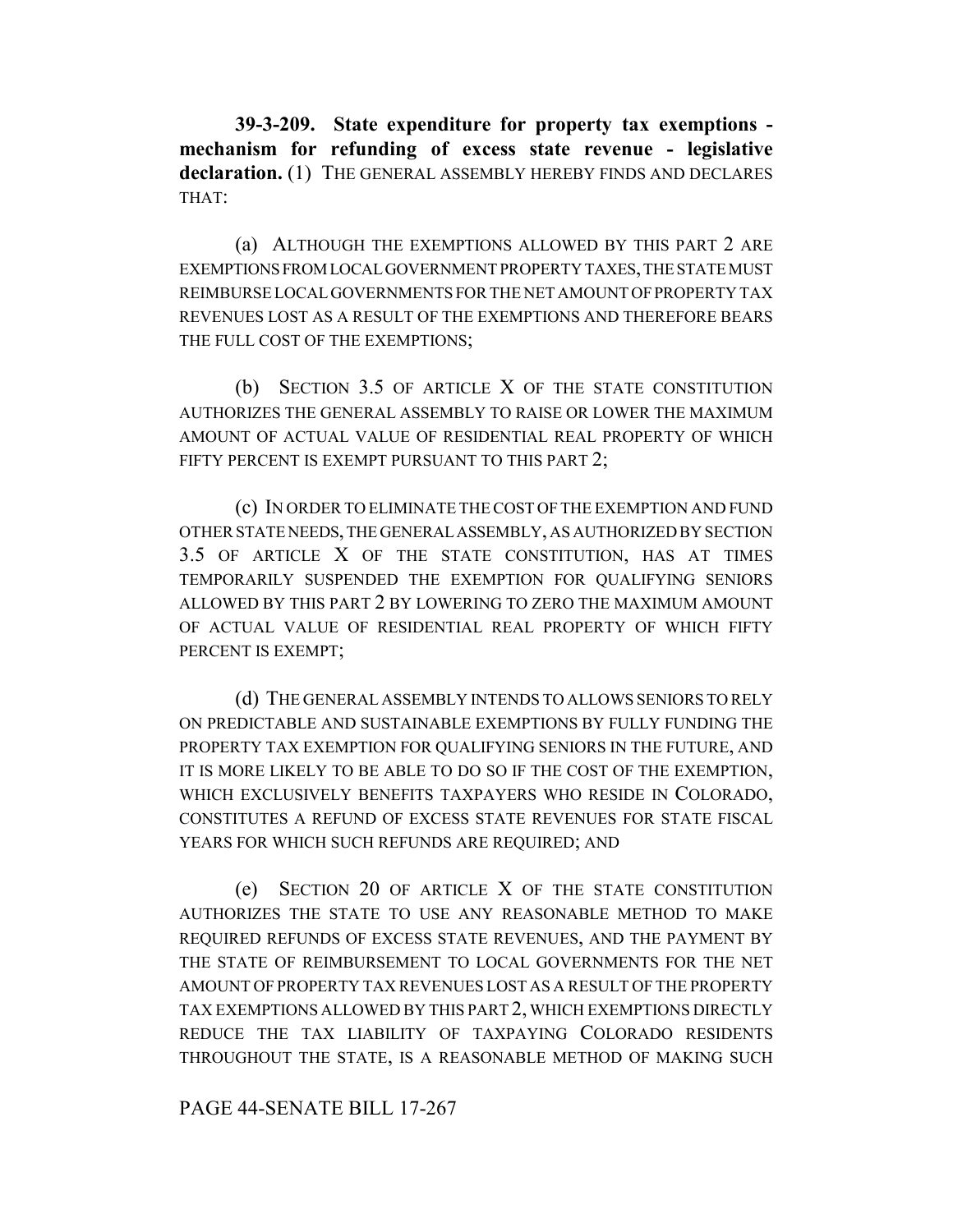**39-3-209. State expenditure for property tax exemptions - mechanism for refunding of excess state revenue - legislative declaration.** (1) THE GENERAL ASSEMBLY HEREBY FINDS AND DECLARES THAT:

(a) ALTHOUGH THE EXEMPTIONS ALLOWED BY THIS PART 2 ARE EXEMPTIONS FROM LOCAL GOVERNMENT PROPERTY TAXES, THE STATE MUST REIMBURSE LOCAL GOVERNMENTS FOR THE NET AMOUNT OF PROPERTY TAX REVENUES LOST AS A RESULT OF THE EXEMPTIONS AND THEREFORE BEARS THE FULL COST OF THE EXEMPTIONS;

(b) SECTION 3.5 OF ARTICLE X OF THE STATE CONSTITUTION AUTHORIZES THE GENERAL ASSEMBLY TO RAISE OR LOWER THE MAXIMUM AMOUNT OF ACTUAL VALUE OF RESIDENTIAL REAL PROPERTY OF WHICH FIFTY PERCENT IS EXEMPT PURSUANT TO THIS PART 2;

(c) IN ORDER TO ELIMINATE THE COST OF THE EXEMPTION AND FUND OTHER STATE NEEDS, THE GENERAL ASSEMBLY, AS AUTHORIZED BY SECTION 3.5 OF ARTICLE X OF THE STATE CONSTITUTION, HAS AT TIMES TEMPORARILY SUSPENDED THE EXEMPTION FOR QUALIFYING SENIORS ALLOWED BY THIS PART 2 BY LOWERING TO ZERO THE MAXIMUM AMOUNT OF ACTUAL VALUE OF RESIDENTIAL REAL PROPERTY OF WHICH FIFTY PERCENT IS EXEMPT;

(d) THE GENERAL ASSEMBLY INTENDS TO ALLOWS SENIORS TO RELY ON PREDICTABLE AND SUSTAINABLE EXEMPTIONS BY FULLY FUNDING THE PROPERTY TAX EXEMPTION FOR QUALIFYING SENIORS IN THE FUTURE, AND IT IS MORE LIKELY TO BE ABLE TO DO SO IF THE COST OF THE EXEMPTION, WHICH EXCLUSIVELY BENEFITS TAXPAYERS WHO RESIDE IN COLORADO, CONSTITUTES A REFUND OF EXCESS STATE REVENUES FOR STATE FISCAL YEARS FOR WHICH SUCH REFUNDS ARE REQUIRED; AND

(e) SECTION 20 OF ARTICLE X OF THE STATE CONSTITUTION AUTHORIZES THE STATE TO USE ANY REASONABLE METHOD TO MAKE REQUIRED REFUNDS OF EXCESS STATE REVENUES, AND THE PAYMENT BY THE STATE OF REIMBURSEMENT TO LOCAL GOVERNMENTS FOR THE NET AMOUNT OF PROPERTY TAX REVENUES LOST AS A RESULT OF THE PROPERTY TAX EXEMPTIONS ALLOWED BY THIS PART 2, WHICH EXEMPTIONS DIRECTLY REDUCE THE TAX LIABILITY OF TAXPAYING COLORADO RESIDENTS THROUGHOUT THE STATE, IS A REASONABLE METHOD OF MAKING SUCH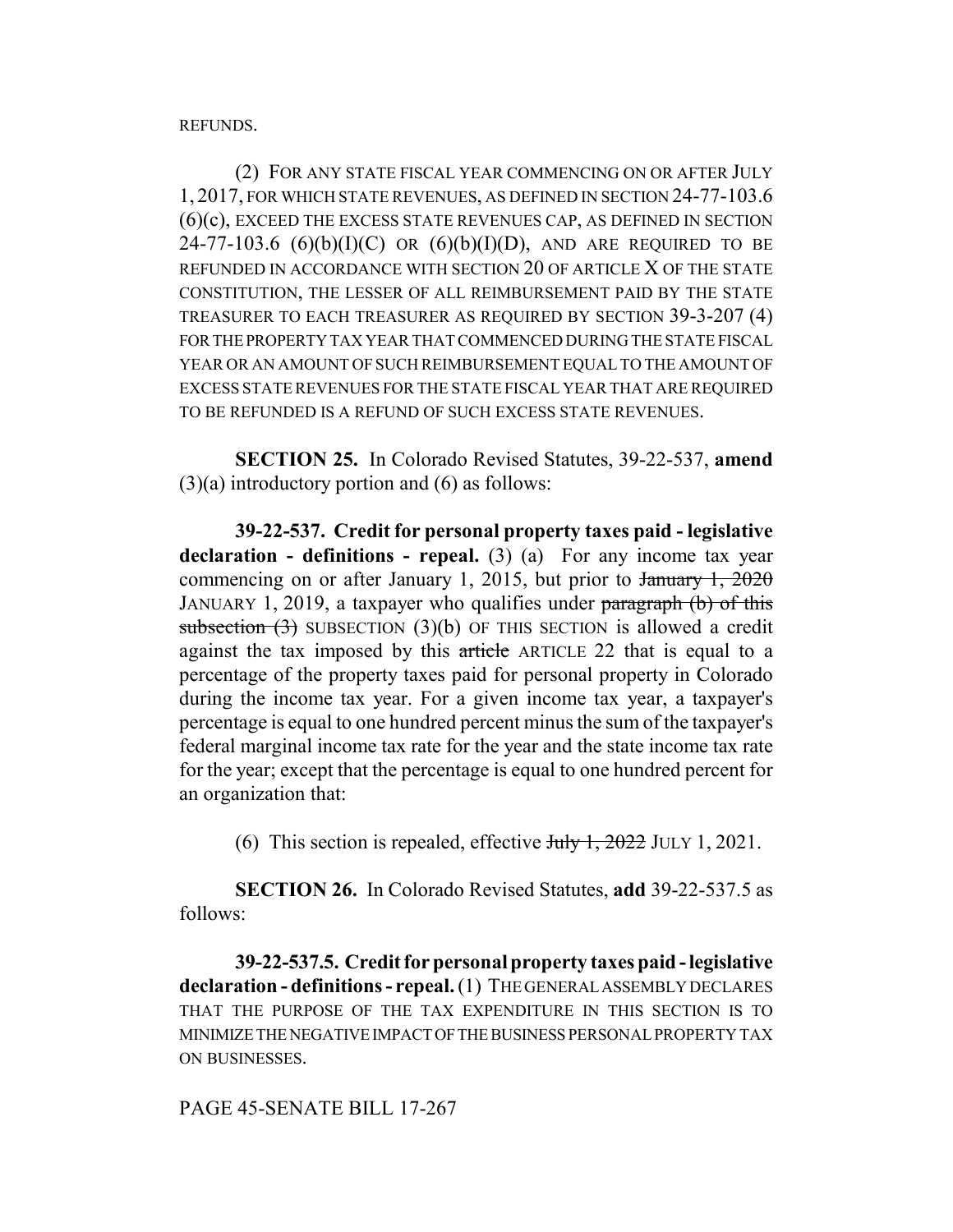REFUNDS.

(2) FOR ANY STATE FISCAL YEAR COMMENCING ON OR AFTER JULY 1, 2017, FOR WHICH STATE REVENUES, AS DEFINED IN SECTION 24-77-103.6 (6)(c), EXCEED THE EXCESS STATE REVENUES CAP, AS DEFINED IN SECTION 24-77-103.6 (6)(b)(I)(C) OR (6)(b)(I)(D), AND ARE REQUIRED TO BE REFUNDED IN ACCORDANCE WITH SECTION 20 OF ARTICLE X OF THE STATE CONSTITUTION, THE LESSER OF ALL REIMBURSEMENT PAID BY THE STATE TREASURER TO EACH TREASURER AS REQUIRED BY SECTION 39-3-207 (4) FOR THE PROPERTY TAX YEAR THAT COMMENCED DURING THE STATE FISCAL YEAR OR AN AMOUNT OF SUCH REIMBURSEMENT EQUAL TO THE AMOUNT OF EXCESS STATE REVENUES FOR THE STATE FISCAL YEAR THAT ARE REQUIRED TO BE REFUNDED IS A REFUND OF SUCH EXCESS STATE REVENUES.

**SECTION 25.** In Colorado Revised Statutes, 39-22-537, **amend** (3)(a) introductory portion and (6) as follows:

**39-22-537. Credit for personal property taxes paid - legislative declaration - definitions - repeal.** (3) (a) For any income tax year commencing on or after January 1, 2015, but prior to ~~January 1, 2020~~ JANUARY 1, 2019, a taxpayer who qualifies under ~~paragraph (b) of this subsection (3)~~ SUBSECTION (3)(b) OF THIS SECTION is allowed a credit against the tax imposed by this ~~article~~ ARTICLE 22 that is equal to a percentage of the property taxes paid for personal property in Colorado during the income tax year. For a given income tax year, a taxpayer's percentage is equal to one hundred percent minus the sum of the taxpayer's federal marginal income tax rate for the year and the state income tax rate for the year; except that the percentage is equal to one hundred percent for an organization that:

(6) This section is repealed, effective ~~July 1, 2022~~ JULY 1, 2021.

**SECTION 26.** In Colorado Revised Statutes, **add** 39-22-537.5 as follows:

**39-22-537.5. Credit for personal property taxes paid - legislative declaration - definitions - repeal.** (1) THE GENERAL ASSEMBLY DECLARES THAT THE PURPOSE OF THE TAX EXPENDITURE IN THIS SECTION IS TO MINIMIZE THE NEGATIVE IMPACT OF THE BUSINESS PERSONAL PROPERTY TAX ON BUSINESSES.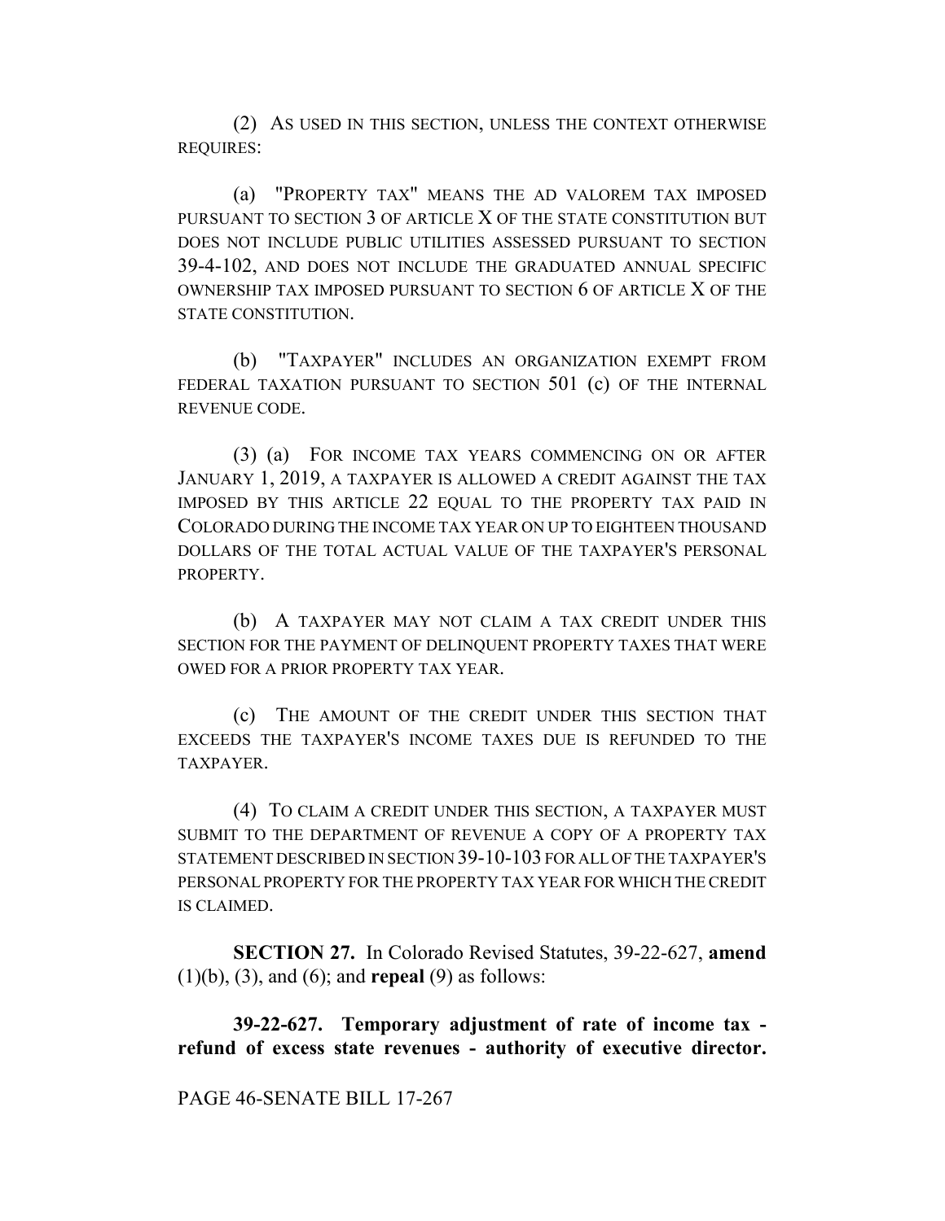(2) AS USED IN THIS SECTION, UNLESS THE CONTEXT OTHERWISE REQUIRES:

(a) "PROPERTY TAX" MEANS THE AD VALOREM TAX IMPOSED PURSUANT TO SECTION 3 OF ARTICLE X OF THE STATE CONSTITUTION BUT DOES NOT INCLUDE PUBLIC UTILITIES ASSESSED PURSUANT TO SECTION 39-4-102, AND DOES NOT INCLUDE THE GRADUATED ANNUAL SPECIFIC OWNERSHIP TAX IMPOSED PURSUANT TO SECTION 6 OF ARTICLE X OF THE STATE CONSTITUTION.

(b) "TAXPAYER" INCLUDES AN ORGANIZATION EXEMPT FROM FEDERAL TAXATION PURSUANT TO SECTION 501 (c) OF THE INTERNAL REVENUE CODE.

(3) (a) FOR INCOME TAX YEARS COMMENCING ON OR AFTER JANUARY 1, 2019, A TAXPAYER IS ALLOWED A CREDIT AGAINST THE TAX IMPOSED BY THIS ARTICLE 22 EQUAL TO THE PROPERTY TAX PAID IN COLORADO DURING THE INCOME TAX YEAR ON UP TO EIGHTEEN THOUSAND DOLLARS OF THE TOTAL ACTUAL VALUE OF THE TAXPAYER'S PERSONAL PROPERTY.

(b) A TAXPAYER MAY NOT CLAIM A TAX CREDIT UNDER THIS SECTION FOR THE PAYMENT OF DELINQUENT PROPERTY TAXES THAT WERE OWED FOR A PRIOR PROPERTY TAX YEAR.

(c) THE AMOUNT OF THE CREDIT UNDER THIS SECTION THAT EXCEEDS THE TAXPAYER'S INCOME TAXES DUE IS REFUNDED TO THE TAXPAYER.

(4) TO CLAIM A CREDIT UNDER THIS SECTION, A TAXPAYER MUST SUBMIT TO THE DEPARTMENT OF REVENUE A COPY OF A PROPERTY TAX STATEMENT DESCRIBED IN SECTION 39-10-103 FOR ALL OF THE TAXPAYER'S PERSONAL PROPERTY FOR THE PROPERTY TAX YEAR FOR WHICH THE CREDIT IS CLAIMED.

**SECTION 27.** In Colorado Revised Statutes, 39-22-627, **amend** (1)(b), (3), and (6); and **repeal** (9) as follows:

**39-22-627. Temporary adjustment of rate of income tax - refund of excess state revenues - authority of executive director.**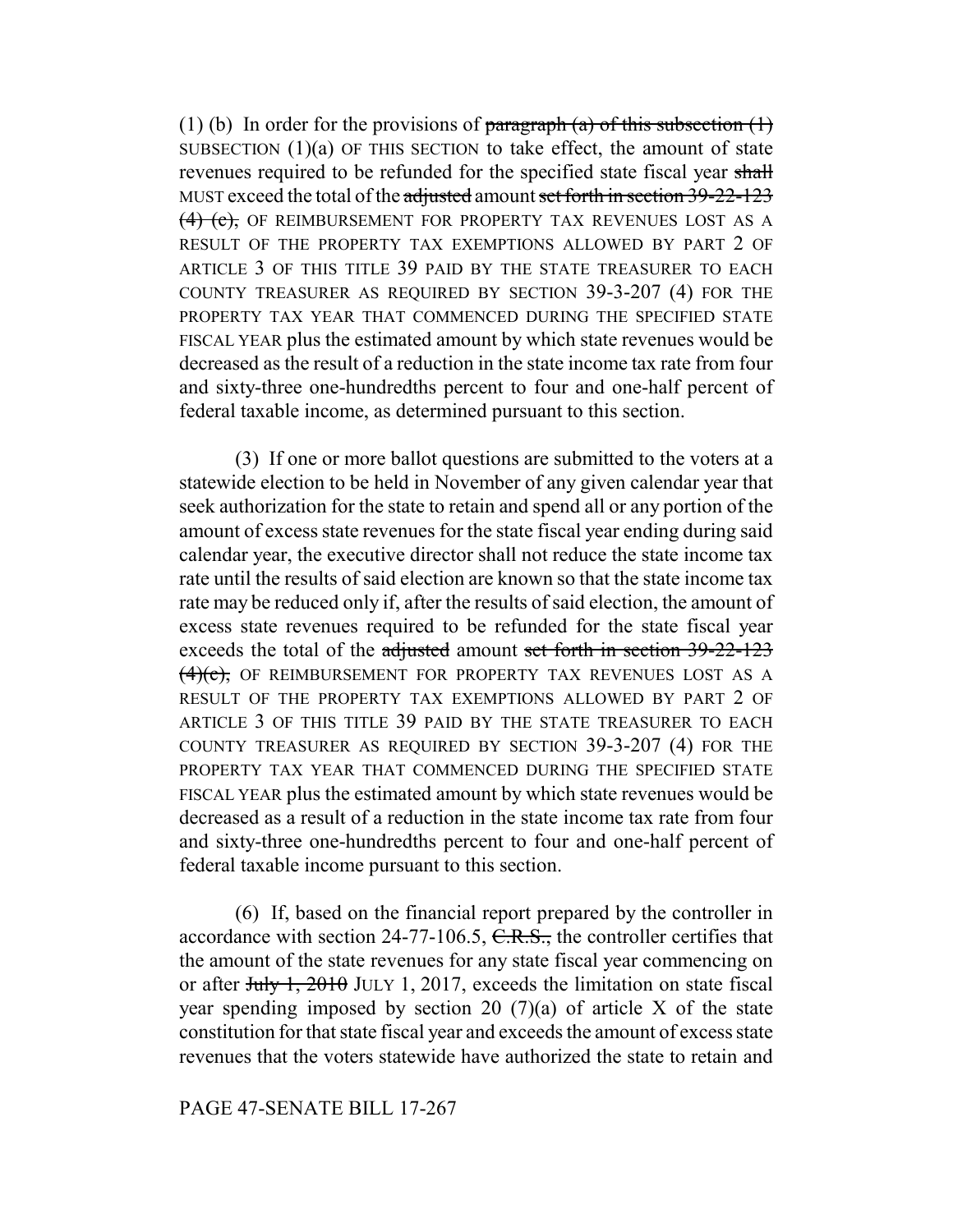(1) (b) In order for the provisions of ~~paragraph (a) of this subsection (1)~~ SUBSECTION (1)(a) OF THIS SECTION to take effect, the amount of state revenues required to be refunded for the specified state fiscal year ~~shall~~ MUST exceed the total of the ~~adjusted~~ amount ~~set forth in section 39-22-123 (4) (c),~~ OF REIMBURSEMENT FOR PROPERTY TAX REVENUES LOST AS A RESULT OF THE PROPERTY TAX EXEMPTIONS ALLOWED BY PART 2 OF ARTICLE 3 OF THIS TITLE 39 PAID BY THE STATE TREASURER TO EACH COUNTY TREASURER AS REQUIRED BY SECTION 39-3-207 (4) FOR THE PROPERTY TAX YEAR THAT COMMENCED DURING THE SPECIFIED STATE FISCAL YEAR plus the estimated amount by which state revenues would be decreased as the result of a reduction in the state income tax rate from four and sixty-three one-hundredths percent to four and one-half percent of federal taxable income, as determined pursuant to this section.

(3) If one or more ballot questions are submitted to the voters at a statewide election to be held in November of any given calendar year that seek authorization for the state to retain and spend all or any portion of the amount of excess state revenues for the state fiscal year ending during said calendar year, the executive director shall not reduce the state income tax rate until the results of said election are known so that the state income tax rate may be reduced only if, after the results of said election, the amount of excess state revenues required to be refunded for the state fiscal year exceeds the total of the ~~adjusted~~ amount ~~set forth in section 39-22-123 (4)(c),~~ OF REIMBURSEMENT FOR PROPERTY TAX REVENUES LOST AS A RESULT OF THE PROPERTY TAX EXEMPTIONS ALLOWED BY PART 2 OF ARTICLE 3 OF THIS TITLE 39 PAID BY THE STATE TREASURER TO EACH COUNTY TREASURER AS REQUIRED BY SECTION 39-3-207 (4) FOR THE PROPERTY TAX YEAR THAT COMMENCED DURING THE SPECIFIED STATE FISCAL YEAR plus the estimated amount by which state revenues would be decreased as a result of a reduction in the state income tax rate from four and sixty-three one-hundredths percent to four and one-half percent of federal taxable income pursuant to this section.

(6) If, based on the financial report prepared by the controller in accordance with section 24-77-106.5, ~~C.R.S.,~~ the controller certifies that the amount of the state revenues for any state fiscal year commencing on or after ~~July 1, 2010~~ JULY 1, 2017, exceeds the limitation on state fiscal year spending imposed by section 20 (7)(a) of article X of the state constitution for that state fiscal year and exceeds the amount of excess state revenues that the voters statewide have authorized the state to retain and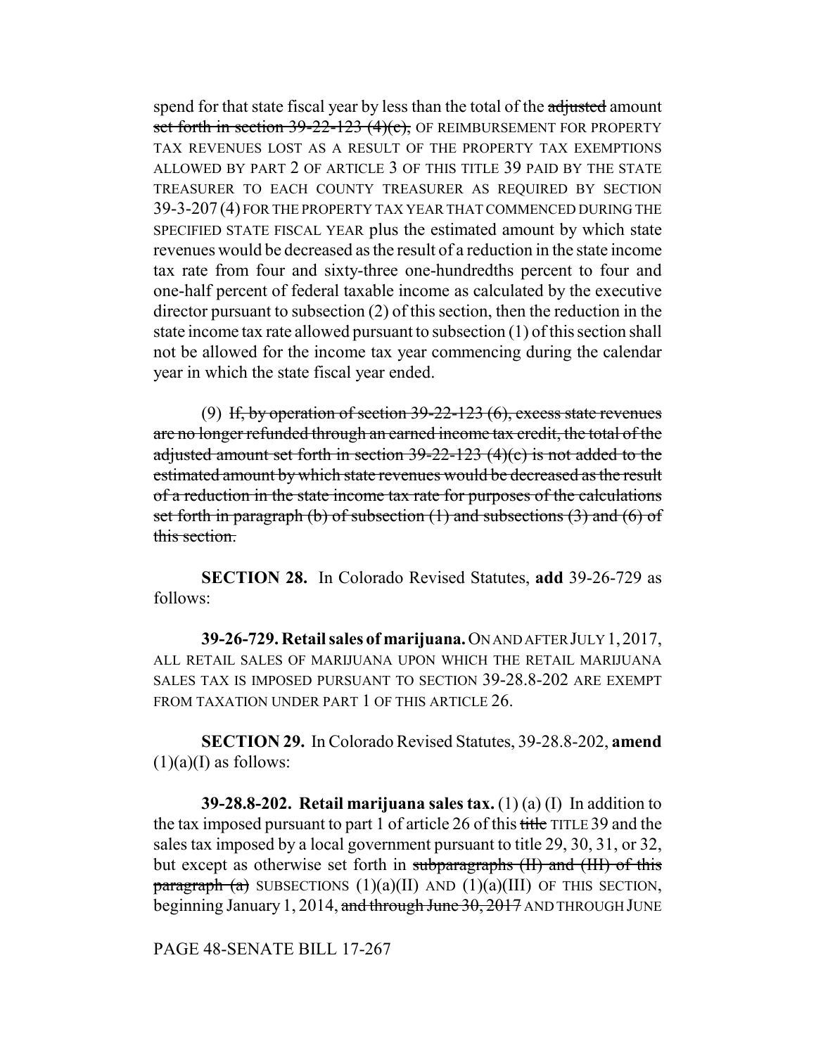spend for that state fiscal year by less than the total of the ~~adjusted~~ amount ~~set forth in section 39-22-123 (4)(c),~~ OF REIMBURSEMENT FOR PROPERTY TAX REVENUES LOST AS A RESULT OF THE PROPERTY TAX EXEMPTIONS ALLOWED BY PART 2 OF ARTICLE 3 OF THIS TITLE 39 PAID BY THE STATE TREASURER TO EACH COUNTY TREASURER AS REQUIRED BY SECTION 39-3-207 (4) FOR THE PROPERTY TAX YEAR THAT COMMENCED DURING THE SPECIFIED STATE FISCAL YEAR plus the estimated amount by which state revenues would be decreased as the result of a reduction in the state income tax rate from four and sixty-three one-hundredths percent to four and one-half percent of federal taxable income as calculated by the executive director pursuant to subsection (2) of this section, then the reduction in the state income tax rate allowed pursuant to subsection (1) of this section shall not be allowed for the income tax year commencing during the calendar year in which the state fiscal year ended.

(9) ~~If, by operation of section 39-22-123 (6), excess state revenues are no longer refunded through an earned income tax credit, the total of the adjusted amount set forth in section 39-22-123 (4)(c) is not added to the estimated amount by which state revenues would be decreased as the result of a reduction in the state income tax rate for purposes of the calculations set forth in paragraph (b) of subsection (1) and subsections (3) and (6) of this section.~~

**SECTION 28.** In Colorado Revised Statutes, **add** 39-26-729 as follows:

**39-26-729. Retail sales of marijuana.** ON AND AFTER JULY 1, 2017, ALL RETAIL SALES OF MARIJUANA UPON WHICH THE RETAIL MARIJUANA SALES TAX IS IMPOSED PURSUANT TO SECTION 39-28.8-202 ARE EXEMPT FROM TAXATION UNDER PART 1 OF THIS ARTICLE 26.

**SECTION 29.** In Colorado Revised Statutes, 39-28.8-202, **amend** (1)(a)(I) as follows:

**39-28.8-202. Retail marijuana sales tax.** (1) (a) (I) In addition to the tax imposed pursuant to part 1 of article 26 of this ~~title~~ TITLE 39 and the sales tax imposed by a local government pursuant to title 29, 30, 31, or 32, but except as otherwise set forth in ~~subparagraphs (II) and (III) of this paragraph (a)~~ SUBSECTIONS (1)(a)(II) AND (1)(a)(III) OF THIS SECTION, beginning January 1, 2014, ~~and through June 30, 2017~~ AND THROUGH JUNE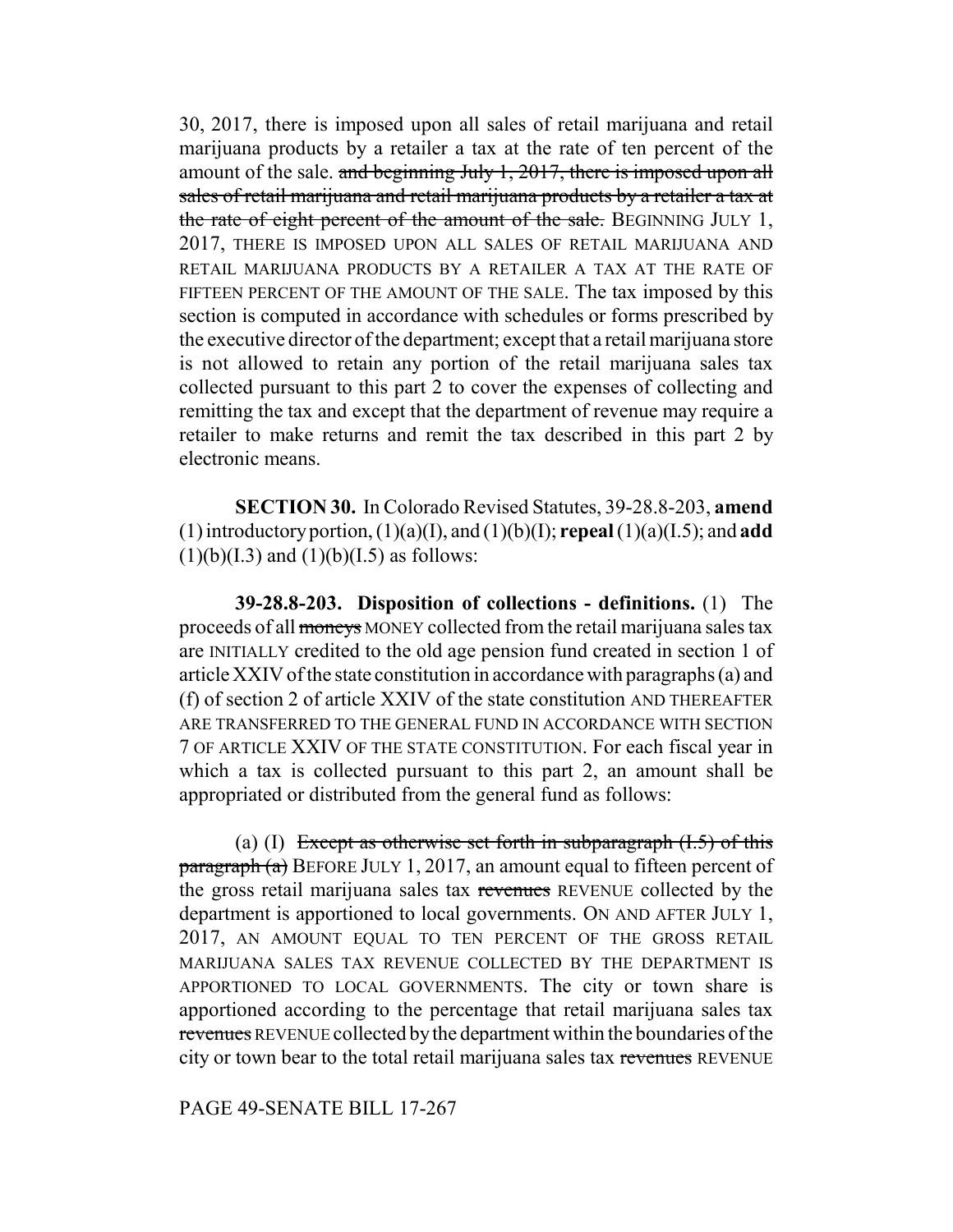30, 2017, there is imposed upon all sales of retail marijuana and retail marijuana products by a retailer a tax at the rate of ten percent of the amount of the sale. ~~and beginning July 1, 2017, there is imposed upon all sales of retail marijuana and retail marijuana products by a retailer a tax at the rate of eight percent of the amount of the sale.~~ BEGINNING JULY 1, 2017, THERE IS IMPOSED UPON ALL SALES OF RETAIL MARIJUANA AND RETAIL MARIJUANA PRODUCTS BY A RETAILER A TAX AT THE RATE OF FIFTEEN PERCENT OF THE AMOUNT OF THE SALE. The tax imposed by this section is computed in accordance with schedules or forms prescribed by the executive director of the department; except that a retail marijuana store is not allowed to retain any portion of the retail marijuana sales tax collected pursuant to this part 2 to cover the expenses of collecting and remitting the tax and except that the department of revenue may require a retailer to make returns and remit the tax described in this part 2 by electronic means.

**SECTION 30.** In Colorado Revised Statutes, 39-28.8-203, **amend** (1) introductory portion, (1)(a)(I), and (1)(b)(I); **repeal** (1)(a)(I.5); and **add** (1)(b)(I.3) and (1)(b)(I.5) as follows:

**39-28.8-203. Disposition of collections - definitions.** (1) The proceeds of all ~~moneys~~ MONEY collected from the retail marijuana sales tax are INITIALLY credited to the old age pension fund created in section 1 of article XXIV of the state constitution in accordance with paragraphs (a) and (f) of section 2 of article XXIV of the state constitution AND THEREAFTER ARE TRANSFERRED TO THE GENERAL FUND IN ACCORDANCE WITH SECTION 7 OF ARTICLE XXIV OF THE STATE CONSTITUTION. For each fiscal year in which a tax is collected pursuant to this part 2, an amount shall be appropriated or distributed from the general fund as follows:

(a) (I) ~~Except as otherwise set forth in subparagraph (I.5) of this paragraph (a)~~ BEFORE JULY 1, 2017, an amount equal to fifteen percent of the gross retail marijuana sales tax ~~revenues~~ REVENUE collected by the department is apportioned to local governments. ON AND AFTER JULY 1, 2017, AN AMOUNT EQUAL TO TEN PERCENT OF THE GROSS RETAIL MARIJUANA SALES TAX REVENUE COLLECTED BY THE DEPARTMENT IS APPORTIONED TO LOCAL GOVERNMENTS. The city or town share is apportioned according to the percentage that retail marijuana sales tax ~~revenues~~ REVENUE collected by the department within the boundaries of the city or town bear to the total retail marijuana sales tax ~~revenues~~ REVENUE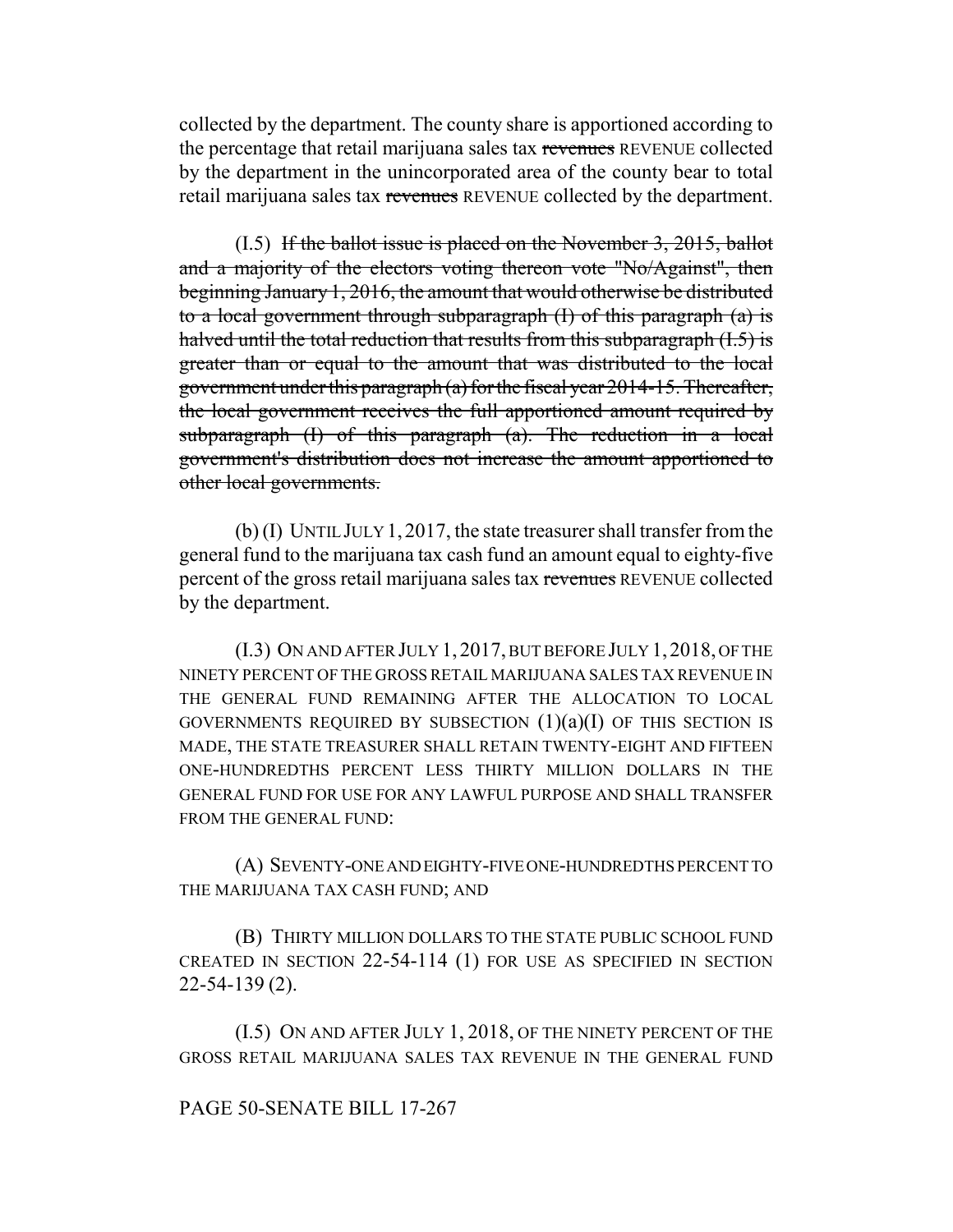collected by the department. The county share is apportioned according to the percentage that retail marijuana sales tax ~~revenues~~ REVENUE collected by the department in the unincorporated area of the county bear to total retail marijuana sales tax ~~revenues~~ REVENUE collected by the department.

(I.5) ~~If the ballot issue is placed on the November 3, 2015, ballot and a majority of the electors voting thereon vote "No/Against", then beginning January 1, 2016, the amount that would otherwise be distributed to a local government through subparagraph (I) of this paragraph (a) is halved until the total reduction that results from this subparagraph (I.5) is greater than or equal to the amount that was distributed to the local government under this paragraph (a) for the fiscal year 2014-15. Thereafter, the local government receives the full apportioned amount required by subparagraph (I) of this paragraph (a). The reduction in a local government's distribution does not increase the amount apportioned to other local governments.~~

(b) (I) UNTIL JULY 1, 2017, the state treasurer shall transfer from the general fund to the marijuana tax cash fund an amount equal to eighty-five percent of the gross retail marijuana sales tax ~~revenues~~ REVENUE collected by the department.

(I.3) ON AND AFTER JULY 1, 2017, BUT BEFORE JULY 1, 2018, OF THE NINETY PERCENT OF THE GROSS RETAIL MARIJUANA SALES TAX REVENUE IN THE GENERAL FUND REMAINING AFTER THE ALLOCATION TO LOCAL GOVERNMENTS REQUIRED BY SUBSECTION (1)(a)(I) OF THIS SECTION IS MADE, THE STATE TREASURER SHALL RETAIN TWENTY-EIGHT AND FIFTEEN ONE-HUNDREDTHS PERCENT LESS THIRTY MILLION DOLLARS IN THE GENERAL FUND FOR USE FOR ANY LAWFUL PURPOSE AND SHALL TRANSFER FROM THE GENERAL FUND:

(A) SEVENTY-ONE AND EIGHTY-FIVE ONE-HUNDREDTHS PERCENT TO THE MARIJUANA TAX CASH FUND; AND

(B) THIRTY MILLION DOLLARS TO THE STATE PUBLIC SCHOOL FUND CREATED IN SECTION 22-54-114 (1) FOR USE AS SPECIFIED IN SECTION 22-54-139 (2).

(I.5) ON AND AFTER JULY 1, 2018, OF THE NINETY PERCENT OF THE GROSS RETAIL MARIJUANA SALES TAX REVENUE IN THE GENERAL FUND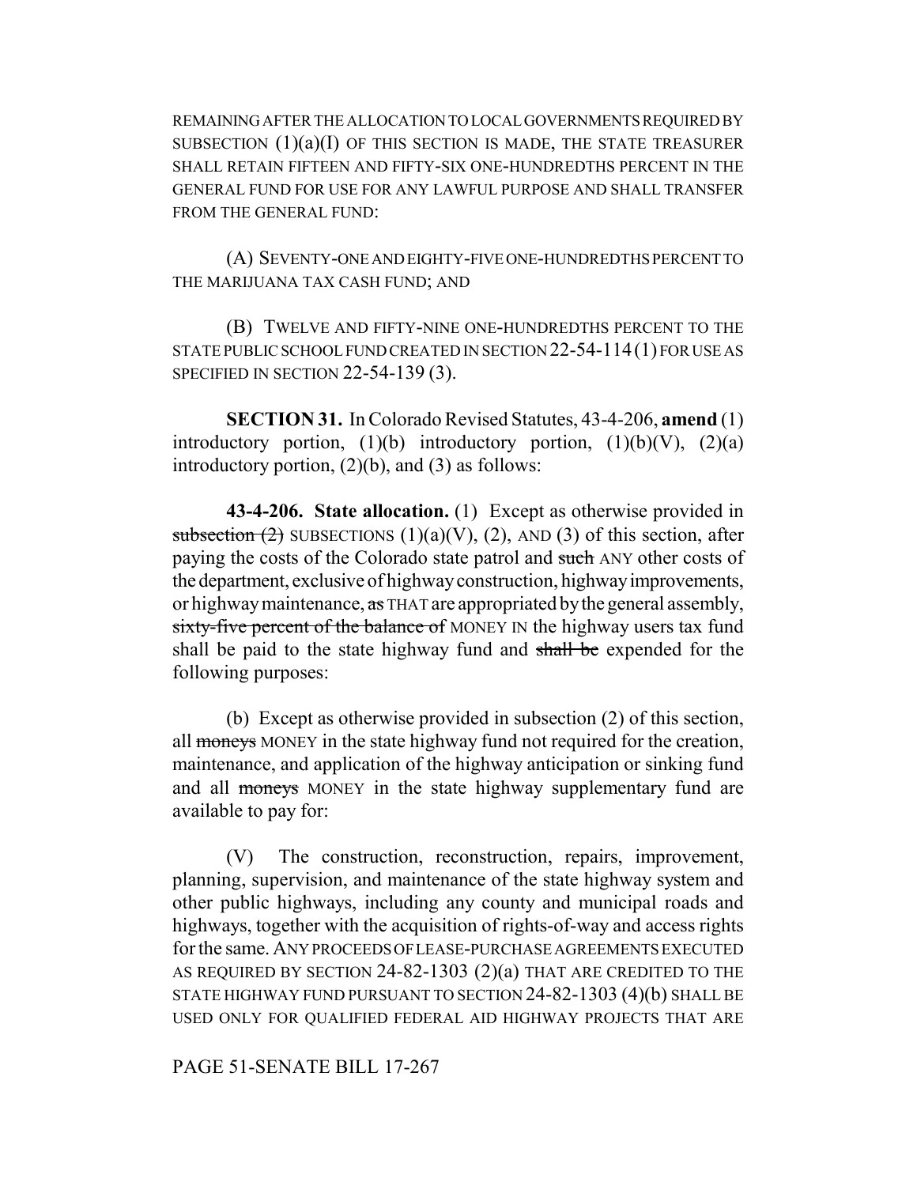REMAINING AFTER THE ALLOCATION TO LOCAL GOVERNMENTS REQUIRED BY SUBSECTION (1)(a)(I) OF THIS SECTION IS MADE, THE STATE TREASURER SHALL RETAIN FIFTEEN AND FIFTY-SIX ONE-HUNDREDTHS PERCENT IN THE GENERAL FUND FOR USE FOR ANY LAWFUL PURPOSE AND SHALL TRANSFER FROM THE GENERAL FUND:

(A) SEVENTY-ONE AND EIGHTY-FIVE ONE-HUNDREDTHS PERCENT TO THE MARIJUANA TAX CASH FUND; AND

(B) TWELVE AND FIFTY-NINE ONE-HUNDREDTHS PERCENT TO THE STATE PUBLIC SCHOOL FUND CREATED IN SECTION 22-54-114 (1) FOR USE AS SPECIFIED IN SECTION 22-54-139 (3).

**SECTION 31.** In Colorado Revised Statutes, 43-4-206, **amend** (1) introductory portion, (1)(b) introductory portion, (1)(b)(V), (2)(a) introductory portion, (2)(b), and (3) as follows:

**43-4-206. State allocation.** (1) Except as otherwise provided in ~~subsection (2)~~ SUBSECTIONS (1)(a)(V), (2), AND (3) of this section, after paying the costs of the Colorado state patrol and ~~such~~ ANY other costs of the department, exclusive of highway construction, highway improvements, or highway maintenance, ~~as~~ THAT are appropriated by the general assembly, ~~sixty-five percent of the balance of~~ MONEY IN the highway users tax fund shall be paid to the state highway fund and ~~shall be~~ expended for the following purposes:

(b) Except as otherwise provided in subsection (2) of this section, all ~~moneys~~ MONEY in the state highway fund not required for the creation, maintenance, and application of the highway anticipation or sinking fund and all ~~moneys~~ MONEY in the state highway supplementary fund are available to pay for:

(V) The construction, reconstruction, repairs, improvement, planning, supervision, and maintenance of the state highway system and other public highways, including any county and municipal roads and highways, together with the acquisition of rights-of-way and access rights for the same. ANY PROCEEDS OF LEASE-PURCHASE AGREEMENTS EXECUTED AS REQUIRED BY SECTION 24-82-1303 (2)(a) THAT ARE CREDITED TO THE STATE HIGHWAY FUND PURSUANT TO SECTION 24-82-1303 (4)(b) SHALL BE USED ONLY FOR QUALIFIED FEDERAL AID HIGHWAY PROJECTS THAT ARE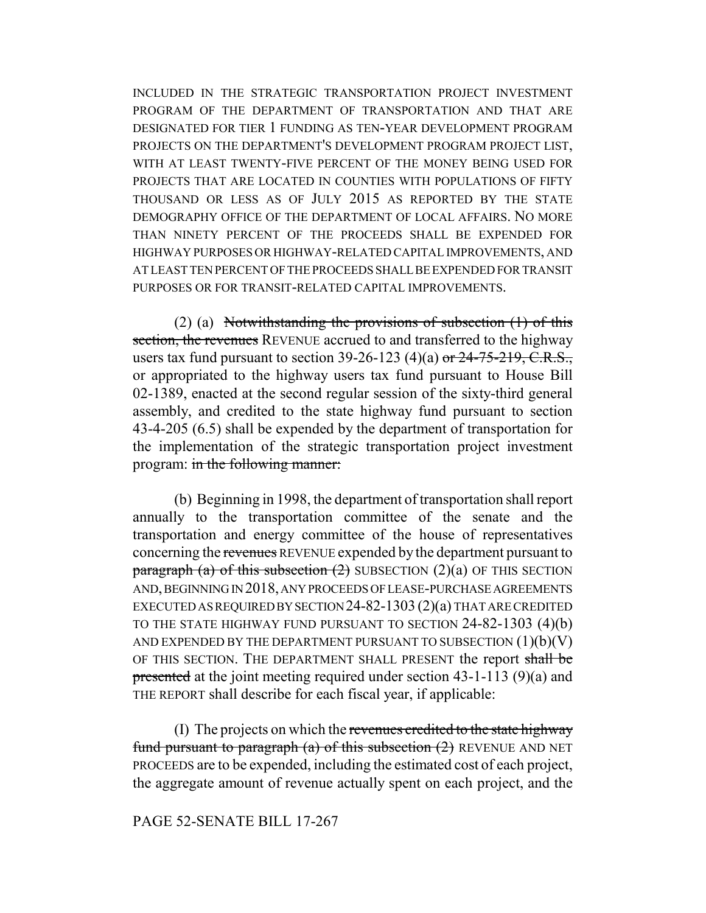INCLUDED IN THE STRATEGIC TRANSPORTATION PROJECT INVESTMENT PROGRAM OF THE DEPARTMENT OF TRANSPORTATION AND THAT ARE DESIGNATED FOR TIER 1 FUNDING AS TEN-YEAR DEVELOPMENT PROGRAM PROJECTS ON THE DEPARTMENT'S DEVELOPMENT PROGRAM PROJECT LIST, WITH AT LEAST TWENTY-FIVE PERCENT OF THE MONEY BEING USED FOR PROJECTS THAT ARE LOCATED IN COUNTIES WITH POPULATIONS OF FIFTY THOUSAND OR LESS AS OF JULY 2015 AS REPORTED BY THE STATE DEMOGRAPHY OFFICE OF THE DEPARTMENT OF LOCAL AFFAIRS. NO MORE THAN NINETY PERCENT OF THE PROCEEDS SHALL BE EXPENDED FOR HIGHWAY PURPOSES OR HIGHWAY-RELATED CAPITAL IMPROVEMENTS, AND AT LEAST TEN PERCENT OF THE PROCEEDS SHALL BE EXPENDED FOR TRANSIT PURPOSES OR FOR TRANSIT-RELATED CAPITAL IMPROVEMENTS.

(2) (a) ~~Notwithstanding the provisions of subsection (1) of this section, the revenues~~ REVENUE accrued to and transferred to the highway users tax fund pursuant to section 39-26-123 (4)(a) ~~or 24-75-219, C.R.S.,~~ or appropriated to the highway users tax fund pursuant to House Bill 02-1389, enacted at the second regular session of the sixty-third general assembly, and credited to the state highway fund pursuant to section 43-4-205 (6.5) shall be expended by the department of transportation for the implementation of the strategic transportation project investment program: ~~in the following manner:~~

(b) Beginning in 1998, the department of transportation shall report annually to the transportation committee of the senate and the transportation and energy committee of the house of representatives concerning the ~~revenues~~ REVENUE expended by the department pursuant to ~~paragraph (a) of this subsection (2)~~ SUBSECTION (2)(a) OF THIS SECTION AND, BEGINNING IN 2018, ANY PROCEEDS OF LEASE-PURCHASE AGREEMENTS EXECUTED AS REQUIRED BY SECTION 24-82-1303 (2)(a) THAT ARE CREDITED TO THE STATE HIGHWAY FUND PURSUANT TO SECTION 24-82-1303 (4)(b) AND EXPENDED BY THE DEPARTMENT PURSUANT TO SUBSECTION (1)(b)(V) OF THIS SECTION. THE DEPARTMENT SHALL PRESENT the report ~~shall be presented~~ at the joint meeting required under section 43-1-113 (9)(a) and THE REPORT shall describe for each fiscal year, if applicable:

(I) The projects on which the ~~revenues credited to the state highway fund pursuant to paragraph (a) of this subsection (2)~~ REVENUE AND NET PROCEEDS are to be expended, including the estimated cost of each project, the aggregate amount of revenue actually spent on each project, and the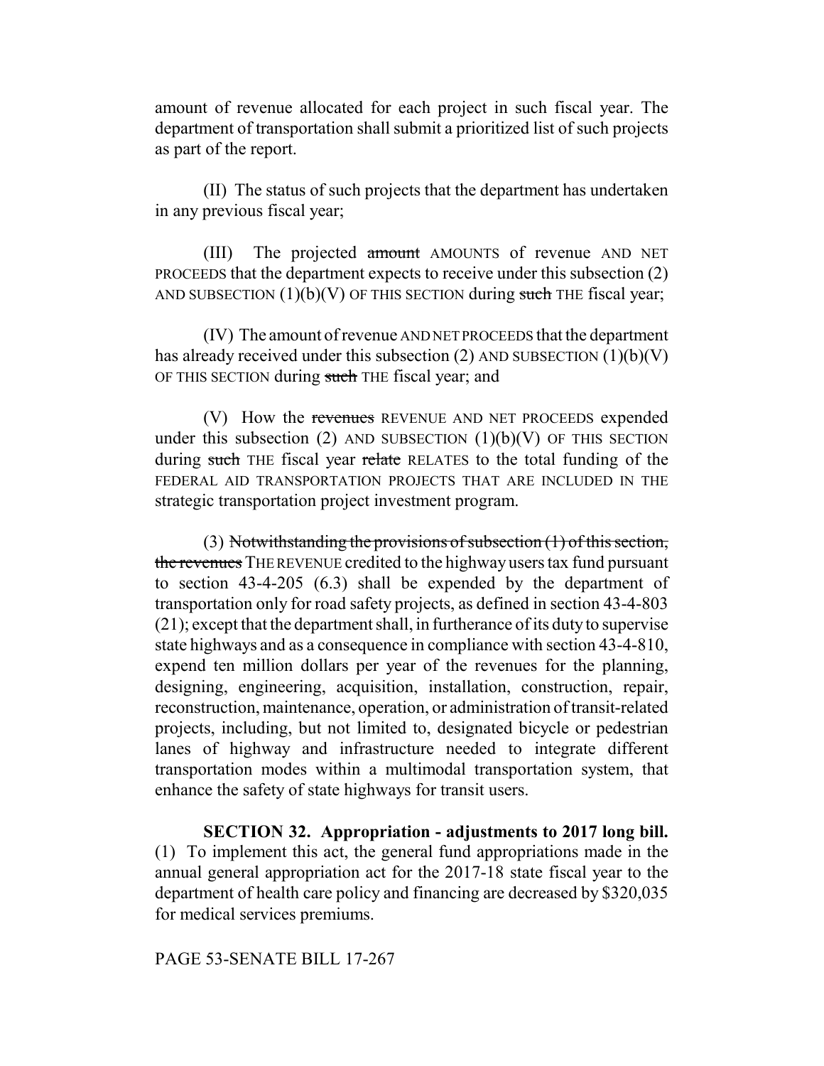amount of revenue allocated for each project in such fiscal year. The department of transportation shall submit a prioritized list of such projects as part of the report.

(II) The status of such projects that the department has undertaken in any previous fiscal year;

(III) The projected ~~amount~~ AMOUNTS of revenue AND NET PROCEEDS that the department expects to receive under this subsection (2) AND SUBSECTION (1)(b)(V) OF THIS SECTION during ~~such~~ THE fiscal year;

(IV) The amount of revenue AND NET PROCEEDS that the department has already received under this subsection (2) AND SUBSECTION (1)(b)(V) OF THIS SECTION during ~~such~~ THE fiscal year; and

(V) How the ~~revenues~~ REVENUE AND NET PROCEEDS expended under this subsection (2) AND SUBSECTION (1)(b)(V) OF THIS SECTION during ~~such~~ THE fiscal year ~~relate~~ RELATES to the total funding of the FEDERAL AID TRANSPORTATION PROJECTS THAT ARE INCLUDED IN THE strategic transportation project investment program.

(3) ~~Notwithstanding the provisions of subsection (1) of this section, the revenues~~ THE REVENUE credited to the highway users tax fund pursuant to section 43-4-205 (6.3) shall be expended by the department of transportation only for road safety projects, as defined in section 43-4-803 (21); except that the department shall, in furtherance of its duty to supervise state highways and as a consequence in compliance with section 43-4-810, expend ten million dollars per year of the revenues for the planning, designing, engineering, acquisition, installation, construction, repair, reconstruction, maintenance, operation, or administration of transit-related projects, including, but not limited to, designated bicycle or pedestrian lanes of highway and infrastructure needed to integrate different transportation modes within a multimodal transportation system, that enhance the safety of state highways for transit users.

**SECTION 32. Appropriation - adjustments to 2017 long bill.** (1) To implement this act, the general fund appropriations made in the annual general appropriation act for the 2017-18 state fiscal year to the department of health care policy and financing are decreased by $320,035 for medical services premiums.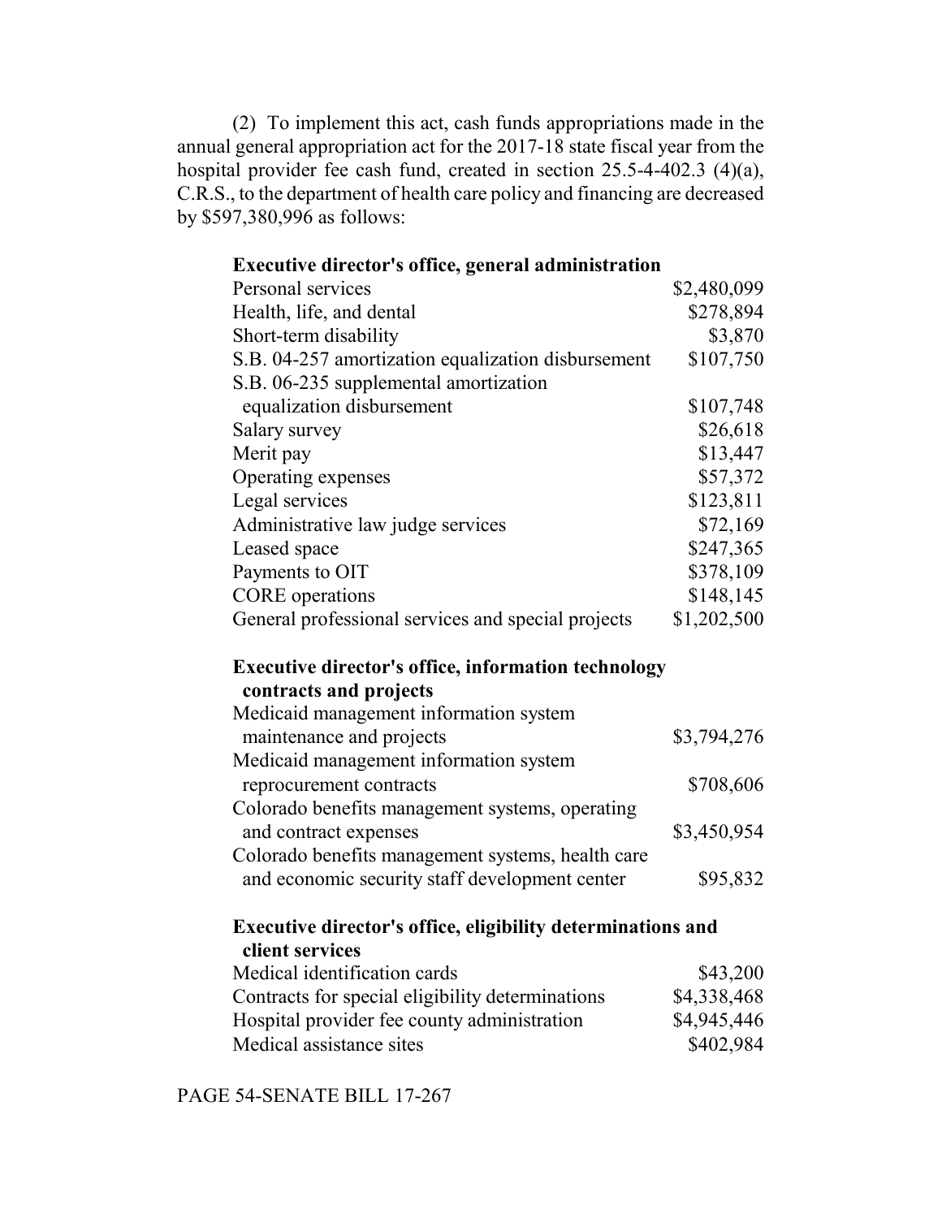(2) To implement this act, cash funds appropriations made in the annual general appropriation act for the 2017-18 state fiscal year from the hospital provider fee cash fund, created in section 25.5-4-402.3 (4)(a), C.R.S., to the department of health care policy and financing are decreased by $597,380,996 as follows:

**Executive director's office, general administration**

| | |
|---|---:|
| Personal services | $2,480,099 |
| Health, life, and dental | $278,894 |
| Short-term disability | $3,870 |
| S.B. 04-257 amortization equalization disbursement | $107,750 |
| S.B. 06-235 supplemental amortization equalization disbursement | $107,748 |
| Salary survey | $26,618 |
| Merit pay | $13,447 |
| Operating expenses | $57,372 |
| Legal services | $123,811 |
| Administrative law judge services | $72,169 |
| Leased space | $247,365 |
| Payments to OIT | $378,109 |
| CORE operations | $148,145 |
| General professional services and special projects | $1,202,500 |

**Executive director's office, information technology contracts and projects**

| | |
|---|---:|
| Medicaid management information system maintenance and projects | $3,794,276 |
| Medicaid management information system reprocurement contracts | $708,606 |
| Colorado benefits management systems, operating and contract expenses | $3,450,954 |
| Colorado benefits management systems, health care and economic security staff development center | $95,832 |

**Executive director's office, eligibility determinations and client services**

| | |
|---|---:|
| Medical identification cards | $43,200 |
| Contracts for special eligibility determinations | $4,338,468 |
| Hospital provider fee county administration | $4,945,446 |
| Medical assistance sites | $402,984 |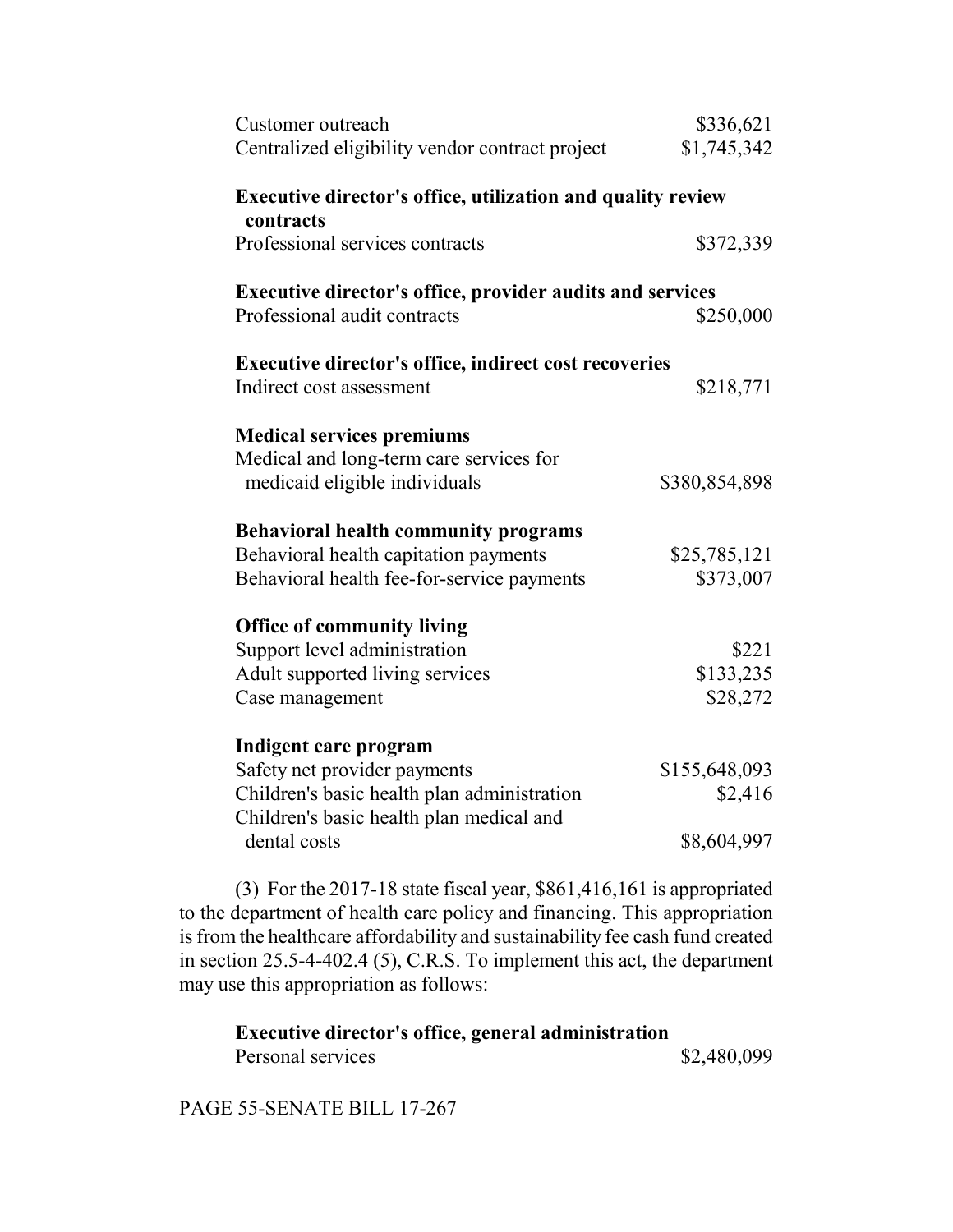| | |
|---|---|
| Customer outreach | $336,621 |
| Centralized eligibility vendor contract project | $1,745,342 |

**Executive director's office, utilization and quality review contracts**

| | |
|---|---|
| Professional services contracts | $372,339 |

**Executive director's office, provider audits and services**

| | |
|---|---|
| Professional audit contracts | $250,000 |

**Executive director's office, indirect cost recoveries**

| | |
|---|---|
| Indirect cost assessment | $218,771 |

**Medical services premiums**

| | |
|---|---|
| Medical and long-term care services for medicaid eligible individuals | $380,854,898 |

**Behavioral health community programs**

| | |
|---|---|
| Behavioral health capitation payments | $25,785,121 |
| Behavioral health fee-for-service payments | $373,007 |

**Office of community living**

| | |
|---|---|
| Support level administration | $221 |
| Adult supported living services | $133,235 |
| Case management | $28,272 |

**Indigent care program**

| | |
|---|---|
| Safety net provider payments | $155,648,093 |
| Children's basic health plan administration | $2,416 |
| Children's basic health plan medical and dental costs | $8,604,997 |

(3) For the 2017-18 state fiscal year, $861,416,161 is appropriated to the department of health care policy and financing. This appropriation is from the healthcare affordability and sustainability fee cash fund created in section 25.5-4-402.4 (5), C.R.S. To implement this act, the department may use this appropriation as follows:

**Executive director's office, general administration**

| | |
|---|---|
| Personal services | $2,480,099 |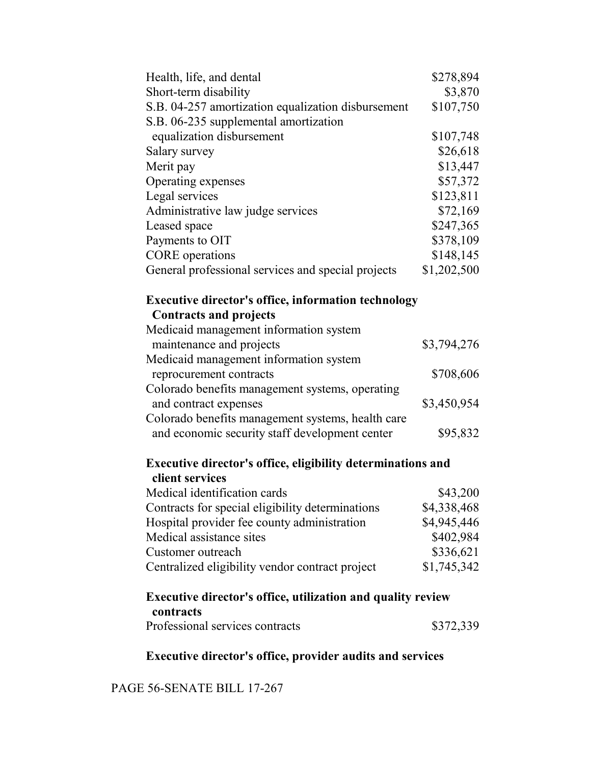| | |
|---|---|
| Health, life, and dental | $278,894 |
| Short-term disability | $3,870 |
| S.B. 04-257 amortization equalization disbursement | $107,750 |
| S.B. 06-235 supplemental amortization equalization disbursement | $107,748 |
| Salary survey | $26,618 |
| Merit pay | $13,447 |
| Operating expenses | $57,372 |
| Legal services | $123,811 |
| Administrative law judge services | $72,169 |
| Leased space | $247,365 |
| Payments to OIT | $378,109 |
| CORE operations | $148,145 |
| General professional services and special projects | $1,202,500 |

**Executive director's office, information technology Contracts and projects**

| | |
|---|---|
| Medicaid management information system maintenance and projects | $3,794,276 |
| Medicaid management information system reprocurement contracts | $708,606 |
| Colorado benefits management systems, operating and contract expenses | $3,450,954 |
| Colorado benefits management systems, health care and economic security staff development center | $95,832 |

**Executive director's office, eligibility determinations and client services**

| | |
|---|---|
| Medical identification cards | $43,200 |
| Contracts for special eligibility determinations | $4,338,468 |
| Hospital provider fee county administration | $4,945,446 |
| Medical assistance sites | $402,984 |
| Customer outreach | $336,621 |
| Centralized eligibility vendor contract project | $1,745,342 |

**Executive director's office, utilization and quality review contracts**

| | |
|---|---|
| Professional services contracts | $372,339 |

**Executive director's office, provider audits and services**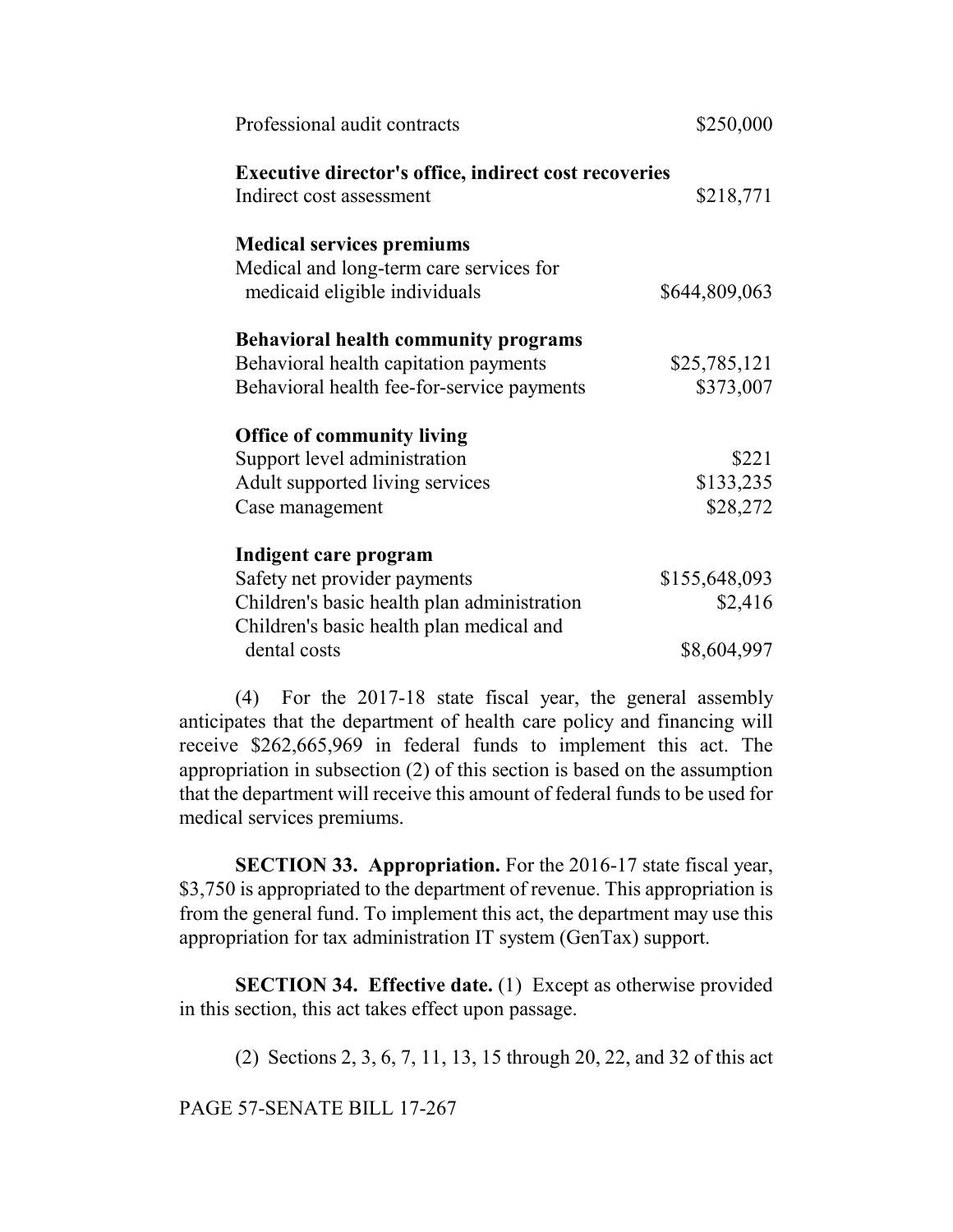| | |
|---|---|
| Professional audit contracts | $250,000 |
| **Executive director's office, indirect cost recoveries** | |
| Indirect cost assessment | $218,771 |
| **Medical services premiums** | |
| Medical and long-term care services for medicaid eligible individuals | $644,809,063 |
| **Behavioral health community programs** | |
| Behavioral health capitation payments | $25,785,121 |
| Behavioral health fee-for-service payments | $373,007 |
| **Office of community living** | |
| Support level administration | $221 |
| Adult supported living services | $133,235 |
| Case management | $28,272 |
| **Indigent care program** | |
| Safety net provider payments | $155,648,093 |
| Children's basic health plan administration | $2,416 |
| Children's basic health plan medical and dental costs | $8,604,997 |

(4) For the 2017-18 state fiscal year, the general assembly anticipates that the department of health care policy and financing will receive $262,665,969 in federal funds to implement this act. The appropriation in subsection (2) of this section is based on the assumption that the department will receive this amount of federal funds to be used for medical services premiums.

**SECTION 33. Appropriation.** For the 2016-17 state fiscal year, $3,750 is appropriated to the department of revenue. This appropriation is from the general fund. To implement this act, the department may use this appropriation for tax administration IT system (GenTax) support.

**SECTION 34. Effective date.** (1) Except as otherwise provided in this section, this act takes effect upon passage.

(2) Sections 2, 3, 6, 7, 11, 13, 15 through 20, 22, and 32 of this act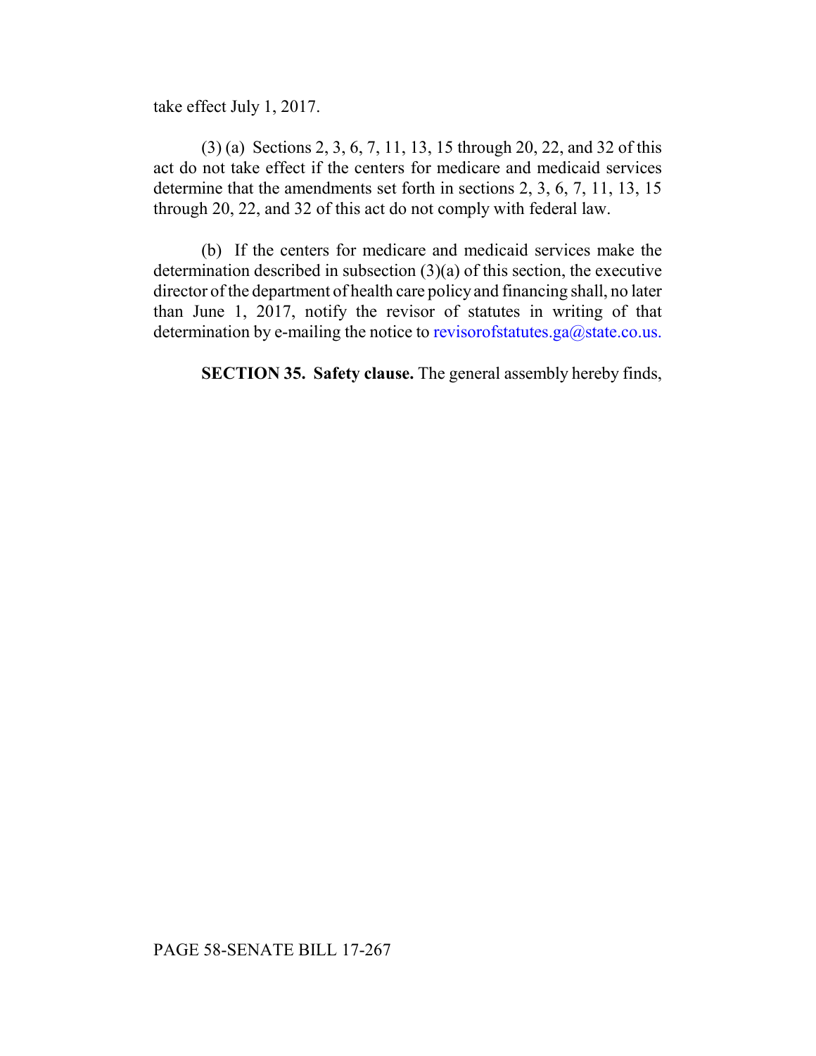take effect July 1, 2017.

(3) (a) Sections 2, 3, 6, 7, 11, 13, 15 through 20, 22, and 32 of this act do not take effect if the centers for medicare and medicaid services determine that the amendments set forth in sections 2, 3, 6, 7, 11, 13, 15 through 20, 22, and 32 of this act do not comply with federal law.

(b) If the centers for medicare and medicaid services make the determination described in subsection (3)(a) of this section, the executive director of the department of health care policy and financing shall, no later than June 1, 2017, notify the revisor of statutes in writing of that determination by e-mailing the notice to revisorofstatutes.ga@state.co.us.

**SECTION 35. Safety clause.** The general assembly hereby finds,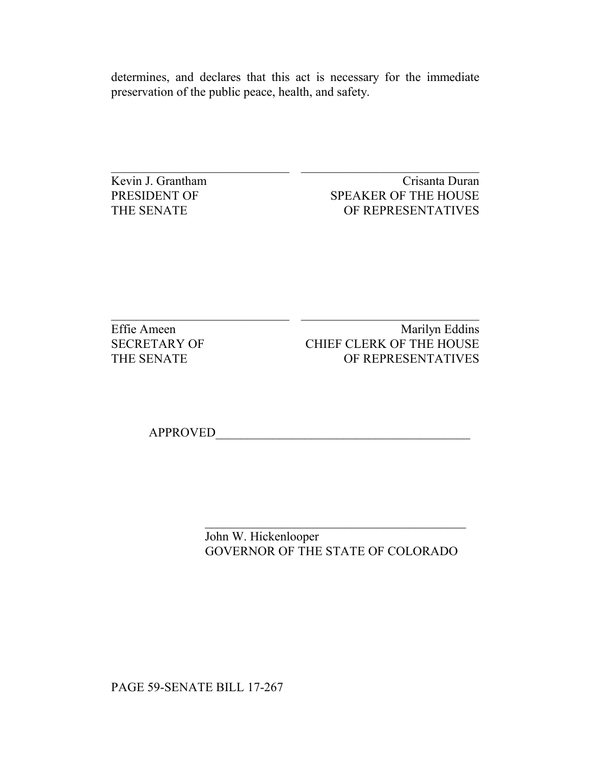determines, and declares that this act is necessary for the immediate preservation of the public peace, health, and safety.

____________________________  ____________________________
Kevin J. Grantham                Crisanta Duran
PRESIDENT OF                     SPEAKER OF THE HOUSE
THE SENATE                       OF REPRESENTATIVES

____________________________  ____________________________
Effie Ameen                      Marilyn Eddins
SECRETARY OF                     CHIEF CLERK OF THE HOUSE
THE SENATE                       OF REPRESENTATIVES

APPROVED________________________________________

________________________________________
John W. Hickenlooper
GOVERNOR OF THE STATE OF COLORADO

PAGE 59-SENATE BILL 17-267